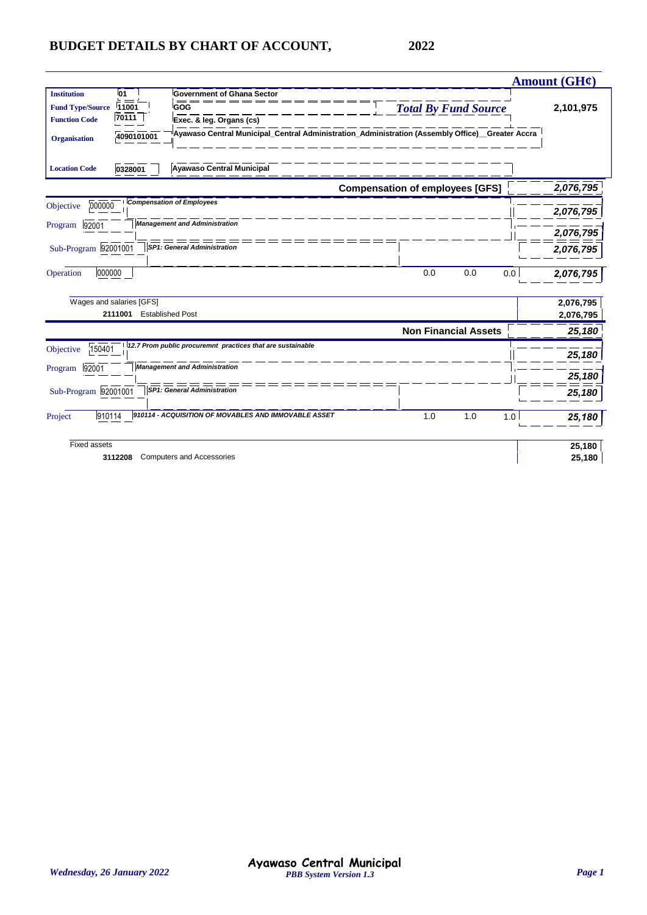# BUDGET DETAILS BY CHART OF ACCOUNT, 2022

**Amount (GH¢)**

| | | | |
|---|---|---|---|
| **Institution** | 01 | Government of Ghana Sector | |
| **Fund Type/Source** | 11001 | GOG | ***Total By Fund Source*** 2,101,975 |
| **Function Code** | 70111 | Exec. & leg. Organs (cs) | |
| **Organisation** | 4090101001 | Ayawaso Central Municipal_Central Administration_Administration (Assembly Office)__Greater Accra | |
| **Location Code** | 0328001 | Ayawaso Central Municipal | |

| | | | | | | |
|---|---|---|---|---|---|---|
| | | **Compensation of employees [GFS]** | | | | ***2,076,795*** |
| Objective | 000000 | *Compensation of Employees* | | | | ***2,076,795*** |
| Program | 92001 | *Management and Administration* | | | | ***2,076,795*** |
| Sub-Program | 92001001 | *SP1: General Administration* | | | | ***2,076,795*** |
| Operation | 000000 | | 0.0 | 0.0 | 0.0 | ***2,076,795*** |
| Wages and salaries [GFS] | | | | | | 2,076,795 |
| | 2111001 | Established Post | | | | 2,076,795 |
| | | **Non Financial Assets** | | | | ***25,180*** |
| Objective | 150401 | *12.7 Prom public procuremnt practices that are sustainable* | | | | ***25,180*** |
| Program | 92001 | *Management and Administration* | | | | ***25,180*** |
| Sub-Program | 92001001 | *SP1: General Administration* | | | | ***25,180*** |
| Project | 910114 | *910114 - ACQUISITION OF MOVABLES AND IMMOVABLE ASSET* | 1.0 | 1.0 | 1.0 | ***25,180*** |
| Fixed assets | | | | | | 25,180 |
| | 3112208 | Computers and Accessories | | | | 25,180 |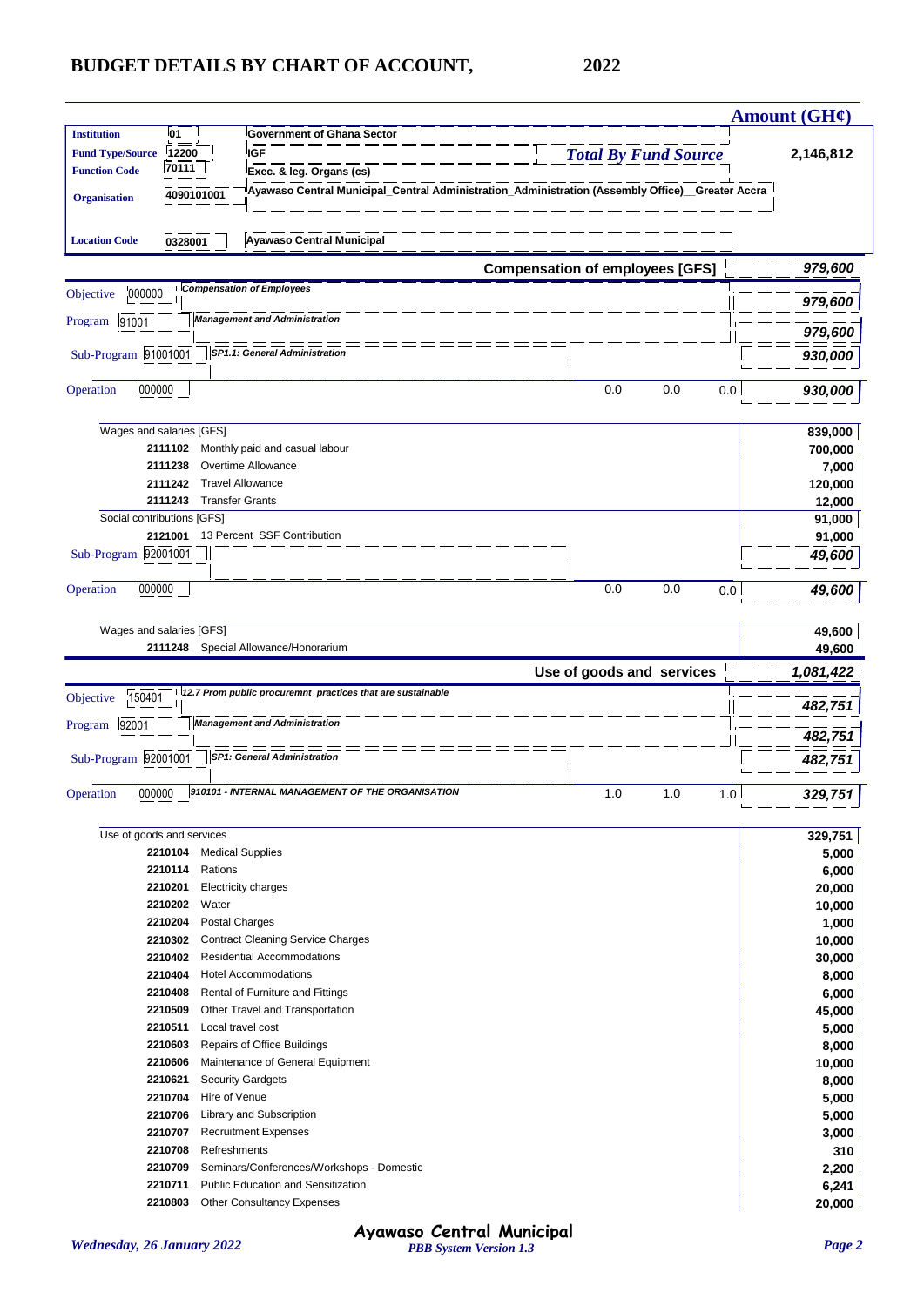## BUDGET DETAILS BY CHART OF ACCOUNT, 2022

| | | | Amount (GH¢) |
|---|---|---|---|
| **Institution** | 01 | Government of Ghana Sector | |
| **Fund Type/Source** | 12200 | IGF | ***Total By Fund Source*** 2,146,812 |
| **Function Code** | 70111 | Exec. & leg. Organs (cs) | |
| **Organisation** | 4090101001 | Ayawaso Central Municipal_Central Administration_Administration (Assembly Office)__Greater Accra | |
| **Location Code** | 0328001 | Ayawaso Central Municipal | |

| | | | | | | Amount (GH¢) |
|---|---|---|---|---|---|---|
| **Compensation of employees [GFS]** | | | | | | ***979,600*** |
| Objective 000000 | *Compensation of Employees* | | | | | ***979,600*** |
| Program 91001 | *Management and Administration* | | | | | ***979,600*** |
| Sub-Program 91001001 | *SP1.1: General Administration* | | | | | ***930,000*** |
| Operation 000000 | | | 0.0 | 0.0 | 0.0 | ***930,000*** |
| Wages and salaries [GFS] | | | | | | **839,000** |
| 2111102 | Monthly paid and casual labour | | | | | 700,000 |
| 2111238 | Overtime Allowance | | | | | 7,000 |
| 2111242 | Travel Allowance | | | | | 120,000 |
| 2111243 | Transfer Grants | | | | | 12,000 |
| Social contributions [GFS] | | | | | | **91,000** |
| 2121001 | 13 Percent SSF Contribution | | | | | 91,000 |
| Sub-Program 92001001 | | | | | | ***49,600*** |
| Operation 000000 | | | 0.0 | 0.0 | 0.0 | ***49,600*** |
| Wages and salaries [GFS] | | | | | | **49,600** |
| 2111248 | Special Allowance/Honorarium | | | | | 49,600 |
| **Use of goods and services** | | | | | | ***1,081,422*** |
| Objective 150401 | *12.7 Prom public procuremnt practices that are sustainable* | | | | | ***482,751*** |
| Program 92001 | *Management and Administration* | | | | | ***482,751*** |
| Sub-Program 92001001 | *SP1: General Administration* | | | | | ***482,751*** |
| Operation 000000 | *910101 - INTERNAL MANAGEMENT OF THE ORGANISATION* | | 1.0 | 1.0 | 1.0 | ***329,751*** |
| Use of goods and services | | | | | | **329,751** |
| 2210104 | Medical Supplies | | | | | 5,000 |
| 2210114 | Rations | | | | | 6,000 |
| 2210201 | Electricity charges | | | | | 20,000 |
| 2210202 | Water | | | | | 10,000 |
| 2210204 | Postal Charges | | | | | 1,000 |
| 2210302 | Contract Cleaning Service Charges | | | | | 10,000 |
| 2210402 | Residential Accommodations | | | | | 30,000 |
| 2210404 | Hotel Accommodations | | | | | 8,000 |
| 2210408 | Rental of Furniture and Fittings | | | | | 6,000 |
| 2210509 | Other Travel and Transportation | | | | | 45,000 |
| 2210511 | Local travel cost | | | | | 5,000 |
| 2210603 | Repairs of Office Buildings | | | | | 8,000 |
| 2210606 | Maintenance of General Equipment | | | | | 10,000 |
| 2210621 | Security Gardgets | | | | | 8,000 |
| 2210704 | Hire of Venue | | | | | 5,000 |
| 2210706 | Library and Subscription | | | | | 5,000 |
| 2210707 | Recruitment Expenses | | | | | 3,000 |
| 2210708 | Refreshments | | | | | 310 |
| 2210709 | Seminars/Conferences/Workshops - Domestic | | | | | 2,200 |
| 2210711 | Public Education and Sensitization | | | | | 6,241 |
| 2210803 | Other Consultancy Expenses | | | | | 20,000 |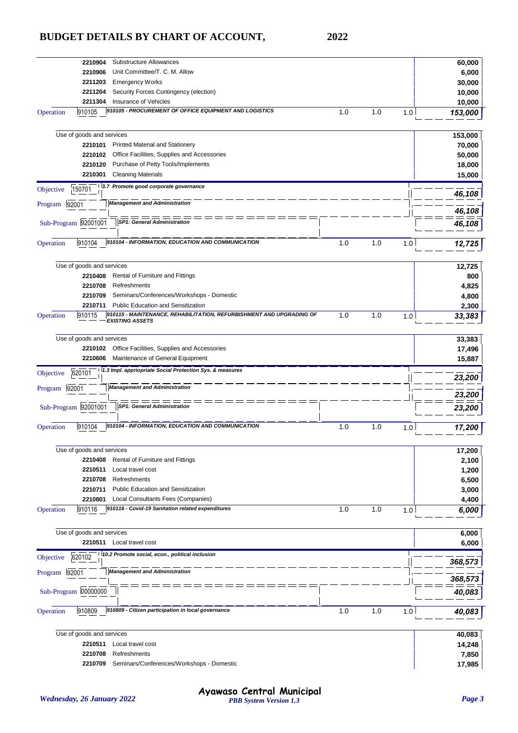| Code | Description | | | | Amount |
|---|---|---|---|---|---|
| 2210904 | Substructure Allowances | | | | 60,000 |
| 2210906 | Unit Committee/T. C. M. Allow | | | | 6,000 |
| 2211203 | Emergency Works | | | | 30,000 |
| 2211204 | Security Forces Contingency (election) | | | | 10,000 |
| 2211304 | Insurance of Vehicles | | | | 10,000 |
| Operation 910105 | *910105 - PROCUREMENT OF OFFICE EQUIPMENT AND LOGISTICS* | 1.0 | 1.0 | 1.0 | *153,000* |
| | Use of goods and services | | | | 153,000 |
| 2210101 | Printed Material and Stationery | | | | 70,000 |
| 2210102 | Office Facilities, Supplies and Accessories | | | | 50,000 |
| 2210120 | Purchase of Petty Tools/Implements | | | | 18,000 |
| 2210301 | Cleaning Materials | | | | 15,000 |
| Objective 150701 | *3.7 Promote good corporate governance* | | | | *46,108* |
| Program 92001 | *Management and Administration* | | | | *46,108* |
| Sub-Program 92001001 | *SP1: General Administration* | | | | *46,108* |
| Operation 910104 | *910104 - INFORMATION, EDUCATION AND COMMUNICATION* | 1.0 | 1.0 | 1.0 | *12,725* |
| | Use of goods and services | | | | 12,725 |
| 2210408 | Rental of Furniture and Fittings | | | | 800 |
| 2210708 | Refreshments | | | | 4,825 |
| 2210709 | Seminars/Conferences/Workshops - Domestic | | | | 4,800 |
| 2210711 | Public Education and Sensitization | | | | 2,300 |
| Operation 910115 | *910115 - MAINTENANCE, REHABILITATION, REFURBISHMENT AND UPGRADING OF EXISTING ASSETS* | 1.0 | 1.0 | 1.0 | *33,383* |
| | Use of goods and services | | | | 33,383 |
| 2210102 | Office Facilities, Supplies and Accessories | | | | 17,496 |
| 2210606 | Maintenance of General Equipment | | | | 15,887 |
| Objective 620101 | *1.3 Impl. appriopriate Social Protection Sys. & measures* | | | | *23,200* |
| Program 92001 | *Management and Administration* | | | | *23,200* |
| Sub-Program 92001001 | *SP1: General Administration* | | | | *23,200* |
| Operation 910104 | *910104 - INFORMATION, EDUCATION AND COMMUNICATION* | 1.0 | 1.0 | 1.0 | *17,200* |
| | Use of goods and services | | | | 17,200 |
| 2210408 | Rental of Furniture and Fittings | | | | 2,100 |
| 2210511 | Local travel cost | | | | 1,200 |
| 2210708 | Refreshments | | | | 6,500 |
| 2210711 | Public Education and Sensitization | | | | 3,000 |
| 2210801 | Local Consultants Fees (Companies) | | | | 4,400 |
| Operation 910116 | *910116 - Covid-19 Sanitation related expenditures* | 1.0 | 1.0 | 1.0 | *6,000* |
| | Use of goods and services | | | | 6,000 |
| 2210511 | Local travel cost | | | | 6,000 |
| Objective 620102 | *10.2 Promote social, econ., political inclusion* | | | | *368,573* |
| Program 92001 | *Management and Administration* | | | | *368,573* |
| Sub-Program 00000000 | | | | | *40,083* |
| Operation 910809 | *910809 - Citizen participation in local governance* | 1.0 | 1.0 | 1.0 | *40,083* |
| | Use of goods and services | | | | 40,083 |
| 2210511 | Local travel cost | | | | 14,248 |
| 2210708 | Refreshments | | | | 7,850 |
| 2210709 | Seminars/Conferences/Workshops - Domestic | | | | 17,985 |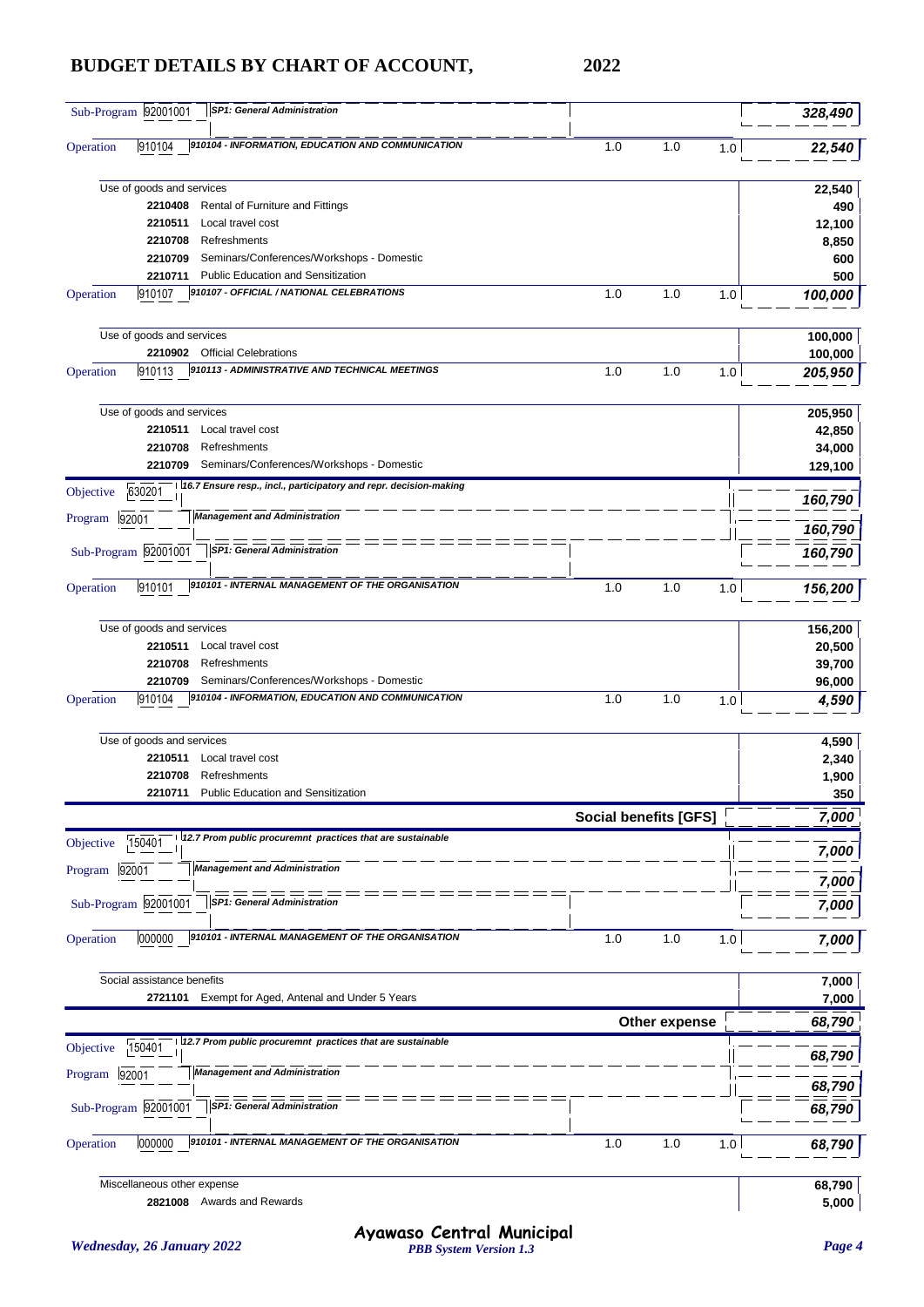# BUDGET DETAILS BY CHART OF ACCOUNT, 2022

| Level | Code | Description | | | | Amount |
|---|---|---|---|---|---|---|
| Sub-Program | 92001001 | SP1: General Administration | | | | 328,490 |
| Operation | 910104 | 910104 - INFORMATION, EDUCATION AND COMMUNICATION | 1.0 | 1.0 | 1.0 | 22,540 |
| | | Use of goods and services | | | | 22,540 |
| | 2210408 | Rental of Furniture and Fittings | | | | 490 |
| | 2210511 | Local travel cost | | | | 12,100 |
| | 2210708 | Refreshments | | | | 8,850 |
| | 2210709 | Seminars/Conferences/Workshops - Domestic | | | | 600 |
| | 2210711 | Public Education and Sensitization | | | | 500 |
| Operation | 910107 | 910107 - OFFICIAL / NATIONAL CELEBRATIONS | 1.0 | 1.0 | 1.0 | 100,000 |
| | | Use of goods and services | | | | 100,000 |
| | 2210902 | Official Celebrations | | | | 100,000 |
| Operation | 910113 | 910113 - ADMINISTRATIVE AND TECHNICAL MEETINGS | 1.0 | 1.0 | 1.0 | 205,950 |
| | | Use of goods and services | | | | 205,950 |
| | 2210511 | Local travel cost | | | | 42,850 |
| | 2210708 | Refreshments | | | | 34,000 |
| | 2210709 | Seminars/Conferences/Workshops - Domestic | | | | 129,100 |
| Objective | 630201 | 16.7 Ensure resp., incl., participatory and repr. decision-making | | | | 160,790 |
| Program | 92001 | Management and Administration | | | | 160,790 |
| Sub-Program | 92001001 | SP1: General Administration | | | | 160,790 |
| Operation | 910101 | 910101 - INTERNAL MANAGEMENT OF THE ORGANISATION | 1.0 | 1.0 | 1.0 | 156,200 |
| | | Use of goods and services | | | | 156,200 |
| | 2210511 | Local travel cost | | | | 20,500 |
| | 2210708 | Refreshments | | | | 39,700 |
| | 2210709 | Seminars/Conferences/Workshops - Domestic | | | | 96,000 |
| Operation | 910104 | 910104 - INFORMATION, EDUCATION AND COMMUNICATION | 1.0 | 1.0 | 1.0 | 4,590 |
| | | Use of goods and services | | | | 4,590 |
| | 2210511 | Local travel cost | | | | 2,340 |
| | 2210708 | Refreshments | | | | 1,900 |
| | 2210711 | Public Education and Sensitization | | | | 350 |
| | | **Social benefits [GFS]** | | | | 7,000 |
| Objective | 150401 | 12.7 Prom public procuremnt practices that are sustainable | | | | 7,000 |
| Program | 92001 | Management and Administration | | | | 7,000 |
| Sub-Program | 92001001 | SP1: General Administration | | | | 7,000 |
| Operation | 000000 | 910101 - INTERNAL MANAGEMENT OF THE ORGANISATION | 1.0 | 1.0 | 1.0 | 7,000 |
| | | Social assistance benefits | | | | 7,000 |
| | 2721101 | Exempt for Aged, Antenal and Under 5 Years | | | | 7,000 |
| | | **Other expense** | | | | 68,790 |
| Objective | 150401 | 12.7 Prom public procuremnt practices that are sustainable | | | | 68,790 |
| Program | 92001 | Management and Administration | | | | 68,790 |
| Sub-Program | 92001001 | SP1: General Administration | | | | 68,790 |
| Operation | 000000 | 910101 - INTERNAL MANAGEMENT OF THE ORGANISATION | 1.0 | 1.0 | 1.0 | 68,790 |
| | | Miscellaneous other expense | | | | 68,790 |
| | 2821008 | Awards and Rewards | | | | 5,000 |

Ayawaso Central Municipal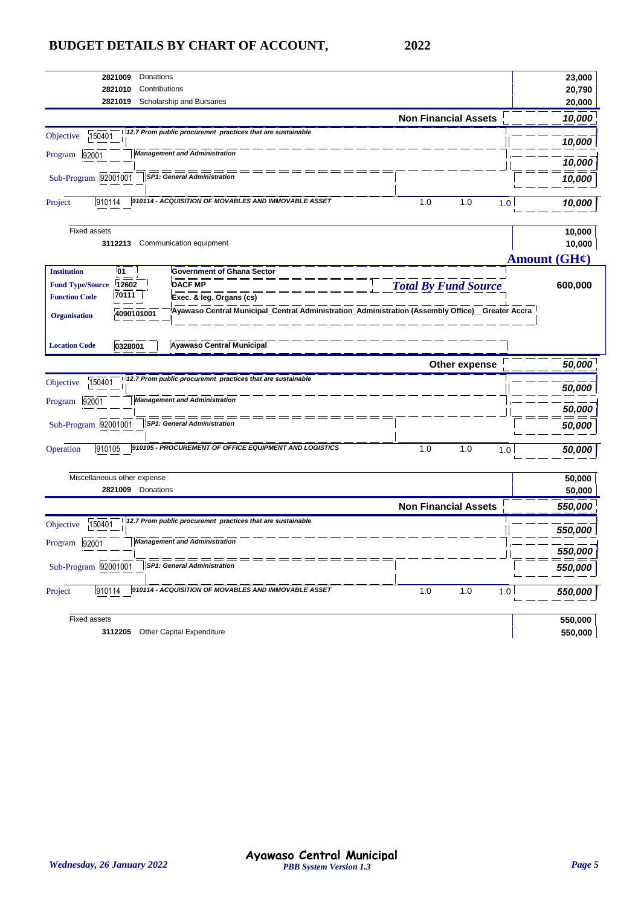## BUDGET DETAILS BY CHART OF ACCOUNT, 2022

| Code | Description | | | | Amount |
|---|---|---|---|---|---|
| 2821009 | Donations | | | | 23,000 |
| 2821010 | Contributions | | | | 20,790 |
| 2821019 | Scholarship and Bursaries | | | | 20,000 |
| | **Non Financial Assets** | | | | ***10,000*** |
| Objective 150401 | *12.7 Prom public procuremnt practices that are sustainable* | | | | ***10,000*** |
| Program 92001 | *Management and Administration* | | | | ***10,000*** |
| Sub-Program 92001001 | *SP1: General Administration* | | | | ***10,000*** |
| Project 910114 | *910114 - ACQUISITION OF MOVABLES AND IMMOVABLE ASSET* | 1.0 | 1.0 | 1.0 | ***10,000*** |
| Fixed assets | | | | | 10,000 |
| 3112213 | Communication equipment | | | | 10,000 |

**Amount (GH¢)**

| | | | |
|---|---|---|---|
| **Institution** | 01 | Government of Ghana Sector | |
| **Fund Type/Source** | 12602 | DACF MP | ***Total By Fund Source*** 600,000 |
| **Function Code** | 70111 | Exec. & leg. Organs (cs) | |
| **Organisation** | 4090101001 | Ayawaso Central Municipal_Central Administration_Administration (Assembly Office)__Greater Accra | |
| **Location Code** | 0328001 | Ayawaso Central Municipal | |

| Code | Description | | | | Amount |
|---|---|---|---|---|---|
| | **Other expense** | | | | ***50,000*** |
| Objective 150401 | *12.7 Prom public procuremnt practices that are sustainable* | | | | ***50,000*** |
| Program 92001 | *Management and Administration* | | | | ***50,000*** |
| Sub-Program 92001001 | *SP1: General Administration* | | | | ***50,000*** |
| Operation 910105 | *910105 - PROCUREMENT OF OFFICE EQUIPMENT AND LOGISTICS* | 1.0 | 1.0 | 1.0 | ***50,000*** |
| Miscellaneous other expense | | | | | 50,000 |
| 2821009 | Donations | | | | 50,000 |
| | **Non Financial Assets** | | | | ***550,000*** |
| Objective 150401 | *12.7 Prom public procuremnt practices that are sustainable* | | | | ***550,000*** |
| Program 92001 | *Management and Administration* | | | | ***550,000*** |
| Sub-Program 92001001 | *SP1: General Administration* | | | | ***550,000*** |
| Project 910114 | *910114 - ACQUISITION OF MOVABLES AND IMMOVABLE ASSET* | 1.0 | 1.0 | 1.0 | ***550,000*** |
| Fixed assets | | | | | 550,000 |
| 3112205 | Other Capital Expenditure | | | | 550,000 |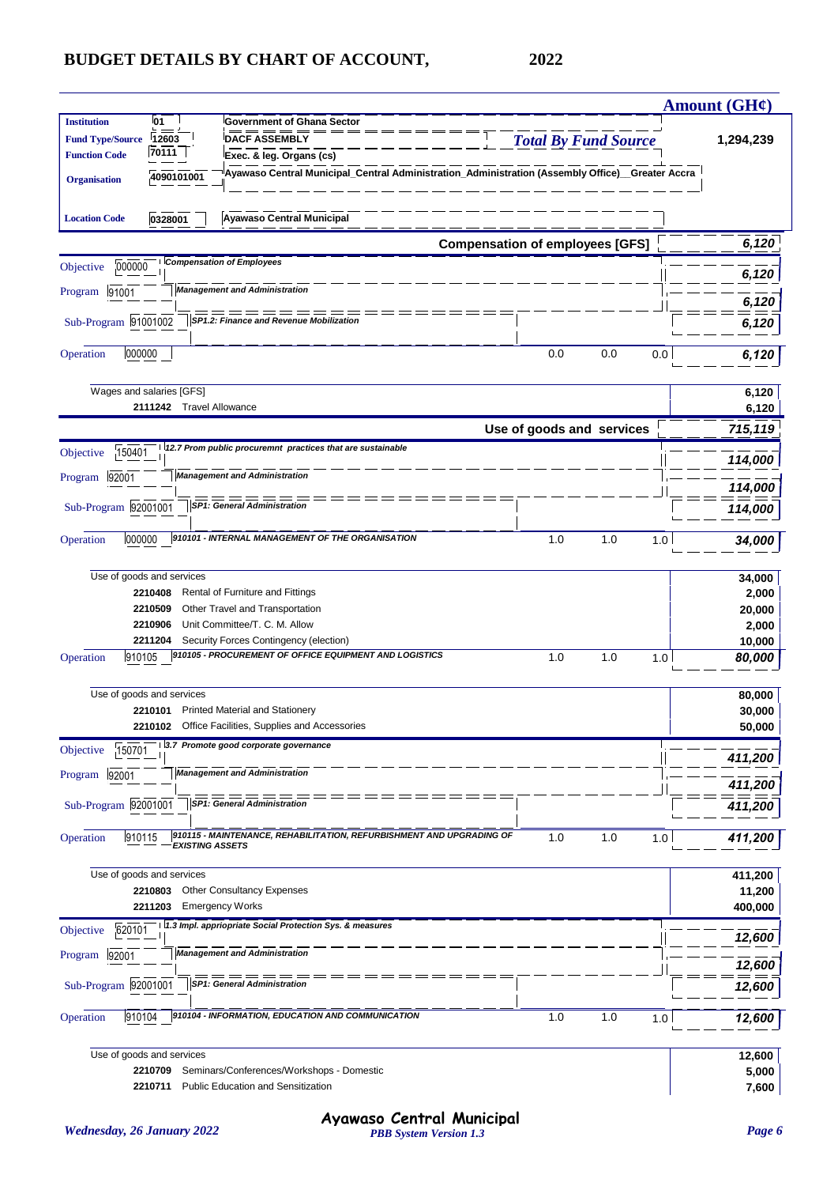# BUDGET DETAILS BY CHART OF ACCOUNT, 2022

**Amount (GH¢)**

| | | | |
|---|---|---|---|
| **Institution** | 01 | Government of Ghana Sector | |
| **Fund Type/Source** | 12603 | DACF ASSEMBLY | *Total By Fund Source* 1,294,239 |
| **Function Code** | 70111 | Exec. & leg. Organs (cs) | |
| **Organisation** | 4090101001 | Ayawaso Central Municipal_Central Administration_Administration (Assembly Office)__Greater Accra | |
| **Location Code** | 0328001 | Ayawaso Central Municipal | |

| | | | | | Amount (GH¢) |
|---|---|---|---|---|---|
| | **Compensation of employees [GFS]** | | | | ***6,120*** |
| Objective 000000 | *Compensation of Employees* | | | | *6,120* |
| Program 91001 | *Management and Administration* | | | | *6,120* |
| Sub-Program 91001002 | *SP1.2: Finance and Revenue Mobilization* | | | | *6,120* |
| Operation 000000 | | 0.0 | 0.0 | 0.0 | ***6,120*** |
| Wages and salaries [GFS] | | | | | **6,120** |
| 2111242 | Travel Allowance | | | | 6,120 |
| | **Use of goods and services** | | | | ***715,119*** |
| Objective 150401 | *12.7 Prom public procuremnt practices that are sustainable* | | | | *114,000* |
| Program 92001 | *Management and Administration* | | | | *114,000* |
| Sub-Program 92001001 | *SP1: General Administration* | | | | *114,000* |
| Operation 000000 | *910101 - INTERNAL MANAGEMENT OF THE ORGANISATION* | 1.0 | 1.0 | 1.0 | ***34,000*** |
| Use of goods and services | | | | | **34,000** |
| 2210408 | Rental of Furniture and Fittings | | | | 2,000 |
| 2210509 | Other Travel and Transportation | | | | 20,000 |
| 2210906 | Unit Committee/T. C. M. Allow | | | | 2,000 |
| 2211204 | Security Forces Contingency (election) | | | | 10,000 |
| Operation 910105 | *910105 - PROCUREMENT OF OFFICE EQUIPMENT AND LOGISTICS* | 1.0 | 1.0 | 1.0 | ***80,000*** |
| Use of goods and services | | | | | **80,000** |
| 2210101 | Printed Material and Stationery | | | | 30,000 |
| 2210102 | Office Facilities, Supplies and Accessories | | | | 50,000 |
| Objective 150701 | *3.7 Promote good corporate governance* | | | | *411,200* |
| Program 92001 | *Management and Administration* | | | | *411,200* |
| Sub-Program 92001001 | *SP1: General Administration* | | | | *411,200* |
| Operation 910115 | *910115 - MAINTENANCE, REHABILITATION, REFURBISHMENT AND UPGRADING OF EXISTING ASSETS* | 1.0 | 1.0 | 1.0 | ***411,200*** |
| Use of goods and services | | | | | **411,200** |
| 2210803 | Other Consultancy Expenses | | | | 11,200 |
| 2211203 | Emergency Works | | | | 400,000 |
| Objective 620101 | *1.3 Impl. appriopriate Social Protection Sys. & measures* | | | | *12,600* |
| Program 92001 | *Management and Administration* | | | | *12,600* |
| Sub-Program 92001001 | *SP1: General Administration* | | | | *12,600* |
| Operation 910104 | *910104 - INFORMATION, EDUCATION AND COMMUNICATION* | 1.0 | 1.0 | 1.0 | ***12,600*** |
| Use of goods and services | | | | | **12,600** |
| 2210709 | Seminars/Conferences/Workshops - Domestic | | | | 5,000 |
| 2210711 | Public Education and Sensitization | | | | 7,600 |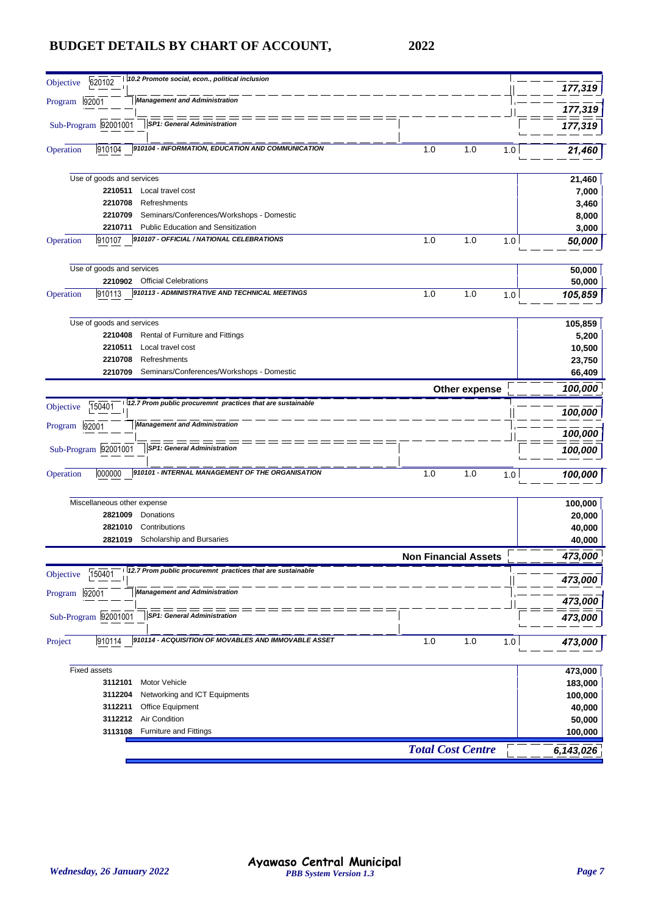# BUDGET DETAILS BY CHART OF ACCOUNT, 2022

| | | | | | |
|---|---|---|---|---|---|
| Objective 620102 | 10.2 Promote social, econ., political inclusion | | | | 177,319 |
| Program 92001 | Management and Administration | | | | 177,319 |
| Sub-Program 92001001 | SP1: General Administration | | | | 177,319 |
| Operation 910104 | 910104 - INFORMATION, EDUCATION AND COMMUNICATION | 1.0 | 1.0 | 1.0 | 21,460 |
| Use of goods and services | | | | | 21,460 |
| 2210511 | Local travel cost | | | | 7,000 |
| 2210708 | Refreshments | | | | 3,460 |
| 2210709 | Seminars/Conferences/Workshops - Domestic | | | | 8,000 |
| 2210711 | Public Education and Sensitization | | | | 3,000 |
| Operation 910107 | 910107 - OFFICIAL / NATIONAL CELEBRATIONS | 1.0 | 1.0 | 1.0 | 50,000 |
| Use of goods and services | | | | | 50,000 |
| 2210902 | Official Celebrations | | | | 50,000 |
| Operation 910113 | 910113 - ADMINISTRATIVE AND TECHNICAL MEETINGS | 1.0 | 1.0 | 1.0 | 105,859 |
| Use of goods and services | | | | | 105,859 |
| 2210408 | Rental of Furniture and Fittings | | | | 5,200 |
| 2210511 | Local travel cost | | | | 10,500 |
| 2210708 | Refreshments | | | | 23,750 |
| 2210709 | Seminars/Conferences/Workshops - Domestic | | | | 66,409 |
| | | | **Other expense** | | **100,000** |
| Objective 150401 | 12.7 Prom public procuremnt practices that are sustainable | | | | 100,000 |
| Program 92001 | Management and Administration | | | | 100,000 |
| Sub-Program 92001001 | SP1: General Administration | | | | 100,000 |
| Operation 000000 | 910101 - INTERNAL MANAGEMENT OF THE ORGANISATION | 1.0 | 1.0 | 1.0 | 100,000 |
| Miscellaneous other expense | | | | | 100,000 |
| 2821009 | Donations | | | | 20,000 |
| 2821010 | Contributions | | | | 40,000 |
| 2821019 | Scholarship and Bursaries | | | | 40,000 |
| | | | **Non Financial Assets** | | **473,000** |
| Objective 150401 | 12.7 Prom public procuremnt practices that are sustainable | | | | 473,000 |
| Program 92001 | Management and Administration | | | | 473,000 |
| Sub-Program 92001001 | SP1: General Administration | | | | 473,000 |
| Project 910114 | 910114 - ACQUISITION OF MOVABLES AND IMMOVABLE ASSET | 1.0 | 1.0 | 1.0 | 473,000 |
| Fixed assets | | | | | 473,000 |
| 3112101 | Motor Vehicle | | | | 183,000 |
| 3112204 | Networking and ICT Equipments | | | | 100,000 |
| 3112211 | Office Equipment | | | | 40,000 |
| 3112212 | Air Condition | | | | 50,000 |
| 3113108 | Furniture and Fittings | | | | 100,000 |
| | | | ***Total Cost Centre*** | | ***6,143,026*** |

Wednesday, 26 January 2022 — Ayawaso Central Municipal — PBB System Version 1.3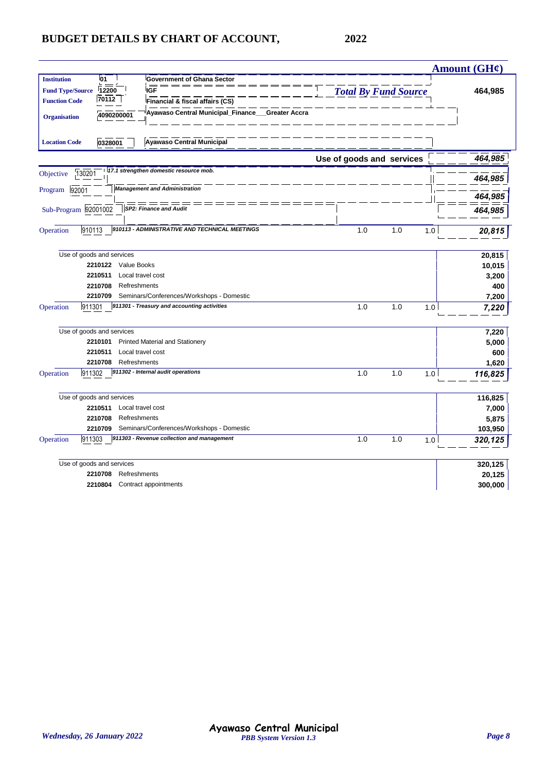# BUDGET DETAILS BY CHART OF ACCOUNT, 2022

**Amount (GH¢)**

| | | | |
|---|---|---|---|
| **Institution** | 01 | Government of Ghana Sector | |
| **Fund Type/Source** | 12200 | IGF | *Total By Fund Source* 464,985 |
| **Function Code** | 70112 | Financial & fiscal affairs (CS) | |
| **Organisation** | 4090200001 | Ayawaso Central Municipal_Finance___Greater Accra | |
| **Location Code** | 0328001 | Ayawaso Central Municipal | |

| | | | | | Amount (GH¢) |
|---|---|---|---|---|---|
| **Use of goods and services** | | | | | ***464,985*** |
| Objective 130201 - *17.1 strengthen domestic resource mob.* | | | | | ***464,985*** |
| Program 92001 - *Management and Administration* | | | | | ***464,985*** |
| Sub-Program 92001002 - *SP2: Finance and Audit* | | | | | ***464,985*** |
| Operation 910113 - *910113 - ADMINISTRATIVE AND TECHNICAL MEETINGS* | 1.0 | 1.0 | 1.0 | | ***20,815*** |
| Use of goods and services | | | | | **20,815** |
| **2210122** Value Books | | | | | **10,015** |
| **2210511** Local travel cost | | | | | **3,200** |
| **2210708** Refreshments | | | | | **400** |
| **2210709** Seminars/Conferences/Workshops - Domestic | | | | | **7,200** |
| Operation 911301 - *911301 - Treasury and accounting activities* | 1.0 | 1.0 | 1.0 | | ***7,220*** |
| Use of goods and services | | | | | **7,220** |
| **2210101** Printed Material and Stationery | | | | | **5,000** |
| **2210511** Local travel cost | | | | | **600** |
| **2210708** Refreshments | | | | | **1,620** |
| Operation 911302 - *911302 - Internal audit operations* | 1.0 | 1.0 | 1.0 | | ***116,825*** |
| Use of goods and services | | | | | **116,825** |
| **2210511** Local travel cost | | | | | **7,000** |
| **2210708** Refreshments | | | | | **5,875** |
| **2210709** Seminars/Conferences/Workshops - Domestic | | | | | **103,950** |
| Operation 911303 - *911303 - Revenue collection and management* | 1.0 | 1.0 | 1.0 | | ***320,125*** |
| Use of goods and services | | | | | **320,125** |
| **2210708** Refreshments | | | | | **20,125** |
| **2210804** Contract appointments | | | | | **300,000** |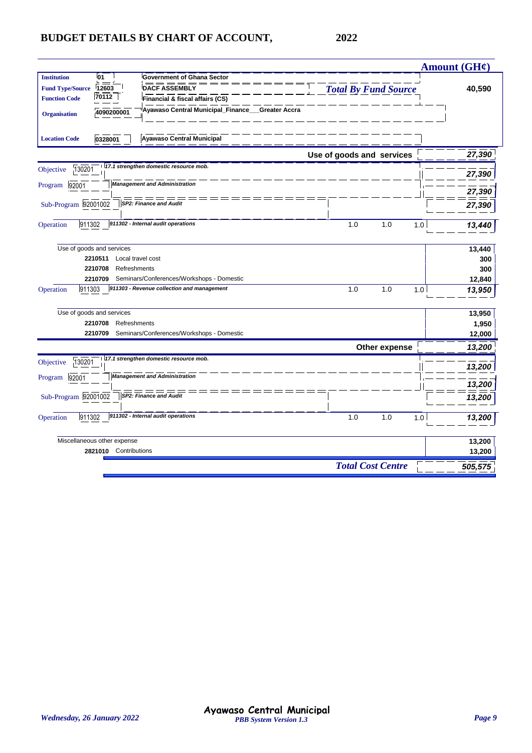# BUDGET DETAILS BY CHART OF ACCOUNT, 2022

| | | | | | | Amount (GH¢) |
|---|---|---|---|---|---|---|
| **Institution** | 01 | Government of Ghana Sector | | | | |
| **Fund Type/Source** | 12603 | DACF ASSEMBLY | *Total By Fund Source* | | | 40,590 |
| **Function Code** | 70112 | Financial & fiscal affairs (CS) | | | | |
| **Organisation** | 4090200001 | Ayawaso Central Municipal_Finance__Greater Accra | | | | |
| **Location Code** | 0328001 | Ayawaso Central Municipal | | | | |
| | | | **Use of goods and services** | | | ***27,390*** |
| Objective | 130201 | *17.1 strengthen domestic resource mob.* | | | | ***27,390*** |
| Program | 92001 | *Management and Administration* | | | | ***27,390*** |
| Sub-Program | 92001002 | *SP2: Finance and Audit* | | | | ***27,390*** |
| Operation | 911302 | *911302 - Internal audit operations* | 1.0 | 1.0 | 1.0 | ***13,440*** |
| Use of goods and services | | | | | | **13,440** |
| | 2210511 | Local travel cost | | | | 300 |
| | 2210708 | Refreshments | | | | 300 |
| | 2210709 | Seminars/Conferences/Workshops - Domestic | | | | 12,840 |
| Operation | 911303 | *911303 - Revenue collection and management* | 1.0 | 1.0 | 1.0 | ***13,950*** |
| Use of goods and services | | | | | | **13,950** |
| | 2210708 | Refreshments | | | | 1,950 |
| | 2210709 | Seminars/Conferences/Workshops - Domestic | | | | 12,000 |
| | | | **Other expense** | | | ***13,200*** |
| Objective | 130201 | *17.1 strengthen domestic resource mob.* | | | | ***13,200*** |
| Program | 92001 | *Management and Administration* | | | | ***13,200*** |
| Sub-Program | 92001002 | *SP2: Finance and Audit* | | | | ***13,200*** |
| Operation | 911302 | *911302 - Internal audit operations* | 1.0 | 1.0 | 1.0 | ***13,200*** |
| Miscellaneous other expense | | | | | | **13,200** |
| | 2821010 | Contributions | | | | 13,200 |
| | | | *Total Cost Centre* | | | ***505,575*** |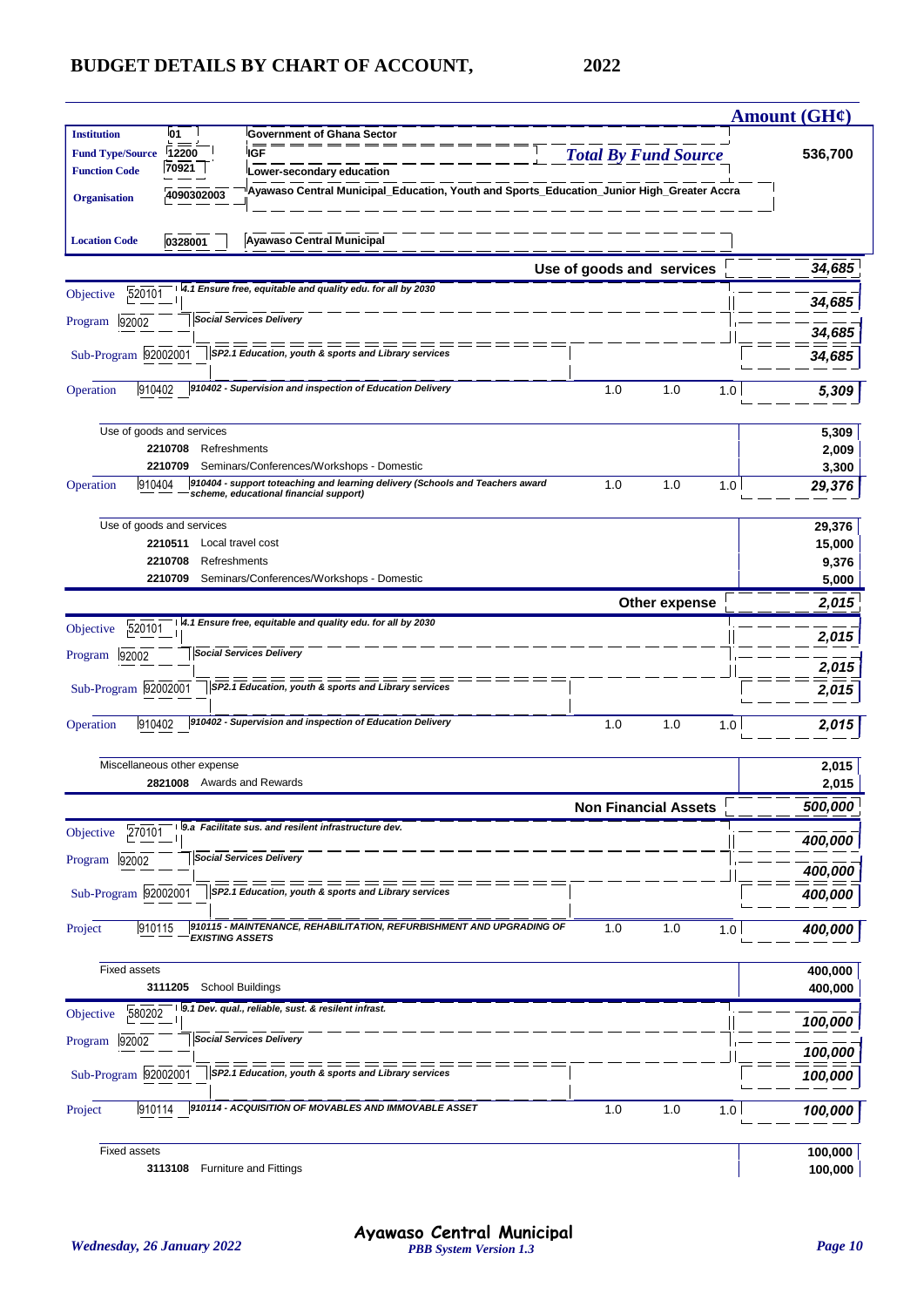# BUDGET DETAILS BY CHART OF ACCOUNT, 2022

| | | | | | | Amount (GH¢) |
|---|---|---|---|---|---|---|
| **Institution** | 01 | Government of Ghana Sector | | | | |
| **Fund Type/Source** | 12200 | IGF | *Total By Fund Source* | | | **536,700** |
| **Function Code** | 70921 | Lower-secondary education | | | | |
| **Organisation** | 4090302003 | Ayawaso Central Municipal_Education, Youth and Sports_Education_Junior High_Greater Accra | | | | |
| **Location Code** | 0328001 | Ayawaso Central Municipal | | | | |
| | | | **Use of goods and services** | | | ***34,685*** |
| Objective | 520101 | *4.1 Ensure free, equitable and quality edu. for all by 2030* | | | | ***34,685*** |
| Program | 92002 | *Social Services Delivery* | | | | ***34,685*** |
| Sub-Program | 92002001 | *SP2.1 Education, youth & sports and Library services* | | | | ***34,685*** |
| Operation | 910402 | *910402 - Supervision and inspection of Education Delivery* | 1.0 | 1.0 | 1.0 | ***5,309*** |
| Use of goods and services | | | | | | 5,309 |
| | 2210708 | Refreshments | | | | 2,009 |
| | 2210709 | Seminars/Conferences/Workshops - Domestic | | | | 3,300 |
| Operation | 910404 | *910404 - support toteaching and learning delivery (Schools and Teachers award scheme, educational financial support)* | 1.0 | 1.0 | 1.0 | ***29,376*** |
| Use of goods and services | | | | | | 29,376 |
| | 2210511 | Local travel cost | | | | 15,000 |
| | 2210708 | Refreshments | | | | 9,376 |
| | 2210709 | Seminars/Conferences/Workshops - Domestic | | | | 5,000 |
| | | | **Other expense** | | | ***2,015*** |
| Objective | 520101 | *4.1 Ensure free, equitable and quality edu. for all by 2030* | | | | ***2,015*** |
| Program | 92002 | *Social Services Delivery* | | | | ***2,015*** |
| Sub-Program | 92002001 | *SP2.1 Education, youth & sports and Library services* | | | | ***2,015*** |
| Operation | 910402 | *910402 - Supervision and inspection of Education Delivery* | 1.0 | 1.0 | 1.0 | ***2,015*** |
| Miscellaneous other expense | | | | | | 2,015 |
| | 2821008 | Awards and Rewards | | | | 2,015 |
| | | | **Non Financial Assets** | | | ***500,000*** |
| Objective | 270101 | *9.a Facilitate sus. and resilent infrastructure dev.* | | | | ***400,000*** |
| Program | 92002 | *Social Services Delivery* | | | | ***400,000*** |
| Sub-Program | 92002001 | *SP2.1 Education, youth & sports and Library services* | | | | ***400,000*** |
| Project | 910115 | *910115 - MAINTENANCE, REHABILITATION, REFURBISHMENT AND UPGRADING OF EXISTING ASSETS* | 1.0 | 1.0 | 1.0 | ***400,000*** |
| Fixed assets | | | | | | 400,000 |
| | 3111205 | School Buildings | | | | 400,000 |
| Objective | 580202 | *9.1 Dev. qual., reliable, sust. & resilent infrast.* | | | | ***100,000*** |
| Program | 92002 | *Social Services Delivery* | | | | ***100,000*** |
| Sub-Program | 92002001 | *SP2.1 Education, youth & sports and Library services* | | | | ***100,000*** |
| Project | 910114 | *910114 - ACQUISITION OF MOVABLES AND IMMOVABLE ASSET* | 1.0 | 1.0 | 1.0 | ***100,000*** |
| Fixed assets | | | | | | 100,000 |
| | 3113108 | Furniture and Fittings | | | | 100,000 |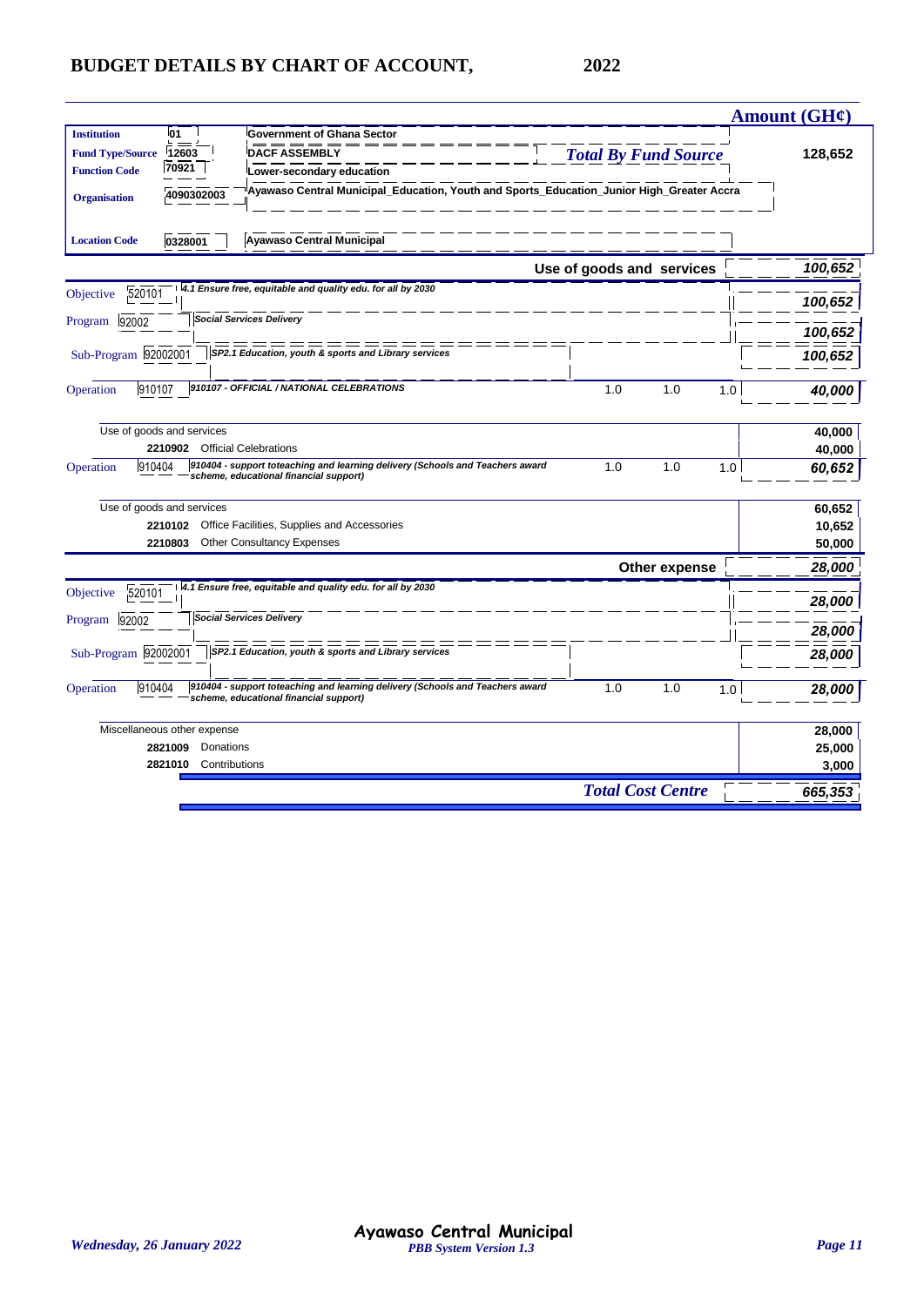# BUDGET DETAILS BY CHART OF ACCOUNT, 2022

**Amount (GH¢)**

| | | | |
|---|---|---|---|
| **Institution** | 01 | Government of Ghana Sector | |
| **Fund Type/Source** | 12603 | DACF ASSEMBLY | ***Total By Fund Source*** **128,652** |
| **Function Code** | 70921 | Lower-secondary education | |
| **Organisation** | 4090302003 | Ayawaso Central Municipal_Education, Youth and Sports_Education_Junior High_Greater Accra | |
| **Location Code** | 0328001 | Ayawaso Central Municipal | |

| | | | | | | Amount (GH¢) |
|---|---|---|---|---|---|---|
| | | **Use of goods and services** | | | | ***100,652*** |
| Objective | 520101 | *4.1 Ensure free, equitable and quality edu. for all by 2030* | | | | ***100,652*** |
| Program | 92002 | *Social Services Delivery* | | | | ***100,652*** |
| Sub-Program | 92002001 | *SP2.1 Education, youth & sports and Library services* | | | | ***100,652*** |
| Operation | 910107 | *910107 - OFFICIAL / NATIONAL CELEBRATIONS* | 1.0 | 1.0 | 1.0 | ***40,000*** |
| | | Use of goods and services | | | | 40,000 |
| | 2210902 | Official Celebrations | | | | 40,000 |
| Operation | 910404 | *910404 - support toteaching and learning delivery (Schools and Teachers award scheme, educational financial support)* | 1.0 | 1.0 | 1.0 | ***60,652*** |
| | | Use of goods and services | | | | 60,652 |
| | 2210102 | Office Facilities, Supplies and Accessories | | | | 10,652 |
| | 2210803 | Other Consultancy Expenses | | | | 50,000 |
| | | **Other expense** | | | | ***28,000*** |
| Objective | 520101 | *4.1 Ensure free, equitable and quality edu. for all by 2030* | | | | ***28,000*** |
| Program | 92002 | *Social Services Delivery* | | | | ***28,000*** |
| Sub-Program | 92002001 | *SP2.1 Education, youth & sports and Library services* | | | | ***28,000*** |
| Operation | 910404 | *910404 - support toteaching and learning delivery (Schools and Teachers award scheme, educational financial support)* | 1.0 | 1.0 | 1.0 | ***28,000*** |
| | | Miscellaneous other expense | | | | 28,000 |
| | 2821009 | Donations | | | | 25,000 |
| | 2821010 | Contributions | | | | 3,000 |
| | | ***Total Cost Centre*** | | | | ***665,353*** |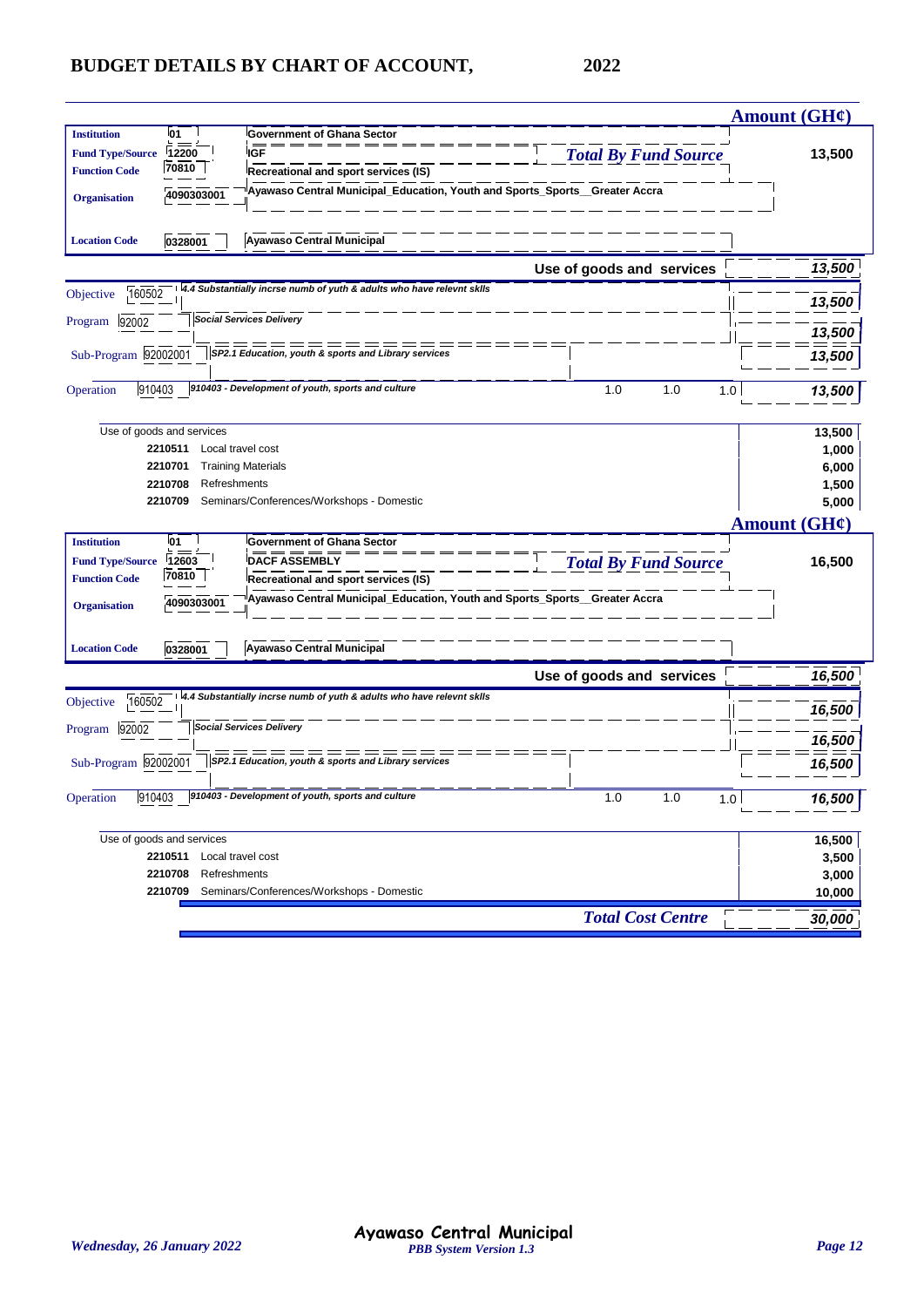# BUDGET DETAILS BY CHART OF ACCOUNT, 2022

**Amount (GH¢)**

| | | | |
|---|---|---|---|
| **Institution** | 01 | Government of Ghana Sector | |
| **Fund Type/Source** | 12200 | IGF | ***Total By Fund Source*** **13,500** |
| **Function Code** | 70810 | Recreational and sport services (IS) | |
| **Organisation** | 4090303001 | Ayawaso Central Municipal_Education, Youth and Sports_Sports__Greater Accra | |
| **Location Code** | 0328001 | Ayawaso Central Municipal | |

**Use of goods and services** — ***13,500***

| | | | | | | |
|---|---|---|---|---|---|---|
| Objective | 160502 | *4.4 Substantially incrse numb of yuth & adults who have relevnt sklls* | | | | ***13,500*** |
| Program | 92002 | *Social Services Delivery* | | | | ***13,500*** |
| Sub-Program | 92002001 | *SP2.1 Education, youth & sports and Library services* | | | | ***13,500*** |
| Operation | 910403 | *910403 - Development of youth, sports and culture* | 1.0 | 1.0 | 1.0 | ***13,500*** |

| Use of goods and services | | **13,500** |
|---|---|---|
| **2210511** | Local travel cost | **1,000** |
| **2210701** | Training Materials | **6,000** |
| **2210708** | Refreshments | **1,500** |
| **2210709** | Seminars/Conferences/Workshops - Domestic | **5,000** |

**Amount (GH¢)**

| | | | |
|---|---|---|---|
| **Institution** | 01 | Government of Ghana Sector | |
| **Fund Type/Source** | 12603 | DACF ASSEMBLY | ***Total By Fund Source*** **16,500** |
| **Function Code** | 70810 | Recreational and sport services (IS) | |
| **Organisation** | 4090303001 | Ayawaso Central Municipal_Education, Youth and Sports_Sports__Greater Accra | |
| **Location Code** | 0328001 | Ayawaso Central Municipal | |

**Use of goods and services** — ***16,500***

| | | | | | | |
|---|---|---|---|---|---|---|
| Objective | 160502 | *4.4 Substantially incrse numb of yuth & adults who have relevnt sklls* | | | | ***16,500*** |
| Program | 92002 | *Social Services Delivery* | | | | ***16,500*** |
| Sub-Program | 92002001 | *SP2.1 Education, youth & sports and Library services* | | | | ***16,500*** |
| Operation | 910403 | *910403 - Development of youth, sports and culture* | 1.0 | 1.0 | 1.0 | ***16,500*** |

| Use of goods and services | | **16,500** |
|---|---|---|
| **2210511** | Local travel cost | **3,500** |
| **2210708** | Refreshments | **3,000** |
| **2210709** | Seminars/Conferences/Workshops - Domestic | **10,000** |

***Total Cost Centre*** — ***30,000***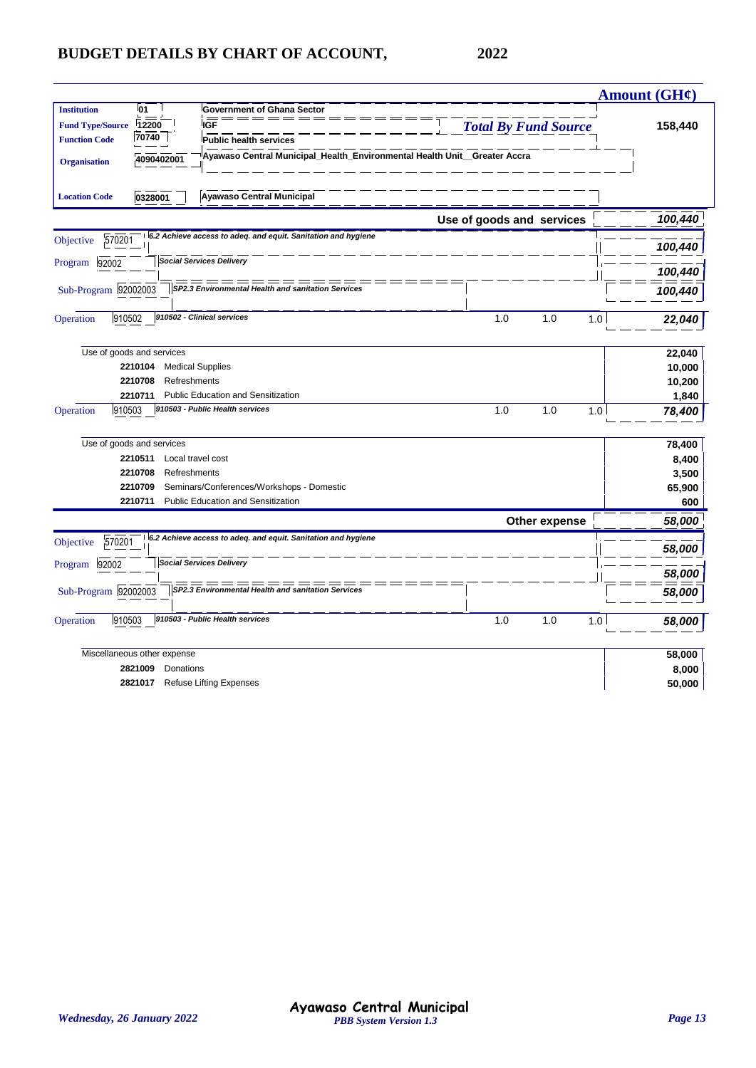# BUDGET DETAILS BY CHART OF ACCOUNT, 2022

**Amount (GH¢)**

| | | | |
|---|---|---|---|
| **Institution** | 01 | Government of Ghana Sector | |
| **Fund Type/Source** | 12200 | IGF | *Total By Fund Source* 158,440 |
| **Function Code** | 70740 | Public health services | |
| **Organisation** | 4090402001 | Ayawaso Central Municipal_Health_Environmental Health Unit__Greater Accra | |
| **Location Code** | 0328001 | Ayawaso Central Municipal | |

| | | | | | | |
|---|---|---|---|---|---|---|
| | | **Use of goods and services** | | | | ***100,440*** |
| Objective | 570201 | *6.2 Achieve access to adeq. and equit. Sanitation and hygiene* | | | | ***100,440*** |
| Program | 92002 | *Social Services Delivery* | | | | ***100,440*** |
| Sub-Program | 92002003 | *SP2.3 Environmental Health and sanitation Services* | | | | ***100,440*** |
| Operation | 910502 | *910502 - Clinical services* | 1.0 | 1.0 | 1.0 | ***22,040*** |
| Use of goods and services | | | | | | **22,040** |
| | 2210104 | Medical Supplies | | | | **10,000** |
| | 2210708 | Refreshments | | | | **10,200** |
| | 2210711 | Public Education and Sensitization | | | | **1,840** |
| Operation | 910503 | *910503 - Public Health services* | 1.0 | 1.0 | 1.0 | ***78,400*** |
| Use of goods and services | | | | | | **78,400** |
| | 2210511 | Local travel cost | | | | **8,400** |
| | 2210708 | Refreshments | | | | **3,500** |
| | 2210709 | Seminars/Conferences/Workshops - Domestic | | | | **65,900** |
| | 2210711 | Public Education and Sensitization | | | | **600** |
| | | **Other expense** | | | | ***58,000*** |
| Objective | 570201 | *6.2 Achieve access to adeq. and equit. Sanitation and hygiene* | | | | ***58,000*** |
| Program | 92002 | *Social Services Delivery* | | | | ***58,000*** |
| Sub-Program | 92002003 | *SP2.3 Environmental Health and sanitation Services* | | | | ***58,000*** |
| Operation | 910503 | *910503 - Public Health services* | 1.0 | 1.0 | 1.0 | ***58,000*** |
| Miscellaneous other expense | | | | | | **58,000** |
| | 2821009 | Donations | | | | **8,000** |
| | 2821017 | Refuse Lifting Expenses | | | | **50,000** |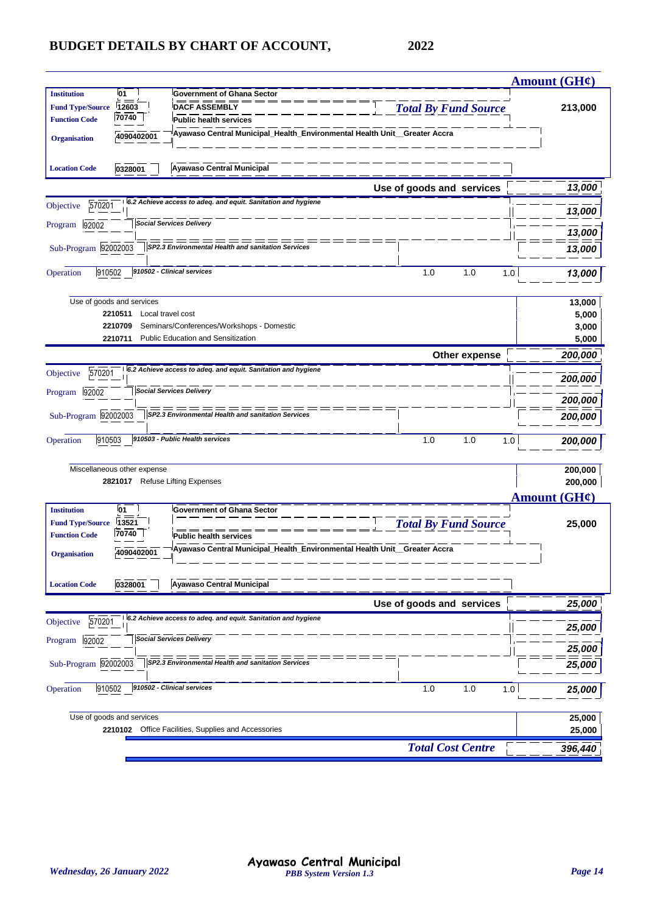# BUDGET DETAILS BY CHART OF ACCOUNT, 2022

**Amount (GH¢)**

| | | | |
|---|---|---|---|
| **Institution** | 01 | Government of Ghana Sector | |
| **Fund Type/Source** | 12603 | DACF ASSEMBLY | *Total By Fund Source* 213,000 |
| **Function Code** | 70740 | Public health services | |
| **Organisation** | 4090402001 | Ayawaso Central Municipal_Health_Environmental Health Unit__Greater Accra | |
| **Location Code** | 0328001 | Ayawaso Central Municipal | |

**Use of goods and services** — *13,000*

| | | | | | | |
|---|---|---|---|---|---|---|
| Objective | 570201 | *6.2 Achieve access to adeq. and equit. Sanitation and hygiene* | | | | *13,000* |
| Program | 92002 | *Social Services Delivery* | | | | *13,000* |
| Sub-Program | 92002003 | *SP2.3 Environmental Health and sanitation Services* | | | | *13,000* |
| Operation | 910502 | *910502 - Clinical services* | 1.0 | 1.0 | 1.0 | *13,000* |

| | | |
|---|---|---|
| Use of goods and services | | **13,000** |
| **2210511** | Local travel cost | **5,000** |
| **2210709** | Seminars/Conferences/Workshops - Domestic | **3,000** |
| **2210711** | Public Education and Sensitization | **5,000** |

**Other expense** — *200,000*

| | | | | | | |
|---|---|---|---|---|---|---|
| Objective | 570201 | *6.2 Achieve access to adeq. and equit. Sanitation and hygiene* | | | | *200,000* |
| Program | 92002 | *Social Services Delivery* | | | | *200,000* |
| Sub-Program | 92002003 | *SP2.3 Environmental Health and sanitation Services* | | | | *200,000* |
| Operation | 910503 | *910503 - Public Health services* | 1.0 | 1.0 | 1.0 | *200,000* |

| | | |
|---|---|---|
| Miscellaneous other expense | | **200,000** |
| **2821017** | Refuse Lifting Expenses | **200,000** |

**Amount (GH¢)**

| | | | |
|---|---|---|---|
| **Institution** | 01 | Government of Ghana Sector | |
| **Fund Type/Source** | 13521 | | *Total By Fund Source* 25,000 |
| **Function Code** | 70740 | Public health services | |
| **Organisation** | 4090402001 | Ayawaso Central Municipal_Health_Environmental Health Unit__Greater Accra | |
| **Location Code** | 0328001 | Ayawaso Central Municipal | |

**Use of goods and services** — *25,000*

| | | | | | | |
|---|---|---|---|---|---|---|
| Objective | 570201 | *6.2 Achieve access to adeq. and equit. Sanitation and hygiene* | | | | *25,000* |
| Program | 92002 | *Social Services Delivery* | | | | *25,000* |
| Sub-Program | 92002003 | *SP2.3 Environmental Health and sanitation Services* | | | | *25,000* |
| Operation | 910502 | *910502 - Clinical services* | 1.0 | 1.0 | 1.0 | *25,000* |

| | | |
|---|---|---|
| Use of goods and services | | **25,000** |
| **2210102** | Office Facilities, Supplies and Accessories | **25,000** |

***Total Cost Centre*** — *396,440*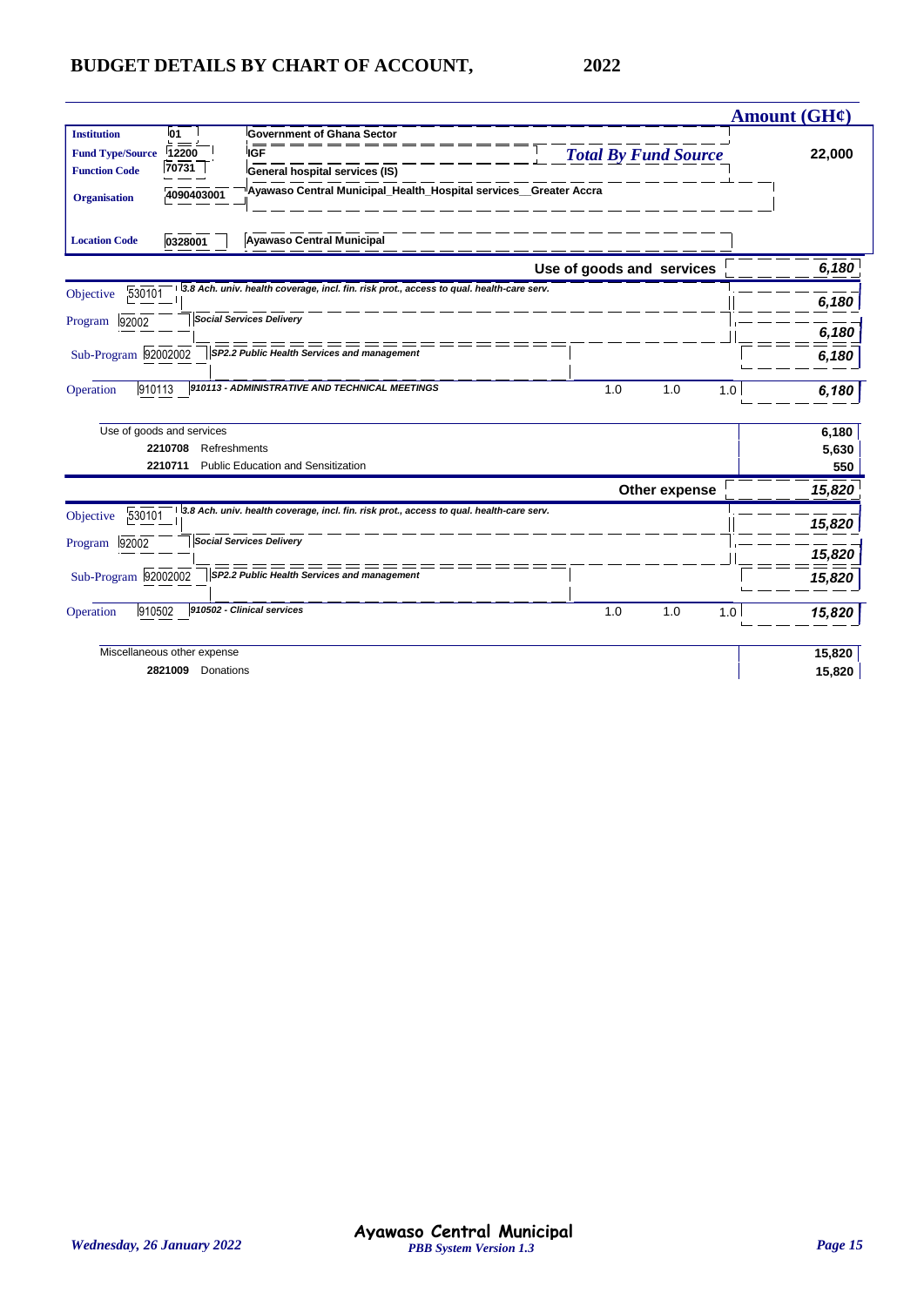# BUDGET DETAILS BY CHART OF ACCOUNT, 2022

| | | | Amount (GH¢) |
|---|---|---|---|
| **Institution** | 01 | Government of Ghana Sector | |
| **Fund Type/Source** | 12200 | IGF — *Total By Fund Source* | 22,000 |
| **Function Code** | 70731 | General hospital services (IS) | |
| **Organisation** | 4090403001 | Ayawaso Central Municipal_Health_Hospital services__Greater Accra | |
| **Location Code** | 0328001 | Ayawaso Central Municipal | |

**Use of goods and services** — *6,180*

| | | | | | | |
|---|---|---|---|---|---|---|
| Objective | 530101 | *3.8 Ach. univ. health coverage, incl. fin. risk prot., access to qual. health-care serv.* | | | | *6,180* |
| Program | 92002 | *Social Services Delivery* | | | | *6,180* |
| Sub-Program | 92002002 | *SP2.2 Public Health Services and management* | | | | *6,180* |
| Operation | 910113 | *910113 - ADMINISTRATIVE AND TECHNICAL MEETINGS* | 1.0 | 1.0 | 1.0 | *6,180* |

| | Amount |
|---|---|
| Use of goods and services | 6,180 |
| 2210708 Refreshments | 5,630 |
| 2210711 Public Education and Sensitization | 550 |

**Other expense** — *15,820*

| | | | | | | |
|---|---|---|---|---|---|---|
| Objective | 530101 | *3.8 Ach. univ. health coverage, incl. fin. risk prot., access to qual. health-care serv.* | | | | *15,820* |
| Program | 92002 | *Social Services Delivery* | | | | *15,820* |
| Sub-Program | 92002002 | *SP2.2 Public Health Services and management* | | | | *15,820* |
| Operation | 910502 | *910502 - Clinical services* | 1.0 | 1.0 | 1.0 | *15,820* |

| | Amount |
|---|---|
| Miscellaneous other expense | 15,820 |
| 2821009 Donations | 15,820 |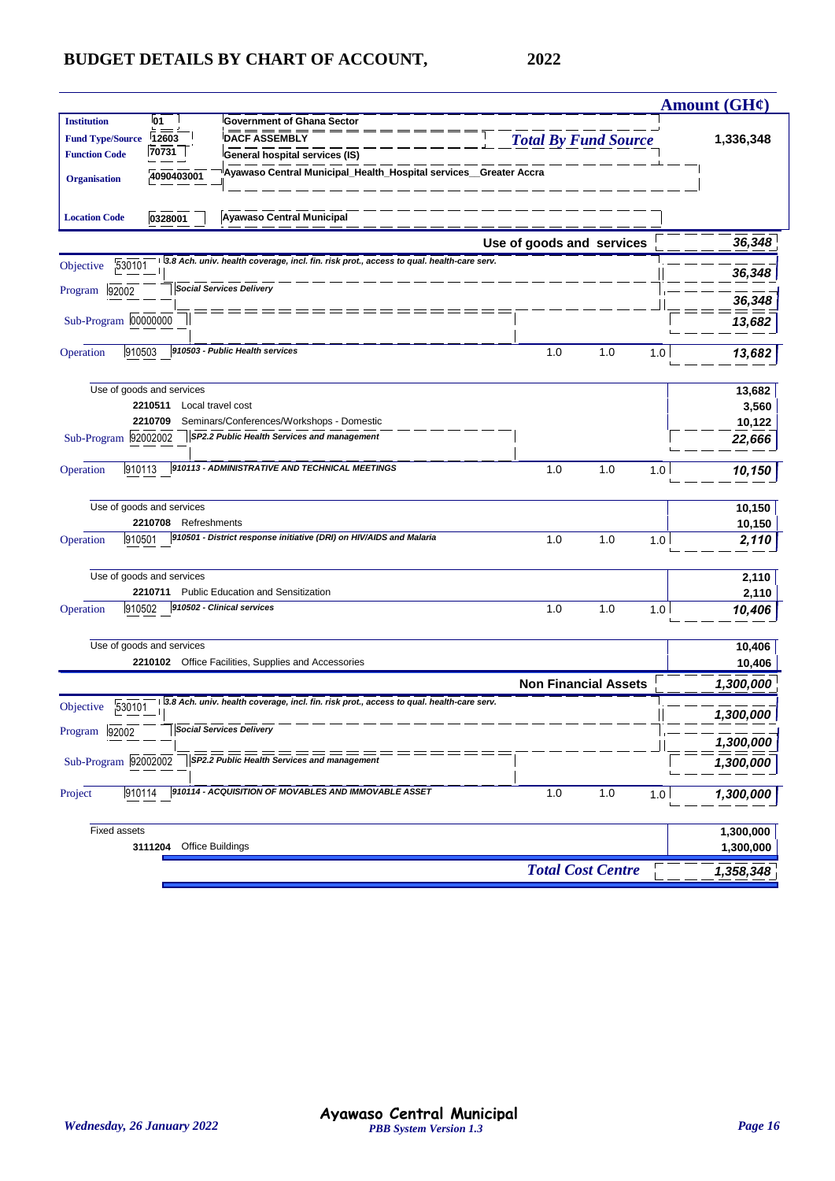# BUDGET DETAILS BY CHART OF ACCOUNT, 2022

**Amount (GH¢)**

| | | | |
|---|---|---|---|
| **Institution** | 01 | Government of Ghana Sector | |
| **Fund Type/Source** | 12603 | DACF ASSEMBLY | *Total By Fund Source* 1,336,348 |
| **Function Code** | 70731 | General hospital services (IS) | |
| **Organisation** | 4090403001 | Ayawaso Central Municipal_Health_Hospital services__Greater Accra | |
| **Location Code** | 0328001 | Ayawaso Central Municipal | |

| | | | | | | Amount (GH¢) |
|---|---|---|---|---|---|---|
| | | **Use of goods and services** | | | | ***36,348*** |
| Objective | 530101 | *3.8 Ach. univ. health coverage, incl. fin. risk prot., access to qual. health-care serv.* | | | | ***36,348*** |
| Program | 92002 | *Social Services Delivery* | | | | ***36,348*** |
| Sub-Program | 00000000 | | | | | ***13,682*** |
| Operation | 910503 | *910503 - Public Health services* | 1.0 | 1.0 | 1.0 | ***13,682*** |
| | | Use of goods and services | | | | **13,682** |
| | **2210511** | Local travel cost | | | | **3,560** |
| | **2210709** | Seminars/Conferences/Workshops - Domestic | | | | **10,122** |
| Sub-Program | 92002002 | *SP2.2 Public Health Services and management* | | | | ***22,666*** |
| Operation | 910113 | *910113 - ADMINISTRATIVE AND TECHNICAL MEETINGS* | 1.0 | 1.0 | 1.0 | ***10,150*** |
| | | Use of goods and services | | | | **10,150** |
| | **2210708** | Refreshments | | | | **10,150** |
| Operation | 910501 | *910501 - District response initiative (DRI) on HIV/AIDS and Malaria* | 1.0 | 1.0 | 1.0 | ***2,110*** |
| | | Use of goods and services | | | | **2,110** |
| | **2210711** | Public Education and Sensitization | | | | **2,110** |
| Operation | 910502 | *910502 - Clinical services* | 1.0 | 1.0 | 1.0 | ***10,406*** |
| | | Use of goods and services | | | | **10,406** |
| | **2210102** | Office Facilities, Supplies and Accessories | | | | **10,406** |
| | | **Non Financial Assets** | | | | ***1,300,000*** |
| Objective | 530101 | *3.8 Ach. univ. health coverage, incl. fin. risk prot., access to qual. health-care serv.* | | | | ***1,300,000*** |
| Program | 92002 | *Social Services Delivery* | | | | ***1,300,000*** |
| Sub-Program | 92002002 | *SP2.2 Public Health Services and management* | | | | ***1,300,000*** |
| Project | 910114 | *910114 - ACQUISITION OF MOVABLES AND IMMOVABLE ASSET* | 1.0 | 1.0 | 1.0 | ***1,300,000*** |
| | | Fixed assets | | | | **1,300,000** |
| | **3111204** | Office Buildings | | | | **1,300,000** |
| | | ***Total Cost Centre*** | | | | ***1,358,348*** |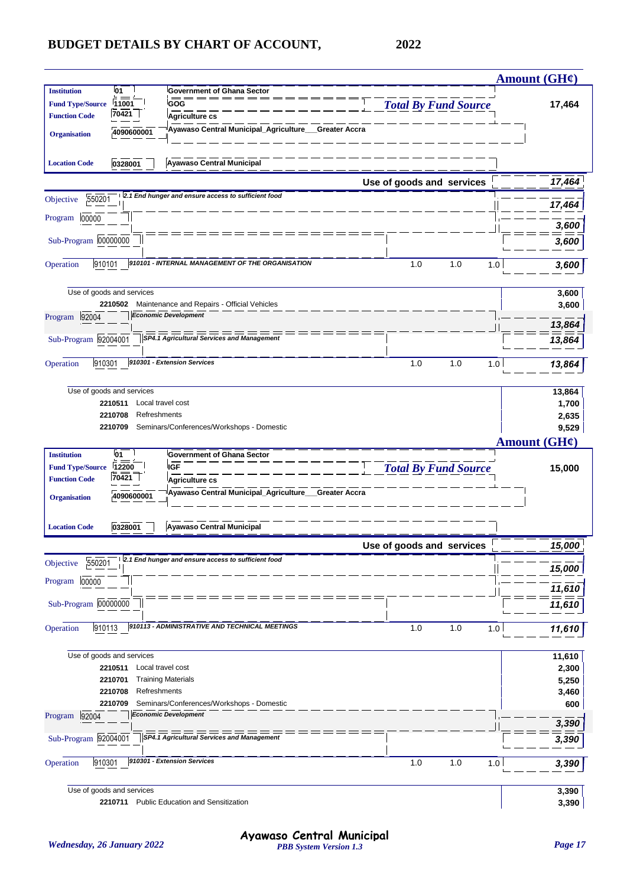# BUDGET DETAILS BY CHART OF ACCOUNT, 2022

| | | | Amount (GH¢) |
|---|---|---|---|
| **Institution** | 01 | Government of Ghana Sector | |
| **Fund Type/Source** | 11001 | GOG | ***Total By Fund Source*** **17,464** |
| **Function Code** | 70421 | Agriculture cs | |
| **Organisation** | 4090600001 | Ayawaso Central Municipal_Agriculture___Greater Accra | |
| **Location Code** | 0328001 | Ayawaso Central Municipal | |

| | | | | | | Amount (GH¢) |
|---|---|---|---|---|---|---|
| | | **Use of goods and services** | | | | ***17,464*** |
| Objective | 550201 | *2.1 End hunger and ensure access to sufficient food* | | | | ***17,464*** |
| Program | 00000 | | | | | ***3,600*** |
| Sub-Program | 00000000 | | | | | ***3,600*** |
| Operation | 910101 | *910101 - INTERNAL MANAGEMENT OF THE ORGANISATION* | 1.0 | 1.0 | 1.0 | ***3,600*** |
| | | Use of goods and services | | | | **3,600** |
| | **2210502** | Maintenance and Repairs - Official Vehicles | | | | **3,600** |
| Program | 92004 | *Economic Development* | | | | ***13,864*** |
| Sub-Program | 92004001 | *SP4.1 Agricultural Services and Management* | | | | ***13,864*** |
| Operation | 910301 | *910301 - Extension Services* | 1.0 | 1.0 | 1.0 | ***13,864*** |
| | | Use of goods and services | | | | **13,864** |
| | **2210511** | Local travel cost | | | | **1,700** |
| | **2210708** | Refreshments | | | | **2,635** |
| | **2210709** | Seminars/Conferences/Workshops - Domestic | | | | **9,529** |

| | | | Amount (GH¢) |
|---|---|---|---|
| **Institution** | 01 | Government of Ghana Sector | |
| **Fund Type/Source** | 12200 | IGF | ***Total By Fund Source*** **15,000** |
| **Function Code** | 70421 | Agriculture cs | |
| **Organisation** | 4090600001 | Ayawaso Central Municipal_Agriculture___Greater Accra | |
| **Location Code** | 0328001 | Ayawaso Central Municipal | |

| | | | | | | Amount (GH¢) |
|---|---|---|---|---|---|---|
| | | **Use of goods and services** | | | | ***15,000*** |
| Objective | 550201 | *2.1 End hunger and ensure access to sufficient food* | | | | ***15,000*** |
| Program | 00000 | | | | | ***11,610*** |
| Sub-Program | 00000000 | | | | | ***11,610*** |
| Operation | 910113 | *910113 - ADMINISTRATIVE AND TECHNICAL MEETINGS* | 1.0 | 1.0 | 1.0 | ***11,610*** |
| | | Use of goods and services | | | | **11,610** |
| | **2210511** | Local travel cost | | | | **2,300** |
| | **2210701** | Training Materials | | | | **5,250** |
| | **2210708** | Refreshments | | | | **3,460** |
| | **2210709** | Seminars/Conferences/Workshops - Domestic | | | | **600** |
| Program | 92004 | *Economic Development* | | | | ***3,390*** |
| Sub-Program | 92004001 | *SP4.1 Agricultural Services and Management* | | | | ***3,390*** |
| Operation | 910301 | *910301 - Extension Services* | 1.0 | 1.0 | 1.0 | ***3,390*** |
| | | Use of goods and services | | | | **3,390** |
| | **2210711** | Public Education and Sensitization | | | | **3,390** |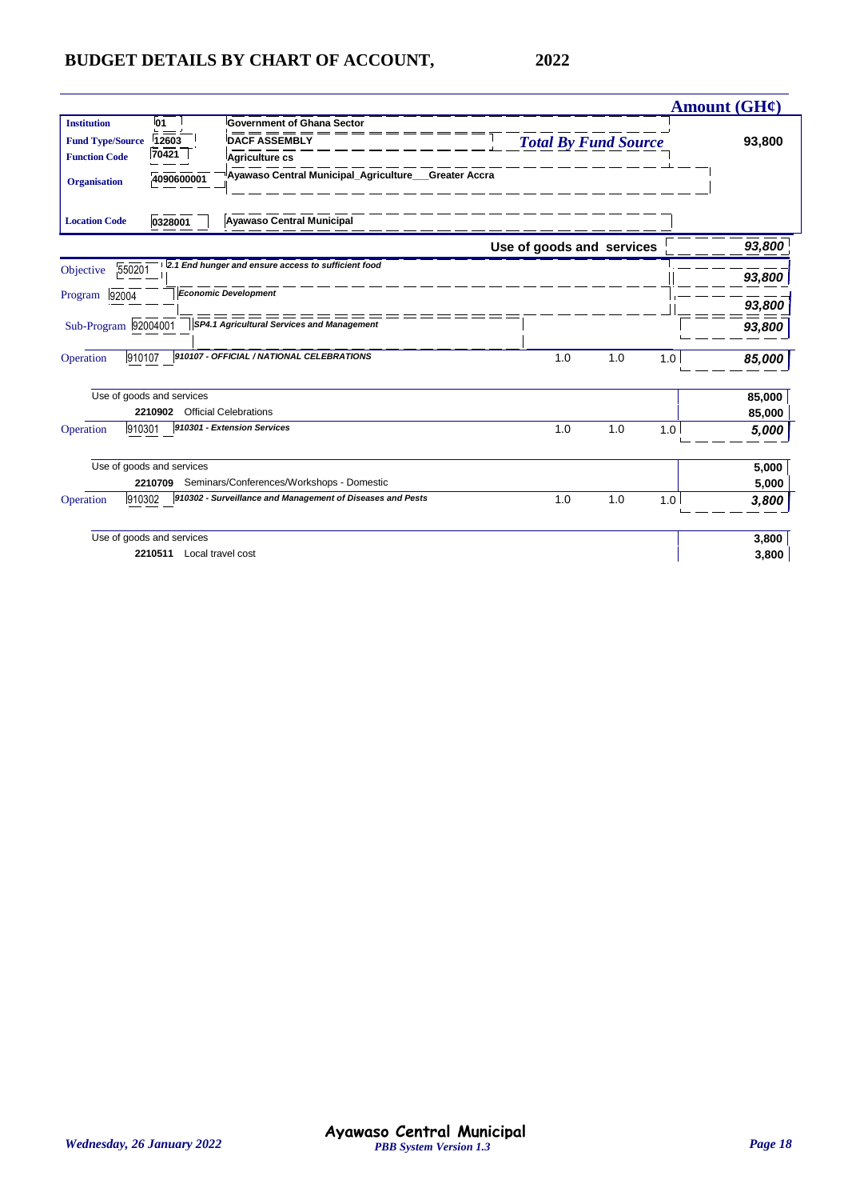# BUDGET DETAILS BY CHART OF ACCOUNT, 2022

| | | | | | | Amount (GH¢) |
|---|---|---|---|---|---|---|
| **Institution** | **01** | **Government of Ghana Sector** | | | | |
| **Fund Type/Source** | **12603** | **DACF ASSEMBLY** | ***Total By Fund Source*** | | | **93,800** |
| **Function Code** | **70421** | **Agriculture cs** | | | | |
| **Organisation** | **4090600001** | **Ayawaso Central Municipal_Agriculture___Greater Accra** | | | | |
| **Location Code** | **0328001** | **Ayawaso Central Municipal** | | | | |
| | | | **Use of goods and services** | | | ***93,800*** |
| Objective | 550201 | ***2.1 End hunger and ensure access to sufficient food*** | | | | ***93,800*** |
| Program | 92004 | ***Economic Development*** | | | | ***93,800*** |
| Sub-Program | 92004001 | ***SP4.1 Agricultural Services and Management*** | | | | ***93,800*** |
| Operation | 910107 | ***910107 - OFFICIAL / NATIONAL CELEBRATIONS*** | 1.0 | 1.0 | 1.0 | ***85,000*** |
| | Use of goods and services | | | | | **85,000** |
| | **2210902** | Official Celebrations | | | | **85,000** |
| Operation | 910301 | ***910301 - Extension Services*** | 1.0 | 1.0 | 1.0 | ***5,000*** |
| | Use of goods and services | | | | | **5,000** |
| | **2210709** | Seminars/Conferences/Workshops - Domestic | | | | **5,000** |
| Operation | 910302 | ***910302 - Surveillance and Management of Diseases and Pests*** | 1.0 | 1.0 | 1.0 | ***3,800*** |
| | Use of goods and services | | | | | **3,800** |
| | **2210511** | Local travel cost | | | | **3,800** |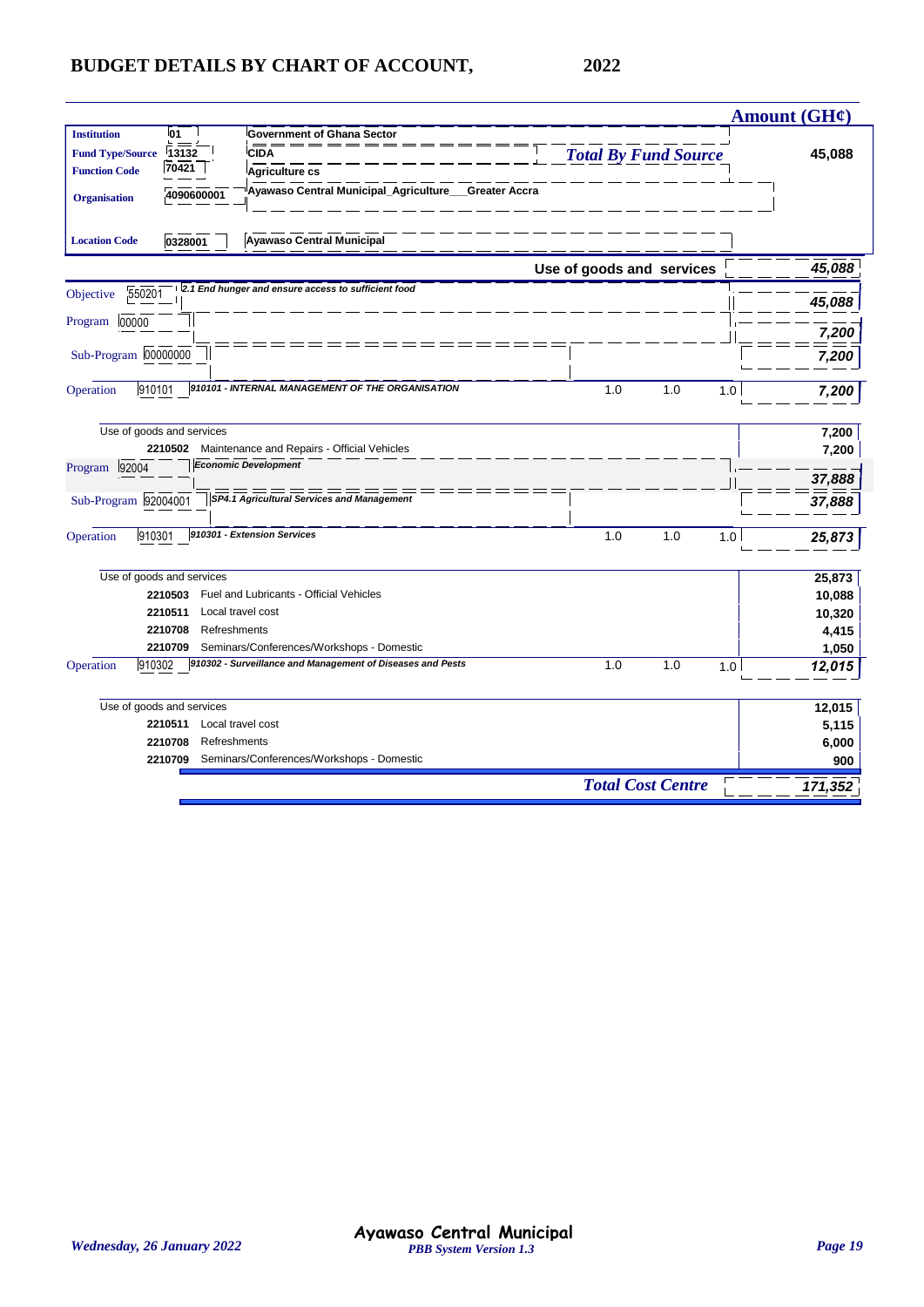# BUDGET DETAILS BY CHART OF ACCOUNT, 2022

| | | | | | | Amount (GH¢) |
|---|---|---|---|---|---|---|
| **Institution** | **01** | **Government of Ghana Sector** | | | | |
| **Fund Type/Source** | **13132** | **CIDA** | ***Total By Fund Source*** | | | **45,088** |
| **Function Code** | **70421** | **Agriculture cs** | | | | |
| **Organisation** | **4090600001** | **Ayawaso Central Municipal_Agriculture___Greater Accra** | | | | |
| **Location Code** | **0328001** | **Ayawaso Central Municipal** | | | | |
| | | | **Use of goods and services** | | | ***45,088*** |
| Objective | 550201 | ***2.1 End hunger and ensure access to sufficient food*** | | | | ***45,088*** |
| Program | 00000 | | | | | ***7,200*** |
| Sub-Program | 00000000 | | | | | ***7,200*** |
| Operation | 910101 | ***910101 - INTERNAL MANAGEMENT OF THE ORGANISATION*** | 1.0 | 1.0 | 1.0 | ***7,200*** |
| | | Use of goods and services | | | | **7,200** |
| | **2210502** | Maintenance and Repairs - Official Vehicles | | | | **7,200** |
| Program | 92004 | ***Economic Development*** | | | | ***37,888*** |
| Sub-Program | 92004001 | ***SP4.1 Agricultural Services and Management*** | | | | ***37,888*** |
| Operation | 910301 | ***910301 - Extension Services*** | 1.0 | 1.0 | 1.0 | ***25,873*** |
| | | Use of goods and services | | | | **25,873** |
| | **2210503** | Fuel and Lubricants - Official Vehicles | | | | **10,088** |
| | **2210511** | Local travel cost | | | | **10,320** |
| | **2210708** | Refreshments | | | | **4,415** |
| | **2210709** | Seminars/Conferences/Workshops - Domestic | | | | **1,050** |
| Operation | 910302 | ***910302 - Surveillance and Management of Diseases and Pests*** | 1.0 | 1.0 | 1.0 | ***12,015*** |
| | | Use of goods and services | | | | **12,015** |
| | **2210511** | Local travel cost | | | | **5,115** |
| | **2210708** | Refreshments | | | | **6,000** |
| | **2210709** | Seminars/Conferences/Workshops - Domestic | | | | **900** |
| | | | ***Total Cost Centre*** | | | ***171,352*** |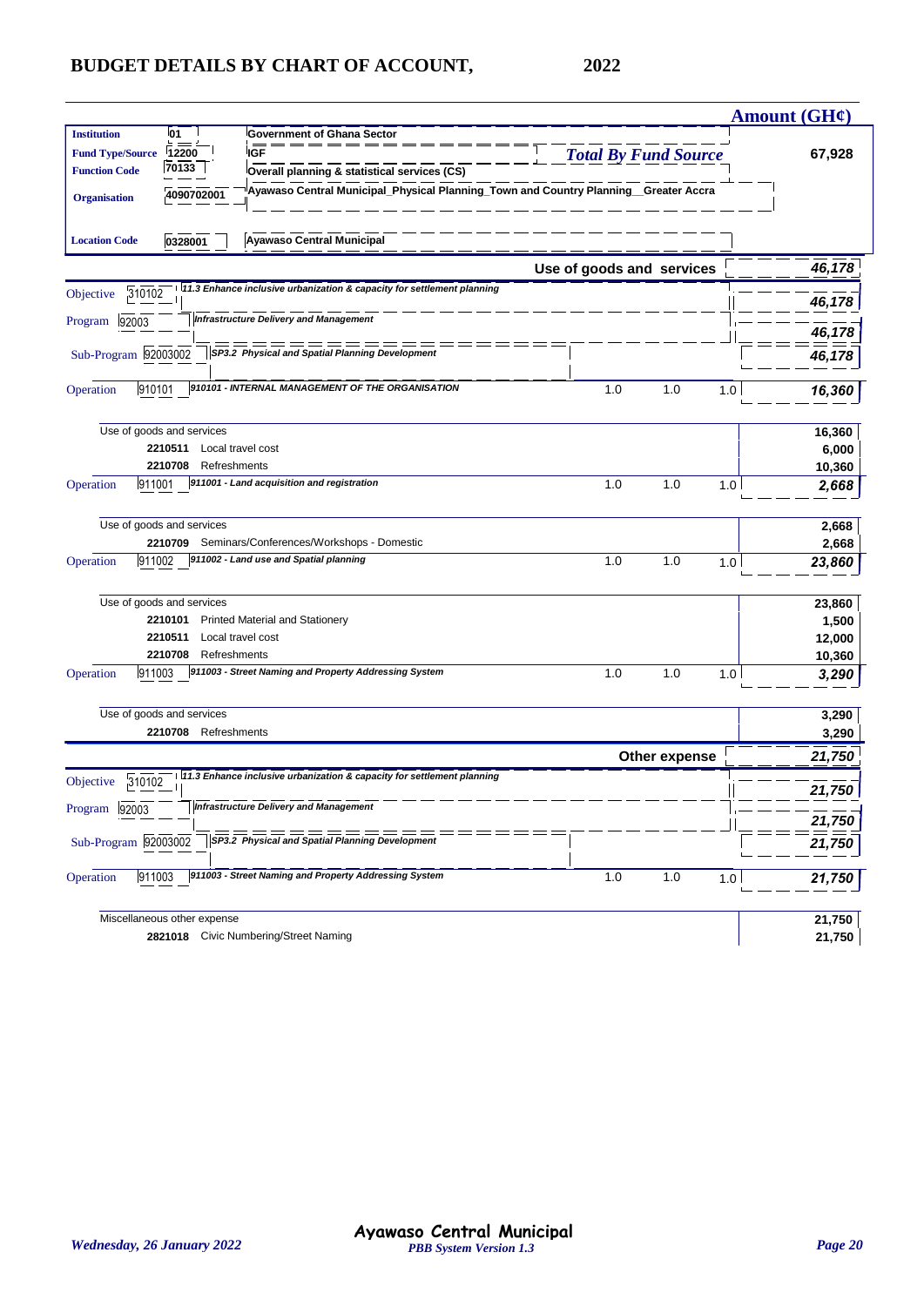# BUDGET DETAILS BY CHART OF ACCOUNT, 2022

**Amount (GH¢)**

| | | | |
|---|---|---|---|
| **Institution** | 01 | Government of Ghana Sector | |
| **Fund Type/Source** | 12200 | IGF | ***Total By Fund Source*** 67,928 |
| **Function Code** | 70133 | Overall planning & statistical services (CS) | |
| **Organisation** | 4090702001 | Ayawaso Central Municipal_Physical Planning_Town and Country Planning__Greater Accra | |
| **Location Code** | 0328001 | Ayawaso Central Municipal | |

| | | | | | |
|---|---|---|---|---|---|
| **Use of goods and services** | | | | | ***46,178*** |
| Objective 310102 | *11.3 Enhance inclusive urbanization & capacity for settlement planning* | | | | ***46,178*** |
| Program 92003 | *Infrastructure Delivery and Management* | | | | ***46,178*** |
| Sub-Program 92003002 | *SP3.2 Physical and Spatial Planning Development* | | | | ***46,178*** |
| Operation 910101 | *910101 - INTERNAL MANAGEMENT OF THE ORGANISATION* | 1.0 | 1.0 | 1.0 | ***16,360*** |
| Use of goods and services | | | | | 16,360 |
| **2210511** | Local travel cost | | | | 6,000 |
| **2210708** | Refreshments | | | | 10,360 |
| Operation 911001 | *911001 - Land acquisition and registration* | 1.0 | 1.0 | 1.0 | ***2,668*** |
| Use of goods and services | | | | | 2,668 |
| **2210709** | Seminars/Conferences/Workshops - Domestic | | | | 2,668 |
| Operation 911002 | *911002 - Land use and Spatial planning* | 1.0 | 1.0 | 1.0 | ***23,860*** |
| Use of goods and services | | | | | 23,860 |
| **2210101** | Printed Material and Stationery | | | | 1,500 |
| **2210511** | Local travel cost | | | | 12,000 |
| **2210708** | Refreshments | | | | 10,360 |
| Operation 911003 | *911003 - Street Naming and Property Addressing System* | 1.0 | 1.0 | 1.0 | ***3,290*** |
| Use of goods and services | | | | | 3,290 |
| **2210708** | Refreshments | | | | 3,290 |
| **Other expense** | | | | | ***21,750*** |
| Objective 310102 | *11.3 Enhance inclusive urbanization & capacity for settlement planning* | | | | ***21,750*** |
| Program 92003 | *Infrastructure Delivery and Management* | | | | ***21,750*** |
| Sub-Program 92003002 | *SP3.2 Physical and Spatial Planning Development* | | | | ***21,750*** |
| Operation 911003 | *911003 - Street Naming and Property Addressing System* | 1.0 | 1.0 | 1.0 | ***21,750*** |
| Miscellaneous other expense | | | | | 21,750 |
| **2821018** | Civic Numbering/Street Naming | | | | 21,750 |

*Wednesday, 26 January 2022* — Ayawaso Central Municipal — *PBB System Version 1.3*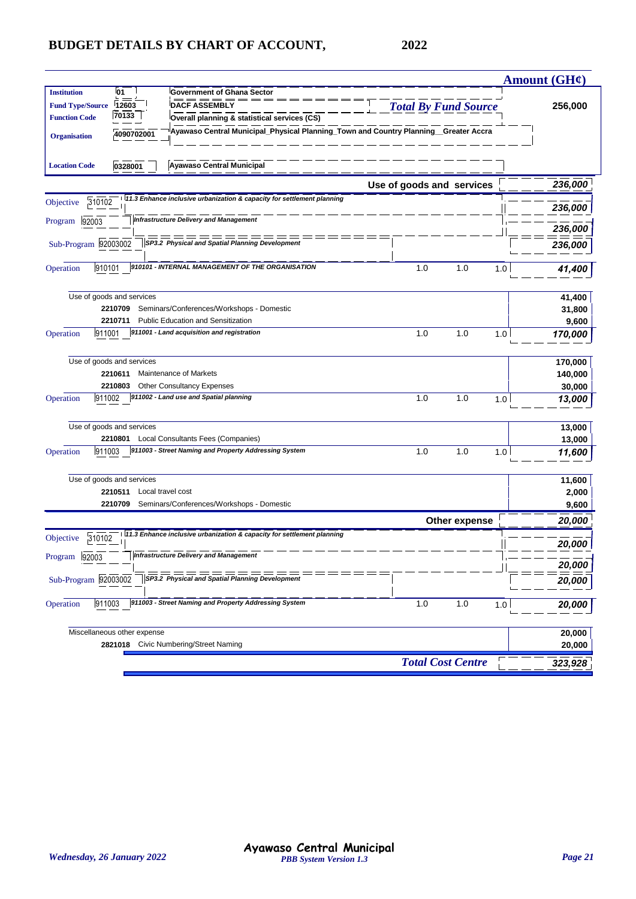# BUDGET DETAILS BY CHART OF ACCOUNT, 2022

| | | | | | | Amount (GH¢) |
|---|---|---|---|---|---|---|
| **Institution** | 01 | Government of Ghana Sector | | | | |
| **Fund Type/Source** | 12603 | DACF ASSEMBLY | *Total By Fund Source* | | | 256,000 |
| **Function Code** | 70133 | Overall planning & statistical services (CS) | | | | |
| **Organisation** | 4090702001 | Ayawaso Central Municipal_Physical Planning_Town and Country Planning__Greater Accra | | | | |
| **Location Code** | 0328001 | Ayawaso Central Municipal | | | | |

| | | | | | |
|---|---|---|---|---|---|
| | | **Use of goods and services** | | | ***236,000*** |
| Objective 310102 | *11.3 Enhance inclusive urbanization & capacity for settlement planning* | | | | ***236,000*** |
| Program 92003 | *Infrastructure Delivery and Management* | | | | ***236,000*** |
| Sub-Program 92003002 | *SP3.2 Physical and Spatial Planning Development* | | | | ***236,000*** |
| Operation 910101 | *910101 - INTERNAL MANAGEMENT OF THE ORGANISATION* | 1.0 | 1.0 | 1.0 | ***41,400*** |
| Use of goods and services | | | | | **41,400** |
| **2210709** | Seminars/Conferences/Workshops - Domestic | | | | **31,800** |
| **2210711** | Public Education and Sensitization | | | | **9,600** |
| Operation 911001 | *911001 - Land acquisition and registration* | 1.0 | 1.0 | 1.0 | ***170,000*** |
| Use of goods and services | | | | | **170,000** |
| **2210611** | Maintenance of Markets | | | | **140,000** |
| **2210803** | Other Consultancy Expenses | | | | **30,000** |
| Operation 911002 | *911002 - Land use and Spatial planning* | 1.0 | 1.0 | 1.0 | ***13,000*** |
| Use of goods and services | | | | | **13,000** |
| **2210801** | Local Consultants Fees (Companies) | | | | **13,000** |
| Operation 911003 | *911003 - Street Naming and Property Addressing System* | 1.0 | 1.0 | 1.0 | ***11,600*** |
| Use of goods and services | | | | | **11,600** |
| **2210511** | Local travel cost | | | | **2,000** |
| **2210709** | Seminars/Conferences/Workshops - Domestic | | | | **9,600** |
| | | **Other expense** | | | ***20,000*** |
| Objective 310102 | *11.3 Enhance inclusive urbanization & capacity for settlement planning* | | | | ***20,000*** |
| Program 92003 | *Infrastructure Delivery and Management* | | | | ***20,000*** |
| Sub-Program 92003002 | *SP3.2 Physical and Spatial Planning Development* | | | | ***20,000*** |
| Operation 911003 | *911003 - Street Naming and Property Addressing System* | 1.0 | 1.0 | 1.0 | ***20,000*** |
| Miscellaneous other expense | | | | | **20,000** |
| **2821018** | Civic Numbering/Street Naming | | | | **20,000** |
| | | ***Total Cost Centre*** | | | ***323,928*** |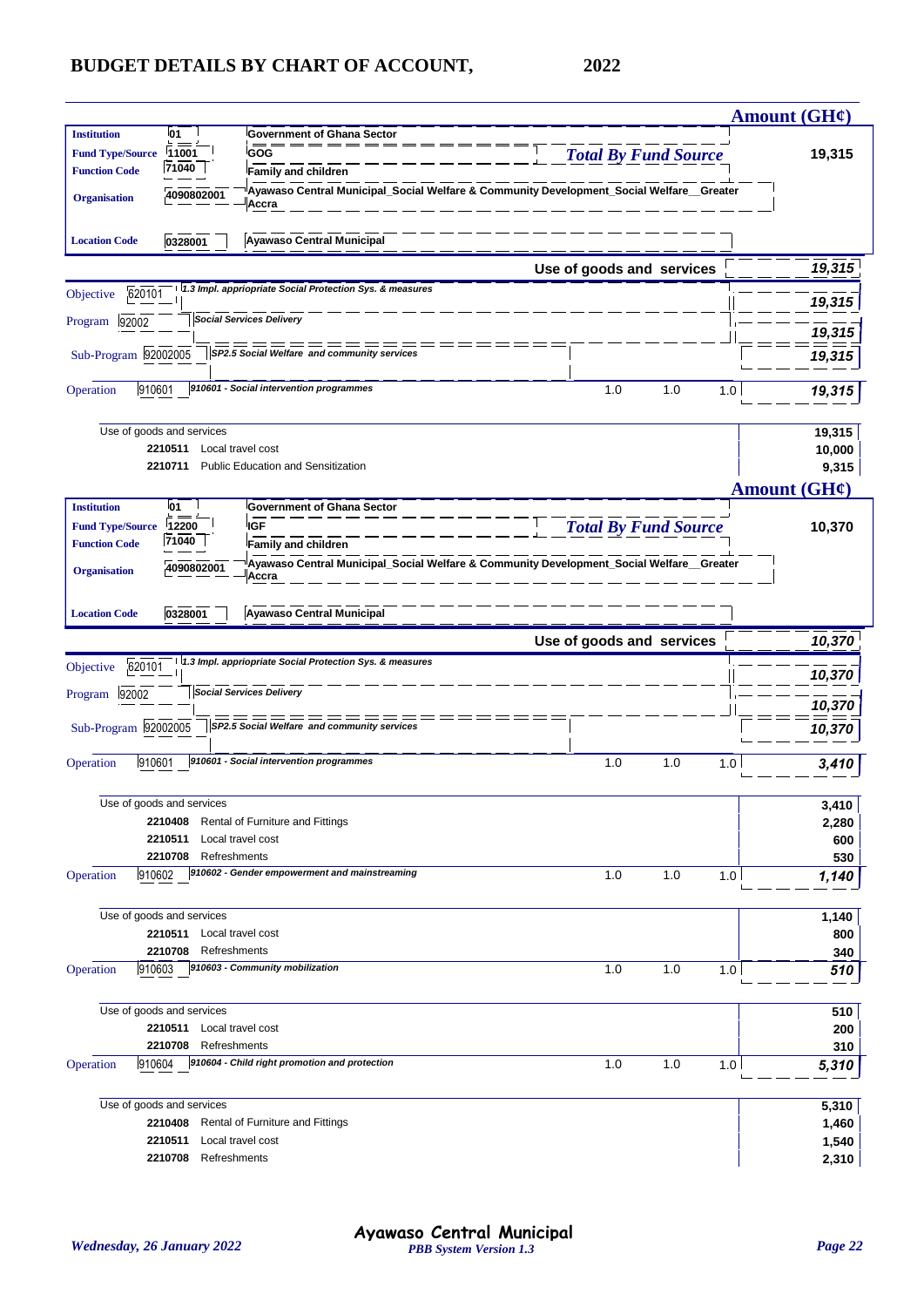# BUDGET DETAILS BY CHART OF ACCOUNT, 2022

| | | | Amount (GH¢) |
|---|---|---|---|
| **Institution** | 01 | Government of Ghana Sector | |
| **Fund Type/Source** | 11001 | GOG | *Total By Fund Source* **19,315** |
| **Function Code** | 71040 | Family and children | |
| **Organisation** | 4090802001 | Ayawaso Central Municipal_Social Welfare & Community Development_Social Welfare__Greater Accra | |
| **Location Code** | 0328001 | Ayawaso Central Municipal | |

| | | | | | Amount |
|---|---|---|---|---|---|
| | **Use of goods and services** | | | | **19,315** |
| Objective 620101 | *1.3 Impl. appriopriate Social Protection Sys. & measures* | | | | **19,315** |
| Program 92002 | *Social Services Delivery* | | | | **19,315** |
| Sub-Program 92002005 | *SP2.5 Social Welfare and community services* | | | | **19,315** |
| Operation 910601 | *910601 - Social intervention programmes* | 1.0 | 1.0 | 1.0 | **19,315** |
| | Use of goods and services | | | | **19,315** |
| | **2210511** Local travel cost | | | | **10,000** |
| | **2210711** Public Education and Sensitization | | | | **9,315** |

| | | | Amount (GH¢) |
|---|---|---|---|
| **Institution** | 01 | Government of Ghana Sector | |
| **Fund Type/Source** | 12200 | IGF | *Total By Fund Source* **10,370** |
| **Function Code** | 71040 | Family and children | |
| **Organisation** | 4090802001 | Ayawaso Central Municipal_Social Welfare & Community Development_Social Welfare__Greater Accra | |
| **Location Code** | 0328001 | Ayawaso Central Municipal | |

| | | | | | Amount |
|---|---|---|---|---|---|
| | **Use of goods and services** | | | | **10,370** |
| Objective 620101 | *1.3 Impl. appriopriate Social Protection Sys. & measures* | | | | **10,370** |
| Program 92002 | *Social Services Delivery* | | | | **10,370** |
| Sub-Program 92002005 | *SP2.5 Social Welfare and community services* | | | | **10,370** |
| Operation 910601 | *910601 - Social intervention programmes* | 1.0 | 1.0 | 1.0 | **3,410** |
| | Use of goods and services | | | | **3,410** |
| | **2210408** Rental of Furniture and Fittings | | | | **2,280** |
| | **2210511** Local travel cost | | | | **600** |
| | **2210708** Refreshments | | | | **530** |
| Operation 910602 | *910602 - Gender empowerment and mainstreaming* | 1.0 | 1.0 | 1.0 | **1,140** |
| | Use of goods and services | | | | **1,140** |
| | **2210511** Local travel cost | | | | **800** |
| | **2210708** Refreshments | | | | **340** |
| Operation 910603 | *910603 - Community mobilization* | 1.0 | 1.0 | 1.0 | **510** |
| | Use of goods and services | | | | **510** |
| | **2210511** Local travel cost | | | | **200** |
| | **2210708** Refreshments | | | | **310** |
| Operation 910604 | *910604 - Child right promotion and protection* | 1.0 | 1.0 | 1.0 | **5,310** |
| | Use of goods and services | | | | **5,310** |
| | **2210408** Rental of Furniture and Fittings | | | | **1,460** |
| | **2210511** Local travel cost | | | | **1,540** |
| | **2210708** Refreshments | | | | **2,310** |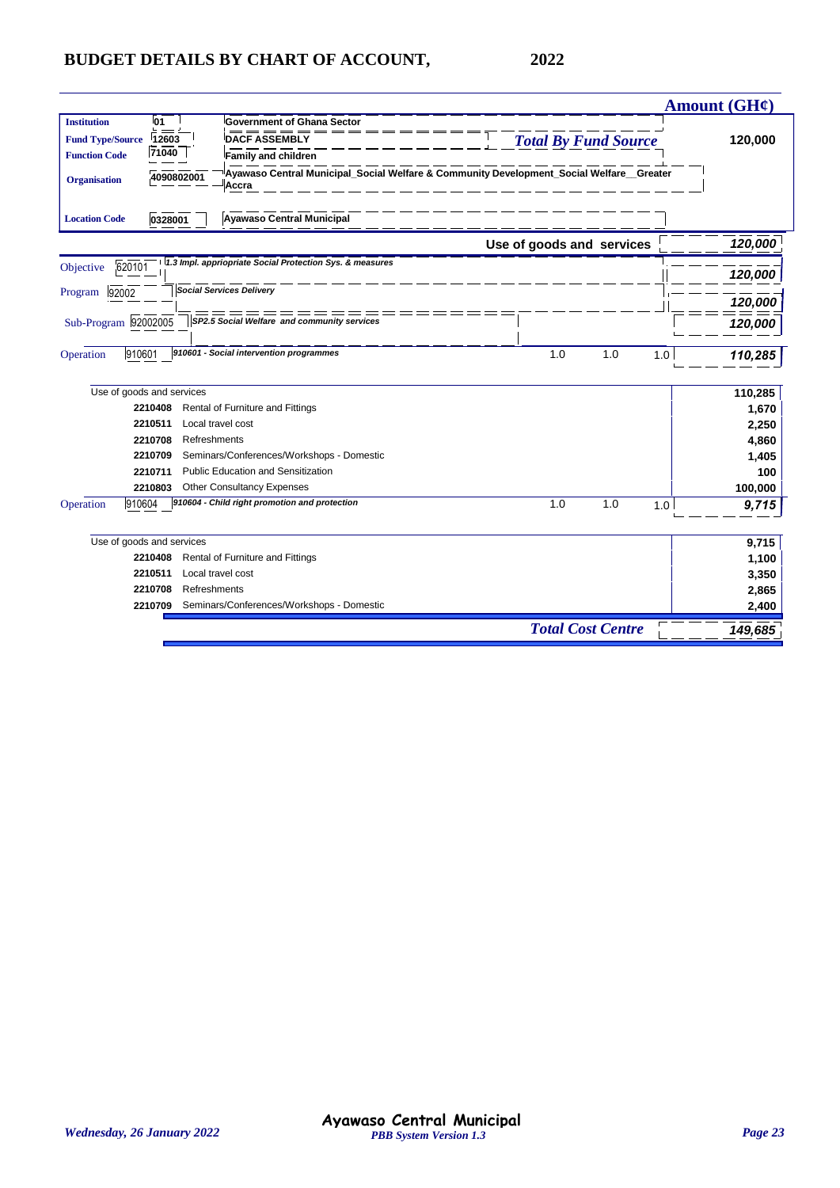# BUDGET DETAILS BY CHART OF ACCOUNT, 2022

**Amount (GH¢)**

| | | | |
|---|---|---|---|
| **Institution** | 01 | Government of Ghana Sector | |
| **Fund Type/Source** | 12603 | DACF ASSEMBLY | *Total By Fund Source* **120,000** |
| **Function Code** | 71040 | Family and children | |
| **Organisation** | 4090802001 | Ayawaso Central Municipal_Social Welfare & Community Development_Social Welfare__Greater Accra | |
| **Location Code** | 0328001 | Ayawaso Central Municipal | |

**Use of goods and services** *120,000*

| | | | | | | |
|---|---|---|---|---|---|---|
| Objective 620101 | *1.3 Impl. appriopriate Social Protection Sys. & measures* | | | | | *120,000* |
| Program 92002 | *Social Services Delivery* | | | | | *120,000* |
| Sub-Program 92002005 | *SP2.5 Social Welfare and community services* | | | | | *120,000* |
| Operation 910601 | *910601 - Social intervention programmes* | | 1.0 | 1.0 | 1.0 | *110,285* |
| Use of goods and services | | | | | | 110,285 |
| | 2210408 | Rental of Furniture and Fittings | | | | 1,670 |
| | 2210511 | Local travel cost | | | | 2,250 |
| | 2210708 | Refreshments | | | | 4,860 |
| | 2210709 | Seminars/Conferences/Workshops - Domestic | | | | 1,405 |
| | 2210711 | Public Education and Sensitization | | | | 100 |
| | 2210803 | Other Consultancy Expenses | | | | 100,000 |
| Operation 910604 | *910604 - Child right promotion and protection* | | 1.0 | 1.0 | 1.0 | *9,715* |
| Use of goods and services | | | | | | 9,715 |
| | 2210408 | Rental of Furniture and Fittings | | | | 1,100 |
| | 2210511 | Local travel cost | | | | 3,350 |
| | 2210708 | Refreshments | | | | 2,865 |
| | 2210709 | Seminars/Conferences/Workshops - Domestic | | | | 2,400 |
| | | *Total Cost Centre* | | | | *149,685* |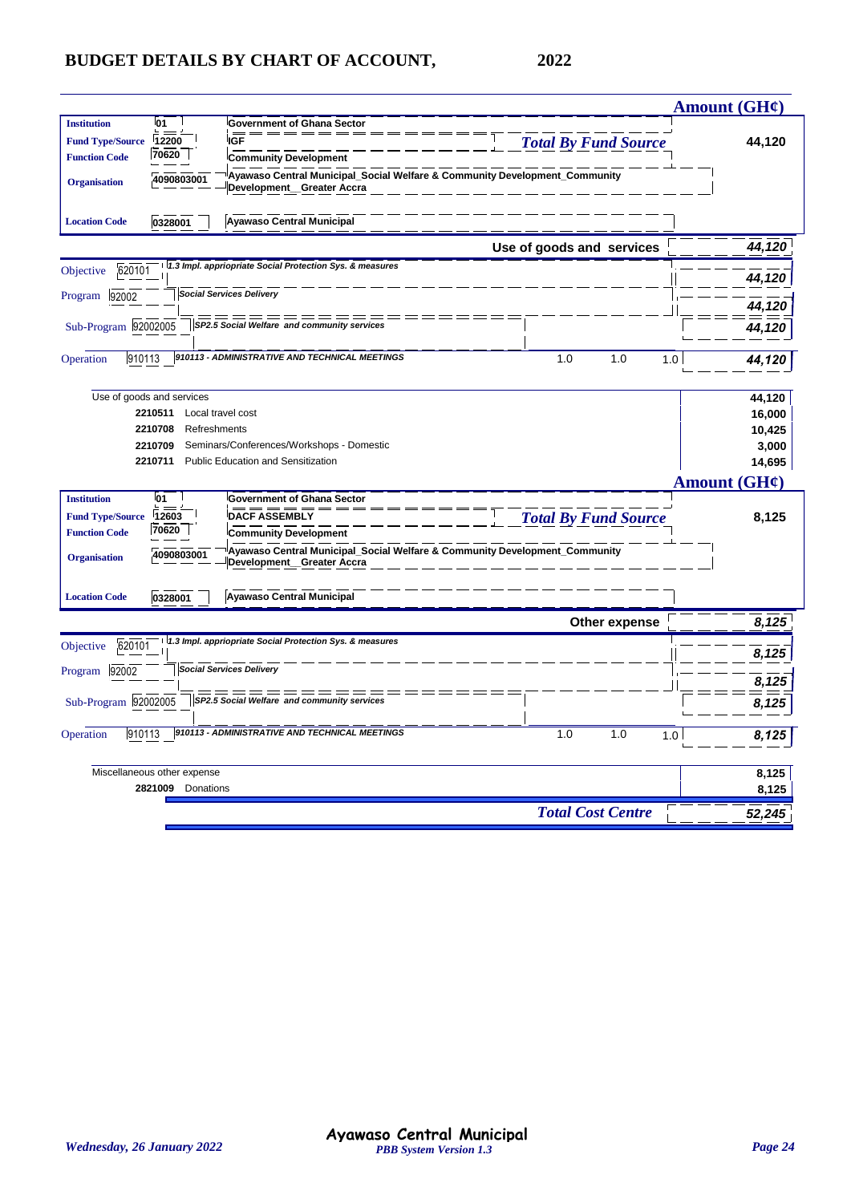# BUDGET DETAILS BY CHART OF ACCOUNT, 2022

| | | | Amount (GH¢) |
|---|---|---|---|
| **Institution** | 01 | Government of Ghana Sector | |
| **Fund Type/Source** | 12200 | IGF | *Total By Fund Source* 44,120 |
| **Function Code** | 70620 | Community Development | |
| **Organisation** | 4090803001 | Ayawaso Central Municipal_Social Welfare & Community Development_Community Development__Greater Accra | |
| **Location Code** | 0328001 | Ayawaso Central Municipal | |

| | | | | | | |
|---|---|---|---|---|---|---|
| | | **Use of goods and services** | | | | 44,120 |
| Objective | 620101 | *1.3 Impl. appriopriate Social Protection Sys. & measures* | | | | 44,120 |
| Program | 92002 | *Social Services Delivery* | | | | 44,120 |
| Sub-Program | 92002005 | *SP2.5 Social Welfare and community services* | | | | 44,120 |
| Operation | 910113 | *910113 - ADMINISTRATIVE AND TECHNICAL MEETINGS* | 1.0 | 1.0 | 1.0 | 44,120 |

| | | |
|---|---|---|
| Use of goods and services | | 44,120 |
| 2210511 | Local travel cost | 16,000 |
| 2210708 | Refreshments | 10,425 |
| 2210709 | Seminars/Conferences/Workshops - Domestic | 3,000 |
| 2210711 | Public Education and Sensitization | 14,695 |

| | | | Amount (GH¢) |
|---|---|---|---|
| **Institution** | 01 | Government of Ghana Sector | |
| **Fund Type/Source** | 12603 | DACF ASSEMBLY | *Total By Fund Source* 8,125 |
| **Function Code** | 70620 | Community Development | |
| **Organisation** | 4090803001 | Ayawaso Central Municipal_Social Welfare & Community Development_Community Development__Greater Accra | |
| **Location Code** | 0328001 | Ayawaso Central Municipal | |

| | | | | | | |
|---|---|---|---|---|---|---|
| | | **Other expense** | | | | 8,125 |
| Objective | 620101 | *1.3 Impl. appriopriate Social Protection Sys. & measures* | | | | 8,125 |
| Program | 92002 | *Social Services Delivery* | | | | 8,125 |
| Sub-Program | 92002005 | *SP2.5 Social Welfare and community services* | | | | 8,125 |
| Operation | 910113 | *910113 - ADMINISTRATIVE AND TECHNICAL MEETINGS* | 1.0 | 1.0 | 1.0 | 8,125 |

| | | |
|---|---|---|
| Miscellaneous other expense | | 8,125 |
| 2821009 | Donations | 8,125 |
| | ***Total Cost Centre*** | 52,245 |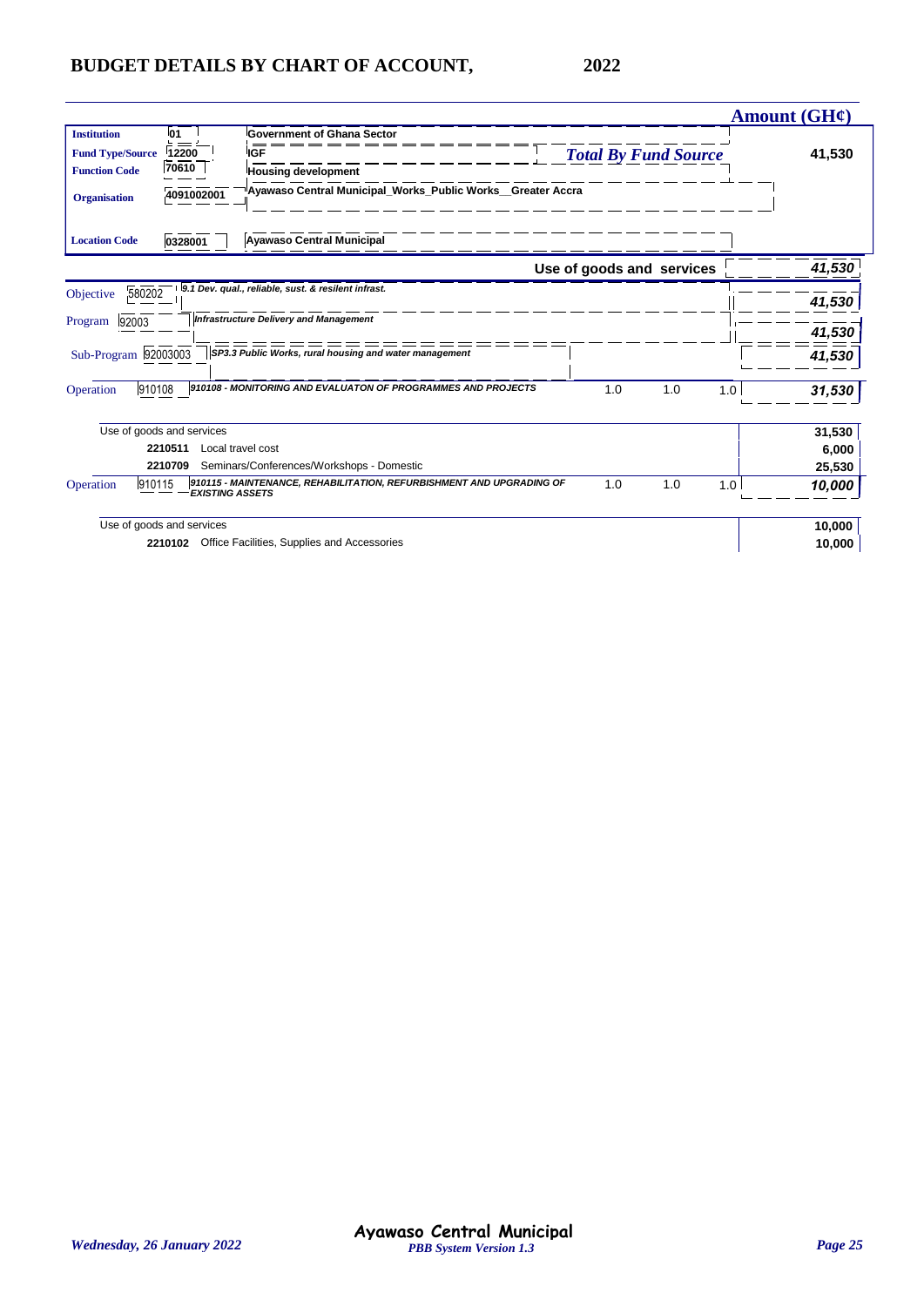# BUDGET DETAILS BY CHART OF ACCOUNT, 2022

**Amount (GH¢)**

| | | | |
|---|---|---|---|
| **Institution** | 01 | Government of Ghana Sector | |
| **Fund Type/Source** | 12200 | IGF | *Total By Fund Source* 41,530 |
| **Function Code** | 70610 | Housing development | |
| **Organisation** | 4091002001 | Ayawaso Central Municipal_Works_Public Works__Greater Accra | |
| **Location Code** | 0328001 | Ayawaso Central Municipal | |

**Use of goods and services** — ***41,530***

| | Code | Description | | | | Amount |
|---|---|---|---|---|---|---|
| Objective | 580202 | *9.1 Dev. qual., reliable, sust. & resilent infrast.* | | | | ***41,530*** |
| Program | 92003 | *Infrastructure Delivery and Management* | | | | ***41,530*** |
| Sub-Program | 92003003 | *SP3.3 Public Works, rural housing and water management* | | | | ***41,530*** |
| Operation | 910108 | *910108 - MONITORING AND EVALUATON OF PROGRAMMES AND PROJECTS* | 1.0 | 1.0 | 1.0 | ***31,530*** |
| | | Use of goods and services | | | | **31,530** |
| | **2210511** | Local travel cost | | | | **6,000** |
| | **2210709** | Seminars/Conferences/Workshops - Domestic | | | | **25,530** |
| Operation | 910115 | *910115 - MAINTENANCE, REHABILITATION, REFURBISHMENT AND UPGRADING OF EXISTING ASSETS* | 1.0 | 1.0 | 1.0 | ***10,000*** |
| | | Use of goods and services | | | | **10,000** |
| | **2210102** | Office Facilities, Supplies and Accessories | | | | **10,000** |

*Wednesday, 26 January 2022* — **Ayawaso Central Municipal** — *PBB System Version 1.3*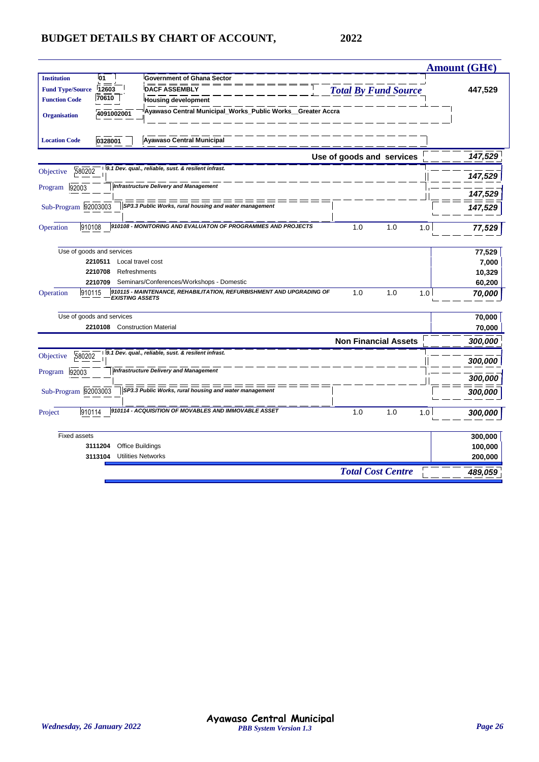# BUDGET DETAILS BY CHART OF ACCOUNT, 2022

| | | | | | | Amount (GH¢) |
|---|---|---|---|---|---|---|
| **Institution** | 01 | Government of Ghana Sector | | | | |
| **Fund Type/Source** | 12603 | DACF ASSEMBLY | *Total By Fund Source* | | | 447,529 |
| **Function Code** | 70610 | Housing development | | | | |
| **Organisation** | 4091002001 | Ayawaso Central Municipal_Works_Public Works__Greater Accra | | | | |
| **Location Code** | 0328001 | Ayawaso Central Municipal | | | | |

| | | | | | | |
|---|---|---|---|---|---|---|
| | | **Use of goods and services** | | | | ***147,529*** |
| Objective | 580202 | *9.1 Dev. qual., reliable, sust. & resilent infrast.* | | | | ***147,529*** |
| Program | 92003 | *Infrastructure Delivery and Management* | | | | ***147,529*** |
| Sub-Program | 92003003 | *SP3.3 Public Works, rural housing and water management* | | | | ***147,529*** |
| Operation | 910108 | *910108 - MONITORING AND EVALUATON OF PROGRAMMES AND PROJECTS* | 1.0 | 1.0 | 1.0 | ***77,529*** |
| Use of goods and services | | | | | | **77,529** |
| | 2210511 | Local travel cost | | | | **7,000** |
| | 2210708 | Refreshments | | | | **10,329** |
| | 2210709 | Seminars/Conferences/Workshops - Domestic | | | | **60,200** |
| Operation | 910115 | *910115 - MAINTENANCE, REHABILITATION, REFURBISHMENT AND UPGRADING OF EXISTING ASSETS* | 1.0 | 1.0 | 1.0 | ***70,000*** |
| Use of goods and services | | | | | | **70,000** |
| | 2210108 | Construction Material | | | | **70,000** |
| | | **Non Financial Assets** | | | | ***300,000*** |
| Objective | 580202 | *9.1 Dev. qual., reliable, sust. & resilent infrast.* | | | | ***300,000*** |
| Program | 92003 | *Infrastructure Delivery and Management* | | | | ***300,000*** |
| Sub-Program | 92003003 | *SP3.3 Public Works, rural housing and water management* | | | | ***300,000*** |
| Project | 910114 | *910114 - ACQUISITION OF MOVABLES AND IMMOVABLE ASSET* | 1.0 | 1.0 | 1.0 | ***300,000*** |
| Fixed assets | | | | | | **300,000** |
| | 3111204 | Office Buildings | | | | **100,000** |
| | 3113104 | Utilities Networks | | | | **200,000** |
| | | ***Total Cost Centre*** | | | | ***489,059*** |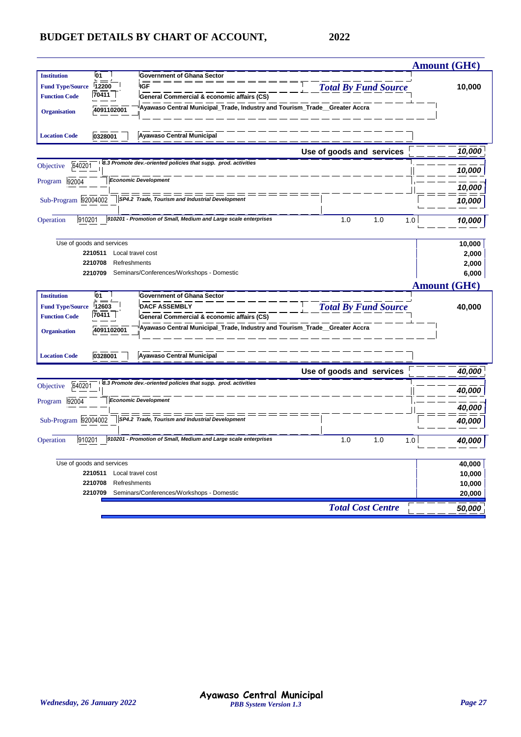# BUDGET DETAILS BY CHART OF ACCOUNT, 2022

| | | | Amount (GH¢) |
|---|---|---|---|
| **Institution** | 01 | Government of Ghana Sector | |
| **Fund Type/Source** | 12200 | IGF | *Total By Fund Source* 10,000 |
| **Function Code** | 70411 | General Commercial & economic affairs (CS) | |
| **Organisation** | 4091102001 | Ayawaso Central Municipal_Trade, Industry and Tourism_Trade__Greater Accra | |
| **Location Code** | 0328001 | Ayawaso Central Municipal | |

| | | | | | | |
|---|---|---|---|---|---|---|
| | | **Use of goods and services** | | | | *10,000* |
| Objective | 640201 | *8.3 Promote dev.-oriented policies that supp. prod. activities* | | | | *10,000* |
| Program | 92004 | *Economic Development* | | | | *10,000* |
| Sub-Program | 92004002 | *SP4.2 Trade, Tourism and Industrial Development* | | | | *10,000* |
| Operation | 910201 | *910201 - Promotion of Small, Medium and Large scale enterprises* | 1.0 | 1.0 | 1.0 | *10,000* |

| | | |
|---|---|---|
| Use of goods and services | | **10,000** |
| **2210511** | Local travel cost | **2,000** |
| **2210708** | Refreshments | **2,000** |
| **2210709** | Seminars/Conferences/Workshops - Domestic | **6,000** |

| | | | Amount (GH¢) |
|---|---|---|---|
| **Institution** | 01 | Government of Ghana Sector | |
| **Fund Type/Source** | 12603 | DACF ASSEMBLY | *Total By Fund Source* 40,000 |
| **Function Code** | 70411 | General Commercial & economic affairs (CS) | |
| **Organisation** | 4091102001 | Ayawaso Central Municipal_Trade, Industry and Tourism_Trade__Greater Accra | |
| **Location Code** | 0328001 | Ayawaso Central Municipal | |

| | | | | | | |
|---|---|---|---|---|---|---|
| | | **Use of goods and services** | | | | *40,000* |
| Objective | 640201 | *8.3 Promote dev.-oriented policies that supp. prod. activities* | | | | *40,000* |
| Program | 92004 | *Economic Development* | | | | *40,000* |
| Sub-Program | 92004002 | *SP4.2 Trade, Tourism and Industrial Development* | | | | *40,000* |
| Operation | 910201 | *910201 - Promotion of Small, Medium and Large scale enterprises* | 1.0 | 1.0 | 1.0 | *40,000* |

| | | |
|---|---|---|
| Use of goods and services | | **40,000** |
| **2210511** | Local travel cost | **10,000** |
| **2210708** | Refreshments | **10,000** |
| **2210709** | Seminars/Conferences/Workshops - Domestic | **20,000** |

*Total Cost Centre* ***50,000***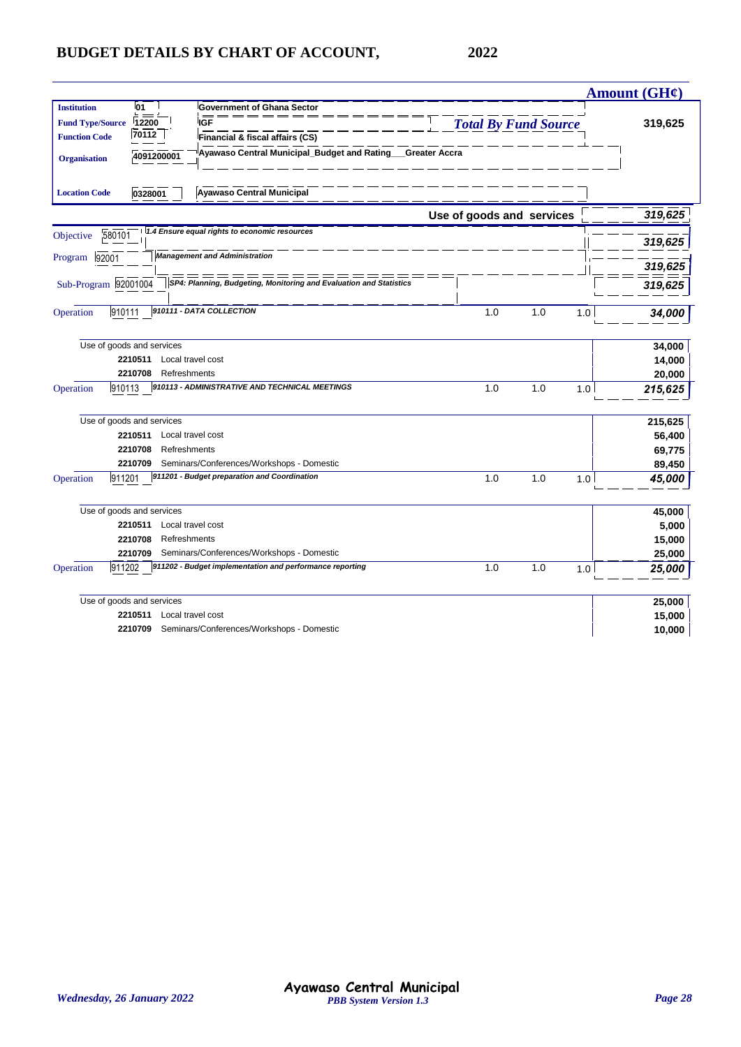## BUDGET DETAILS BY CHART OF ACCOUNT, 2022

| | | | | | | Amount (GH¢) |
|---|---|---|---|---|---|---|
| **Institution** | 01 | Government of Ghana Sector | | | | |
| **Fund Type/Source** | 12200 | IGF | *Total By Fund Source* | | | 319,625 |
| **Function Code** | 70112 | Financial & fiscal affairs (CS) | | | | |
| **Organisation** | 4091200001 | Ayawaso Central Municipal_Budget and Rating___Greater Accra | | | | |
| **Location Code** | 0328001 | Ayawaso Central Municipal | | | | |
| | | | **Use of goods and services** | | | *319,625* |
| Objective | 580101 | *1.4 Ensure equal rights to economic resources* | | | | *319,625* |
| Program | 92001 | *Management and Administration* | | | | *319,625* |
| Sub-Program | 92001004 | *SP4: Planning, Budgeting, Monitoring and Evaluation and Statistics* | | | | *319,625* |
| Operation | 910111 | *910111 - DATA COLLECTION* | 1.0 | 1.0 | 1.0 | *34,000* |
| | | Use of goods and services | | | | 34,000 |
| | 2210511 | Local travel cost | | | | 14,000 |
| | 2210708 | Refreshments | | | | 20,000 |
| Operation | 910113 | *910113 - ADMINISTRATIVE AND TECHNICAL MEETINGS* | 1.0 | 1.0 | 1.0 | *215,625* |
| | | Use of goods and services | | | | 215,625 |
| | 2210511 | Local travel cost | | | | 56,400 |
| | 2210708 | Refreshments | | | | 69,775 |
| | 2210709 | Seminars/Conferences/Workshops - Domestic | | | | 89,450 |
| Operation | 911201 | *911201 - Budget preparation and Coordination* | 1.0 | 1.0 | 1.0 | *45,000* |
| | | Use of goods and services | | | | 45,000 |
| | 2210511 | Local travel cost | | | | 5,000 |
| | 2210708 | Refreshments | | | | 15,000 |
| | 2210709 | Seminars/Conferences/Workshops - Domestic | | | | 25,000 |
| Operation | 911202 | *911202 - Budget implementation and performance reporting* | 1.0 | 1.0 | 1.0 | *25,000* |
| | | Use of goods and services | | | | 25,000 |
| | 2210511 | Local travel cost | | | | 15,000 |
| | 2210709 | Seminars/Conferences/Workshops - Domestic | | | | 10,000 |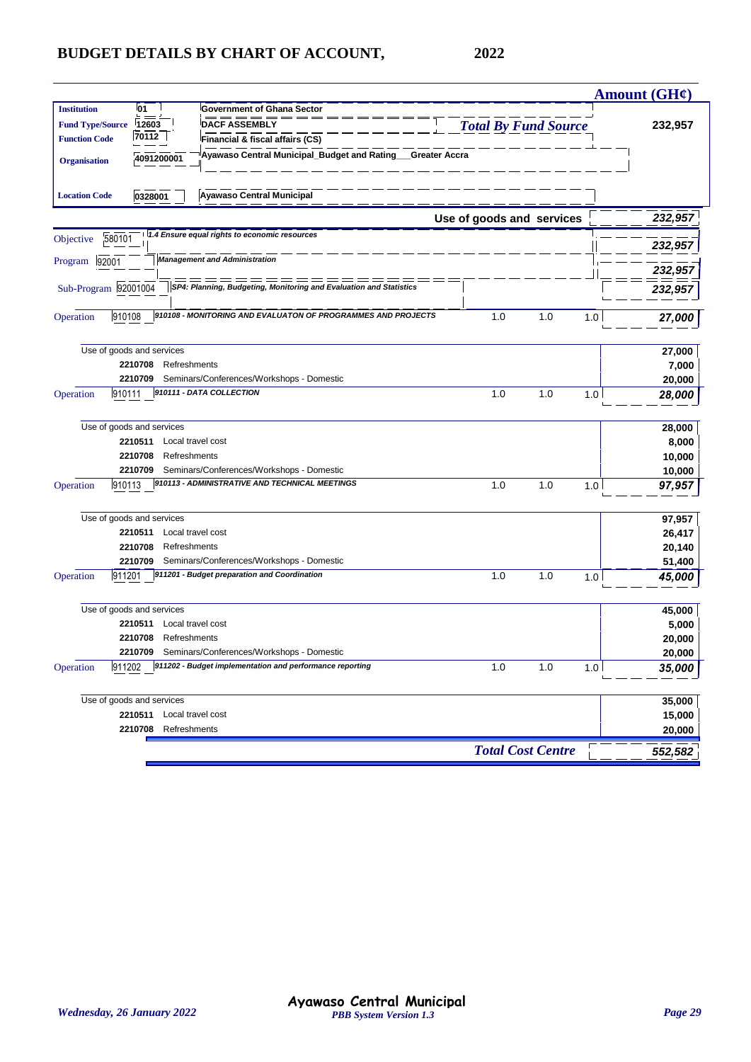# BUDGET DETAILS BY CHART OF ACCOUNT, 2022

| | | | | | | Amount (GH¢) |
|---|---|---|---|---|---|---|
| **Institution** | 01 | Government of Ghana Sector | | | | |
| **Fund Type/Source** | 12603 | DACF ASSEMBLY | *Total By Fund Source* | | | 232,957 |
| **Function Code** | 70112 | Financial & fiscal affairs (CS) | | | | |
| **Organisation** | 4091200001 | Ayawaso Central Municipal_Budget and Rating___Greater Accra | | | | |
| **Location Code** | 0328001 | Ayawaso Central Municipal | | | | |
| | | | Use of goods and services | | | *232,957* |
| Objective | 580101 | *1.4 Ensure equal rights to economic resources* | | | | *232,957* |
| Program | 92001 | *Management and Administration* | | | | *232,957* |
| Sub-Program | 92001004 | *SP4: Planning, Budgeting, Monitoring and Evaluation and Statistics* | | | | *232,957* |
| Operation | 910108 | *910108 - MONITORING AND EVALUATON OF PROGRAMMES AND PROJECTS* | 1.0 | 1.0 | 1.0 | *27,000* |
| | Use of goods and services | | | | | 27,000 |
| | 2210708 | Refreshments | | | | 7,000 |
| | 2210709 | Seminars/Conferences/Workshops - Domestic | | | | 20,000 |
| Operation | 910111 | *910111 - DATA COLLECTION* | 1.0 | 1.0 | 1.0 | *28,000* |
| | Use of goods and services | | | | | 28,000 |
| | 2210511 | Local travel cost | | | | 8,000 |
| | 2210708 | Refreshments | | | | 10,000 |
| | 2210709 | Seminars/Conferences/Workshops - Domestic | | | | 10,000 |
| Operation | 910113 | *910113 - ADMINISTRATIVE AND TECHNICAL MEETINGS* | 1.0 | 1.0 | 1.0 | *97,957* |
| | Use of goods and services | | | | | 97,957 |
| | 2210511 | Local travel cost | | | | 26,417 |
| | 2210708 | Refreshments | | | | 20,140 |
| | 2210709 | Seminars/Conferences/Workshops - Domestic | | | | 51,400 |
| Operation | 911201 | *911201 - Budget preparation and Coordination* | 1.0 | 1.0 | 1.0 | *45,000* |
| | Use of goods and services | | | | | 45,000 |
| | 2210511 | Local travel cost | | | | 5,000 |
| | 2210708 | Refreshments | | | | 20,000 |
| | 2210709 | Seminars/Conferences/Workshops - Domestic | | | | 20,000 |
| Operation | 911202 | *911202 - Budget implementation and performance reporting* | 1.0 | 1.0 | 1.0 | *35,000* |
| | Use of goods and services | | | | | 35,000 |
| | 2210511 | Local travel cost | | | | 15,000 |
| | 2210708 | Refreshments | | | | 20,000 |
| | | | *Total Cost Centre* | | | *552,582* |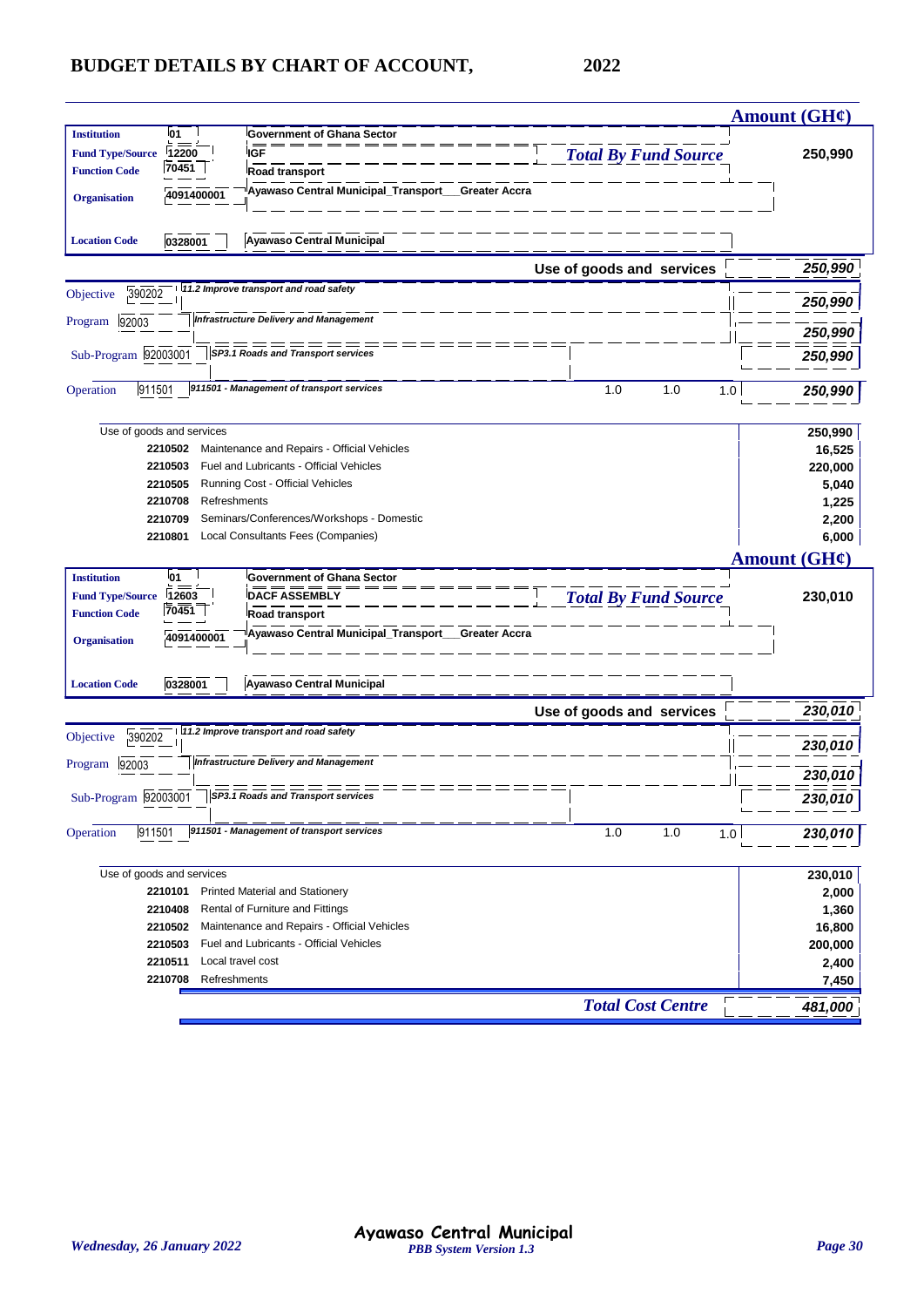# BUDGET DETAILS BY CHART OF ACCOUNT, 2022

**Amount (GH¢)**

| | | | |
|---|---|---|---|
| **Institution** | 01 | Government of Ghana Sector | |
| **Fund Type/Source** | 12200 | IGF | *Total By Fund Source* **250,990** |
| **Function Code** | 70451 | Road transport | |
| **Organisation** | 4091400001 | Ayawaso Central Municipal_Transport__Greater Accra | |
| **Location Code** | 0328001 | Ayawaso Central Municipal | |

**Use of goods and services** — *250,990*

| | | | | | | |
|---|---|---|---|---|---|---|
| Objective | 390202 | 11.2 Improve transport and road safety | | | | *250,990* |
| Program | 92003 | Infrastructure Delivery and Management | | | | *250,990* |
| Sub-Program | 92003001 | SP3.1 Roads and Transport services | | | | *250,990* |
| Operation | 911501 | 911501 - Management of transport services | 1.0 | 1.0 | 1.0 | *250,990* |

| Code | Description | Amount |
|---|---|---|
| | Use of goods and services | **250,990** |
| **2210502** | Maintenance and Repairs - Official Vehicles | **16,525** |
| **2210503** | Fuel and Lubricants - Official Vehicles | **220,000** |
| **2210505** | Running Cost - Official Vehicles | **5,040** |
| **2210708** | Refreshments | **1,225** |
| **2210709** | Seminars/Conferences/Workshops - Domestic | **2,200** |
| **2210801** | Local Consultants Fees (Companies) | **6,000** |

**Amount (GH¢)**

| | | | |
|---|---|---|---|
| **Institution** | 01 | Government of Ghana Sector | |
| **Fund Type/Source** | 12603 | DACF ASSEMBLY | *Total By Fund Source* **230,010** |
| **Function Code** | 70451 | Road transport | |
| **Organisation** | 4091400001 | Ayawaso Central Municipal_Transport__Greater Accra | |
| **Location Code** | 0328001 | Ayawaso Central Municipal | |

**Use of goods and services** — *230,010*

| | | | | | | |
|---|---|---|---|---|---|---|
| Objective | 390202 | 11.2 Improve transport and road safety | | | | *230,010* |
| Program | 92003 | Infrastructure Delivery and Management | | | | *230,010* |
| Sub-Program | 92003001 | SP3.1 Roads and Transport services | | | | *230,010* |
| Operation | 911501 | 911501 - Management of transport services | 1.0 | 1.0 | 1.0 | *230,010* |

| Code | Description | Amount |
|---|---|---|
| | Use of goods and services | **230,010** |
| **2210101** | Printed Material and Stationery | **2,000** |
| **2210408** | Rental of Furniture and Fittings | **1,360** |
| **2210502** | Maintenance and Repairs - Official Vehicles | **16,800** |
| **2210503** | Fuel and Lubricants - Official Vehicles | **200,000** |
| **2210511** | Local travel cost | **2,400** |
| **2210708** | Refreshments | **7,450** |

***Total Cost Centre*** — ***481,000***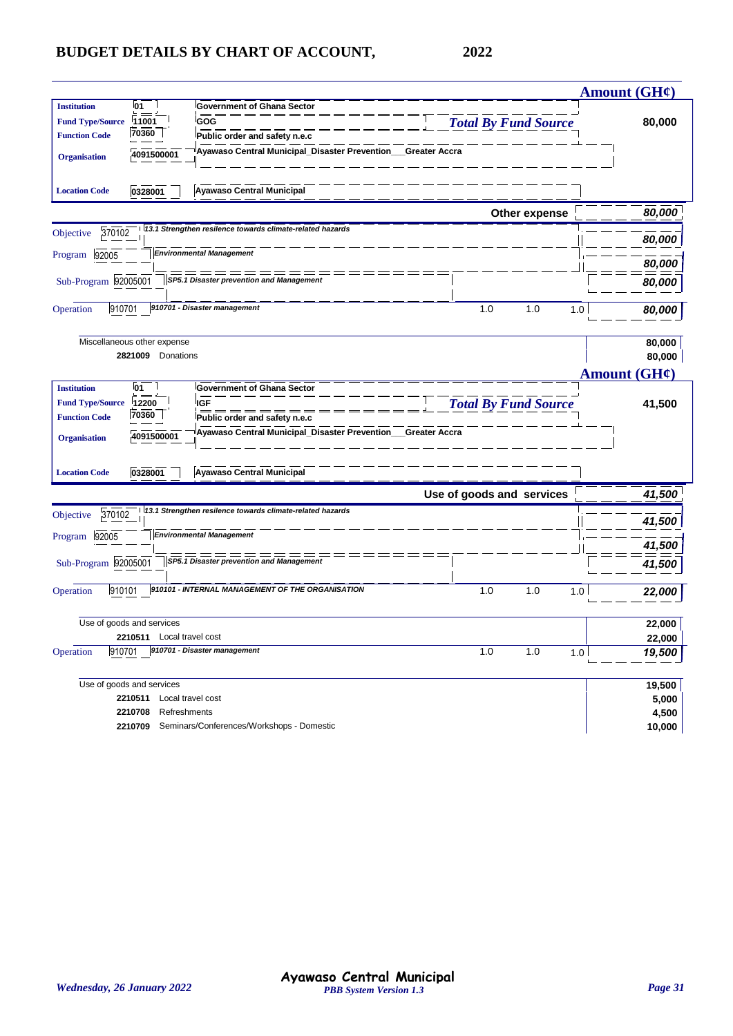## BUDGET DETAILS BY CHART OF ACCOUNT, 2022

**Amount (GH¢)**

| | | | |
|---|---|---|---|
| **Institution** | 01 | Government of Ghana Sector | |
| **Fund Type/Source** | 11001 | GOG | *Total By Fund Source* 80,000 |
| **Function Code** | 70360 | Public order and safety n.e.c | |
| **Organisation** | 4091500001 | Ayawaso Central Municipal_Disaster Prevention___Greater Accra | |
| **Location Code** | 0328001 | Ayawaso Central Municipal | |

| | | | | | | Amount |
|---|---|---|---|---|---|---|
| | | **Other expense** | | | | ***80,000*** |
| Objective | 370102 | *13.1 Strengthen resilence towards climate-related hazards* | | | | ***80,000*** |
| Program | 92005 | *Environmental Management* | | | | ***80,000*** |
| Sub-Program | 92005001 | *SP5.1 Disaster prevention and Management* | | | | ***80,000*** |
| Operation | 910701 | *910701 - Disaster management* | 1.0 | 1.0 | 1.0 | ***80,000*** |
| | | Miscellaneous other expense | | | | **80,000** |
| | **2821009** | Donations | | | | **80,000** |

**Amount (GH¢)**

| | | | |
|---|---|---|---|
| **Institution** | 01 | Government of Ghana Sector | |
| **Fund Type/Source** | 12200 | IGF | *Total By Fund Source* 41,500 |
| **Function Code** | 70360 | Public order and safety n.e.c | |
| **Organisation** | 4091500001 | Ayawaso Central Municipal_Disaster Prevention___Greater Accra | |
| **Location Code** | 0328001 | Ayawaso Central Municipal | |

| | | | | | | Amount |
|---|---|---|---|---|---|---|
| | | **Use of goods and services** | | | | ***41,500*** |
| Objective | 370102 | *13.1 Strengthen resilence towards climate-related hazards* | | | | ***41,500*** |
| Program | 92005 | *Environmental Management* | | | | ***41,500*** |
| Sub-Program | 92005001 | *SP5.1 Disaster prevention and Management* | | | | ***41,500*** |
| Operation | 910101 | *910101 - INTERNAL MANAGEMENT OF THE ORGANISATION* | 1.0 | 1.0 | 1.0 | ***22,000*** |
| | | Use of goods and services | | | | **22,000** |
| | **2210511** | Local travel cost | | | | **22,000** |
| Operation | 910701 | *910701 - Disaster management* | 1.0 | 1.0 | 1.0 | ***19,500*** |
| | | Use of goods and services | | | | **19,500** |
| | **2210511** | Local travel cost | | | | **5,000** |
| | **2210708** | Refreshments | | | | **4,500** |
| | **2210709** | Seminars/Conferences/Workshops - Domestic | | | | **10,000** |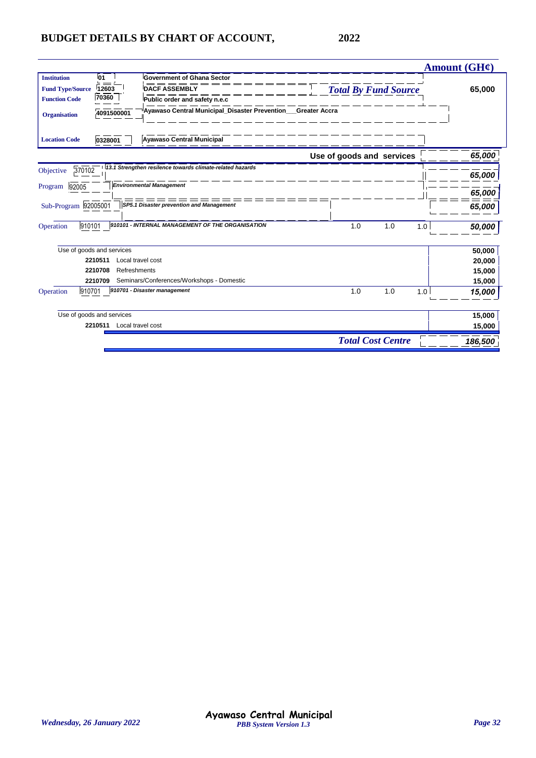# BUDGET DETAILS BY CHART OF ACCOUNT, 2022

| | | | Amount (GH¢) |
|---|---|---|---|
| **Institution** | 01 | Government of Ghana Sector | |
| **Fund Type/Source** | 12603 | DACF ASSEMBLY | *Total By Fund Source* 65,000 |
| **Function Code** | 70360 | Public order and safety n.e.c | |
| **Organisation** | 4091500001 | Ayawaso Central Municipal_Disaster Prevention___Greater Accra | |
| **Location Code** | 0328001 | Ayawaso Central Municipal | |

| | | | | | | Amount (GH¢) |
|---|---|---|---|---|---|---|
| | | **Use of goods and services** | | | | *65,000* |
| Objective | 370102 | *13.1 Strengthen resilence towards climate-related hazards* | | | | *65,000* |
| Program | 92005 | *Environmental Management* | | | | *65,000* |
| Sub-Program | 92005001 | *SP5.1 Disaster prevention and Management* | | | | *65,000* |
| Operation | 910101 | *910101 - INTERNAL MANAGEMENT OF THE ORGANISATION* | 1.0 | 1.0 | 1.0 | *50,000* |
| Use of goods and services | | | | | | 50,000 |
| | 2210511 | Local travel cost | | | | 20,000 |
| | 2210708 | Refreshments | | | | 15,000 |
| | 2210709 | Seminars/Conferences/Workshops - Domestic | | | | 15,000 |
| Operation | 910701 | *910701 - Disaster management* | 1.0 | 1.0 | 1.0 | *15,000* |
| Use of goods and services | | | | | | 15,000 |
| | 2210511 | Local travel cost | | | | 15,000 |
| | | | | | ***Total Cost Centre*** | *186,500* |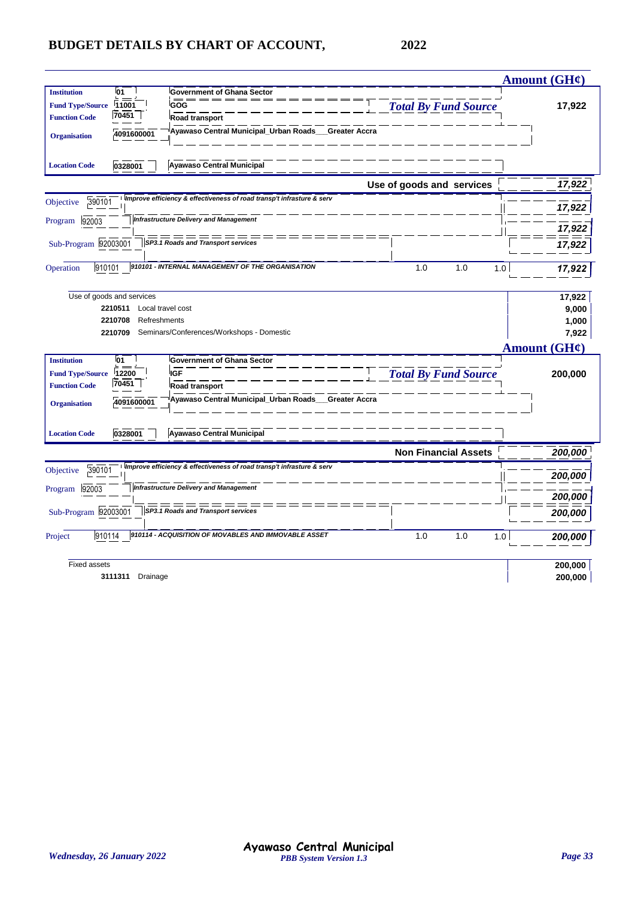# BUDGET DETAILS BY CHART OF ACCOUNT, 2022

**Amount (GH¢)**

| | | | | |
|---|---|---|---|---|
| **Institution** | 01 | Government of Ghana Sector | | |
| **Fund Type/Source** | 11001 | GOG | *Total By Fund Source* | 17,922 |
| **Function Code** | 70451 | Road transport | | |
| **Organisation** | 4091600001 | Ayawaso Central Municipal_Urban Roads__Greater Accra | | |
| **Location Code** | 0328001 | Ayawaso Central Municipal | | |

| | | | | | | |
|---|---|---|---|---|---|---|
| | | **Use of goods and services** | | | | *17,922* |
| Objective | 390101 | *Improve efficiency & effectiveness of road transp't infrasture & serv* | | | | *17,922* |
| Program | 92003 | *Infrastructure Delivery and Management* | | | | *17,922* |
| Sub-Program | 92003001 | *SP3.1 Roads and Transport services* | | | | *17,922* |
| Operation | 910101 | *910101 - INTERNAL MANAGEMENT OF THE ORGANISATION* | 1.0 | 1.0 | 1.0 | *17,922* |

| | | |
|---|---|---|
| Use of goods and services | | 17,922 |
| 2210511 | Local travel cost | 9,000 |
| 2210708 | Refreshments | 1,000 |
| 2210709 | Seminars/Conferences/Workshops - Domestic | 7,922 |

**Amount (GH¢)**

| | | | | |
|---|---|---|---|---|
| **Institution** | 01 | Government of Ghana Sector | | |
| **Fund Type/Source** | 12200 | IGF | *Total By Fund Source* | 200,000 |
| **Function Code** | 70451 | Road transport | | |
| **Organisation** | 4091600001 | Ayawaso Central Municipal_Urban Roads__Greater Accra | | |
| **Location Code** | 0328001 | Ayawaso Central Municipal | | |

| | | | | | | |
|---|---|---|---|---|---|---|
| | | **Non Financial Assets** | | | | *200,000* |
| Objective | 390101 | *Improve efficiency & effectiveness of road transp't infrasture & serv* | | | | *200,000* |
| Program | 92003 | *Infrastructure Delivery and Management* | | | | *200,000* |
| Sub-Program | 92003001 | *SP3.1 Roads and Transport services* | | | | *200,000* |
| Project | 910114 | *910114 - ACQUISITION OF MOVABLES AND IMMOVABLE ASSET* | 1.0 | 1.0 | 1.0 | *200,000* |

| | | |
|---|---|---|
| Fixed assets | | 200,000 |
| 3111311 | Drainage | 200,000 |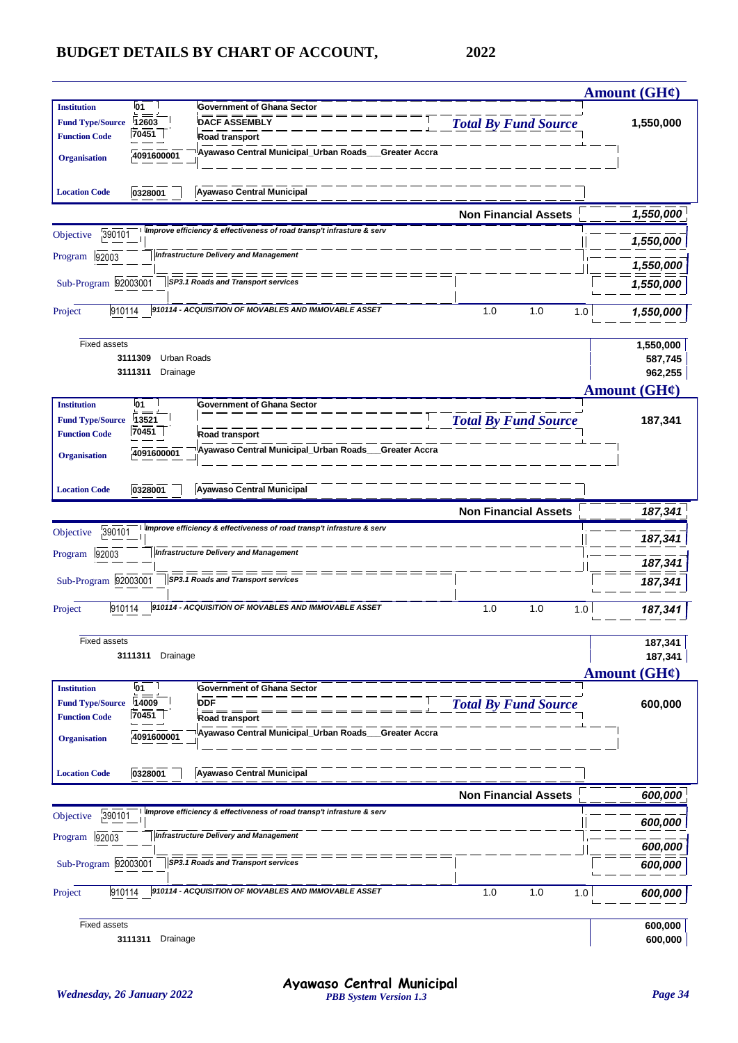# BUDGET DETAILS BY CHART OF ACCOUNT, 2022

| | | | | **Amount (GH¢)** |
|---|---|---|---|---|
| **Institution** | 01 | Government of Ghana Sector | | |
| **Fund Type/Source** | 12603 | DACF ASSEMBLY | *Total By Fund Source* | 1,550,000 |
| **Function Code** | 70451 | Road transport | | |
| **Organisation** | 4091600001 | Ayawaso Central Municipal_Urban Roads__Greater Accra | | |
| **Location Code** | 0328001 | Ayawaso Central Municipal | | |
| | | | **Non Financial Assets** | *1,550,000* |
| Objective | 390101 | *Improve efficiency & effectiveness of road transp't infrasture & serv* | | *1,550,000* |
| Program | 92003 | *Infrastructure Delivery and Management* | | *1,550,000* |
| Sub-Program | 92003001 | *SP3.1 Roads and Transport services* | | *1,550,000* |
| Project | 910114 | *910114 - ACQUISITION OF MOVABLES AND IMMOVABLE ASSET* | 1.0 1.0 1.0 | *1,550,000* |
| Fixed assets | | | | 1,550,000 |
| | 3111309 | Urban Roads | | 587,745 |
| | 3111311 | Drainage | | 962,255 |

| | | | | **Amount (GH¢)** |
|---|---|---|---|---|
| **Institution** | 01 | Government of Ghana Sector | | |
| **Fund Type/Source** | 13521 | | *Total By Fund Source* | 187,341 |
| **Function Code** | 70451 | Road transport | | |
| **Organisation** | 4091600001 | Ayawaso Central Municipal_Urban Roads__Greater Accra | | |
| **Location Code** | 0328001 | Ayawaso Central Municipal | | |
| | | | **Non Financial Assets** | *187,341* |
| Objective | 390101 | *Improve efficiency & effectiveness of road transp't infrasture & serv* | | *187,341* |
| Program | 92003 | *Infrastructure Delivery and Management* | | *187,341* |
| Sub-Program | 92003001 | *SP3.1 Roads and Transport services* | | *187,341* |
| Project | 910114 | *910114 - ACQUISITION OF MOVABLES AND IMMOVABLE ASSET* | 1.0 1.0 1.0 | *187,341* |
| Fixed assets | | | | 187,341 |
| | 3111311 | Drainage | | 187,341 |

| | | | | **Amount (GH¢)** |
|---|---|---|---|---|
| **Institution** | 01 | Government of Ghana Sector | | |
| **Fund Type/Source** | 14009 | DDF | *Total By Fund Source* | 600,000 |
| **Function Code** | 70451 | Road transport | | |
| **Organisation** | 4091600001 | Ayawaso Central Municipal_Urban Roads__Greater Accra | | |
| **Location Code** | 0328001 | Ayawaso Central Municipal | | |
| | | | **Non Financial Assets** | *600,000* |
| Objective | 390101 | *Improve efficiency & effectiveness of road transp't infrasture & serv* | | *600,000* |
| Program | 92003 | *Infrastructure Delivery and Management* | | *600,000* |
| Sub-Program | 92003001 | *SP3.1 Roads and Transport services* | | *600,000* |
| Project | 910114 | *910114 - ACQUISITION OF MOVABLES AND IMMOVABLE ASSET* | 1.0 1.0 1.0 | *600,000* |
| Fixed assets | | | | 600,000 |
| | 3111311 | Drainage | | 600,000 |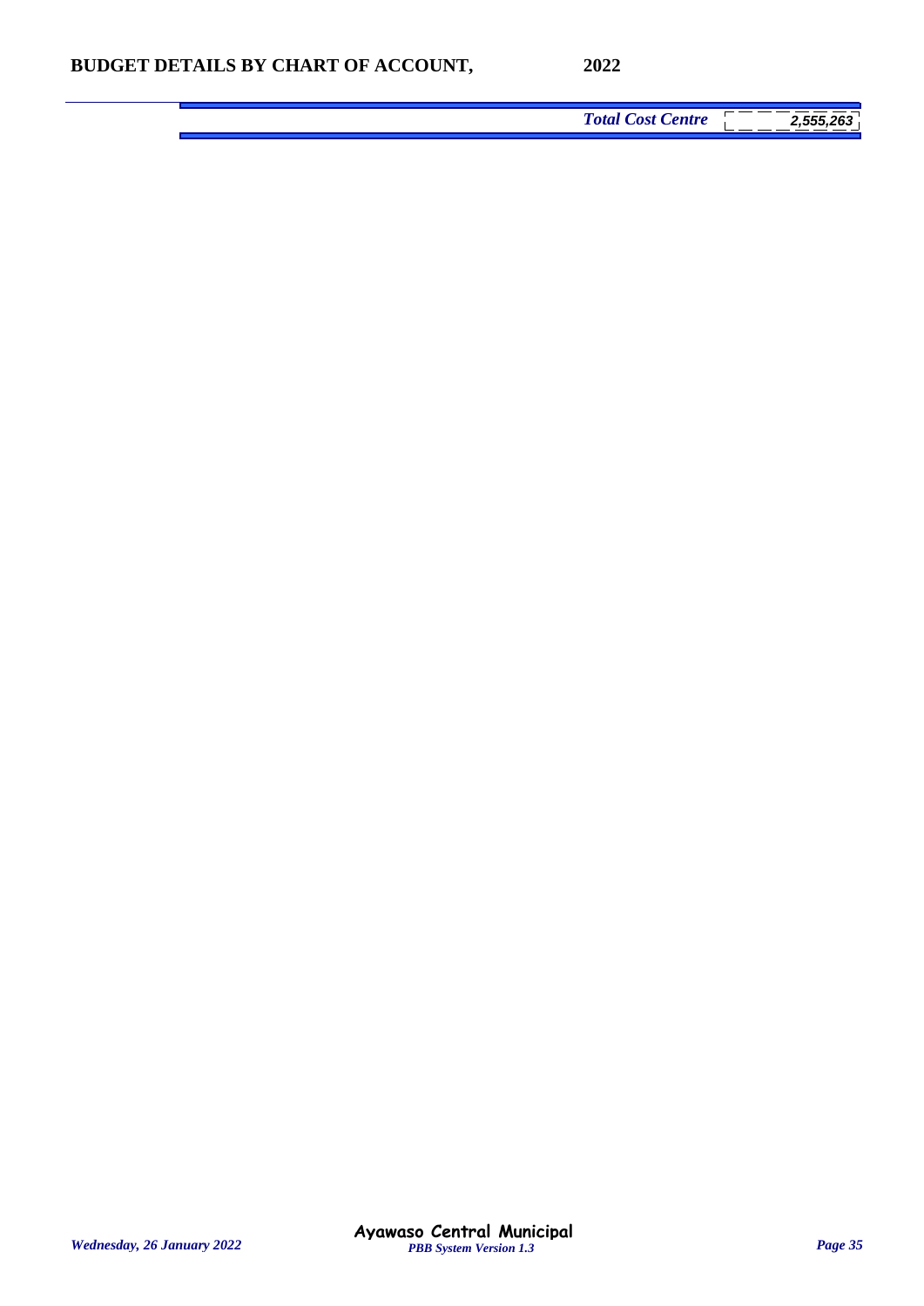| | |
|---|---|
| ***Total Cost Centre*** | ***2,555,263*** |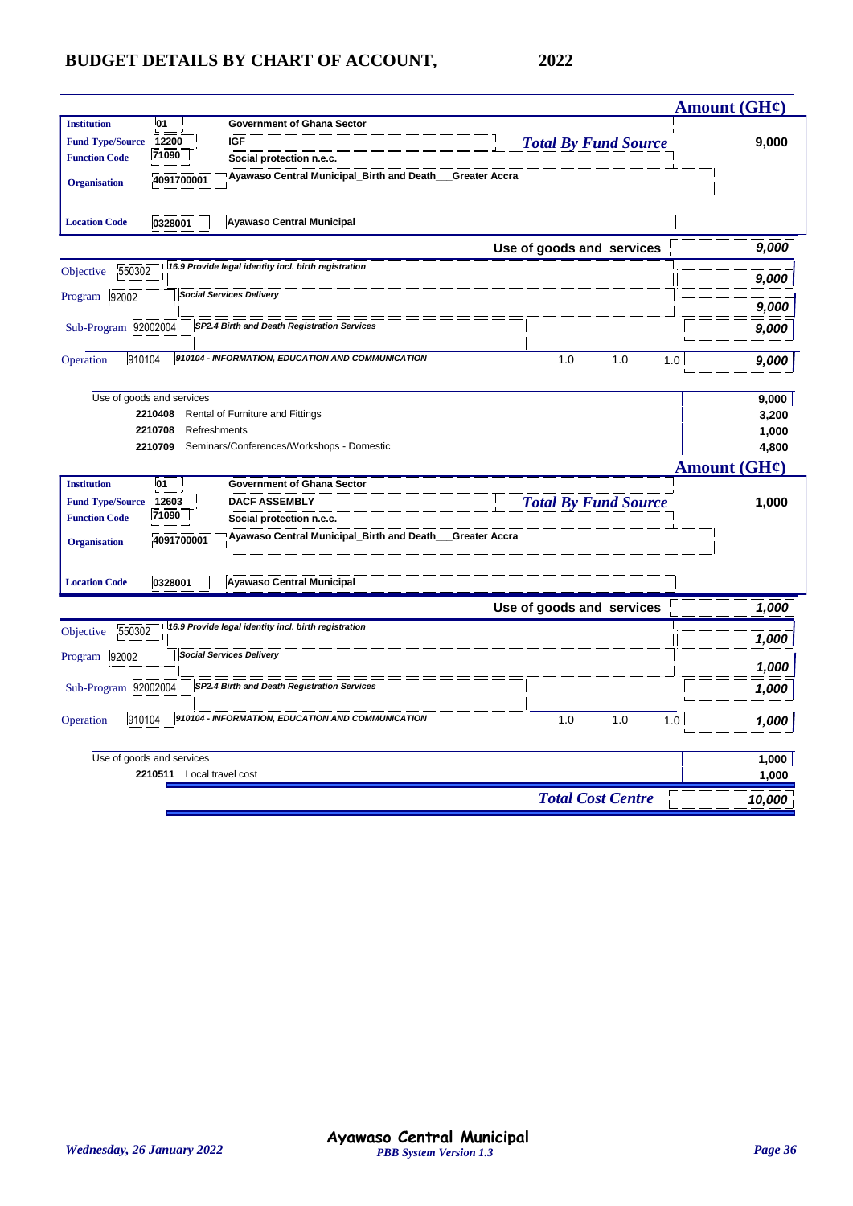# BUDGET DETAILS BY CHART OF ACCOUNT, 2022

| | | | Amount (GH¢) |
|---|---|---|---|
| **Institution** | 01 | Government of Ghana Sector | |
| **Fund Type/Source** | 12200 | IGF | *Total By Fund Source* 9,000 |
| **Function Code** | 71090 | Social protection n.e.c. | |
| **Organisation** | 4091700001 | Ayawaso Central Municipal_Birth and Death___Greater Accra | |
| **Location Code** | 0328001 | Ayawaso Central Municipal | |

| | | | | | | |
|---|---|---|---|---|---|---|
| | | **Use of goods and services** | | | | 9,000 |
| Objective | 550302 | *16.9 Provide legal identity incl. birth registration* | | | | 9,000 |
| Program | 92002 | *Social Services Delivery* | | | | 9,000 |
| Sub-Program | 92002004 | *SP2.4 Birth and Death Registration Services* | | | | 9,000 |
| Operation | 910104 | *910104 - INFORMATION, EDUCATION AND COMMUNICATION* | 1.0 | 1.0 | 1.0 | 9,000 |

| | | |
|---|---|---|
| Use of goods and services | | 9,000 |
| 2210408 | Rental of Furniture and Fittings | 3,200 |
| 2210708 | Refreshments | 1,000 |
| 2210709 | Seminars/Conferences/Workshops - Domestic | 4,800 |

| | | | Amount (GH¢) |
|---|---|---|---|
| **Institution** | 01 | Government of Ghana Sector | |
| **Fund Type/Source** | 12603 | DACF ASSEMBLY | *Total By Fund Source* 1,000 |
| **Function Code** | 71090 | Social protection n.e.c. | |
| **Organisation** | 4091700001 | Ayawaso Central Municipal_Birth and Death___Greater Accra | |
| **Location Code** | 0328001 | Ayawaso Central Municipal | |

| | | | | | | |
|---|---|---|---|---|---|---|
| | | **Use of goods and services** | | | | 1,000 |
| Objective | 550302 | *16.9 Provide legal identity incl. birth registration* | | | | 1,000 |
| Program | 92002 | *Social Services Delivery* | | | | 1,000 |
| Sub-Program | 92002004 | *SP2.4 Birth and Death Registration Services* | | | | 1,000 |
| Operation | 910104 | *910104 - INFORMATION, EDUCATION AND COMMUNICATION* | 1.0 | 1.0 | 1.0 | 1,000 |

| | | |
|---|---|---|
| Use of goods and services | | 1,000 |
| 2210511 | Local travel cost | 1,000 |
| | *Total Cost Centre* | 10,000 |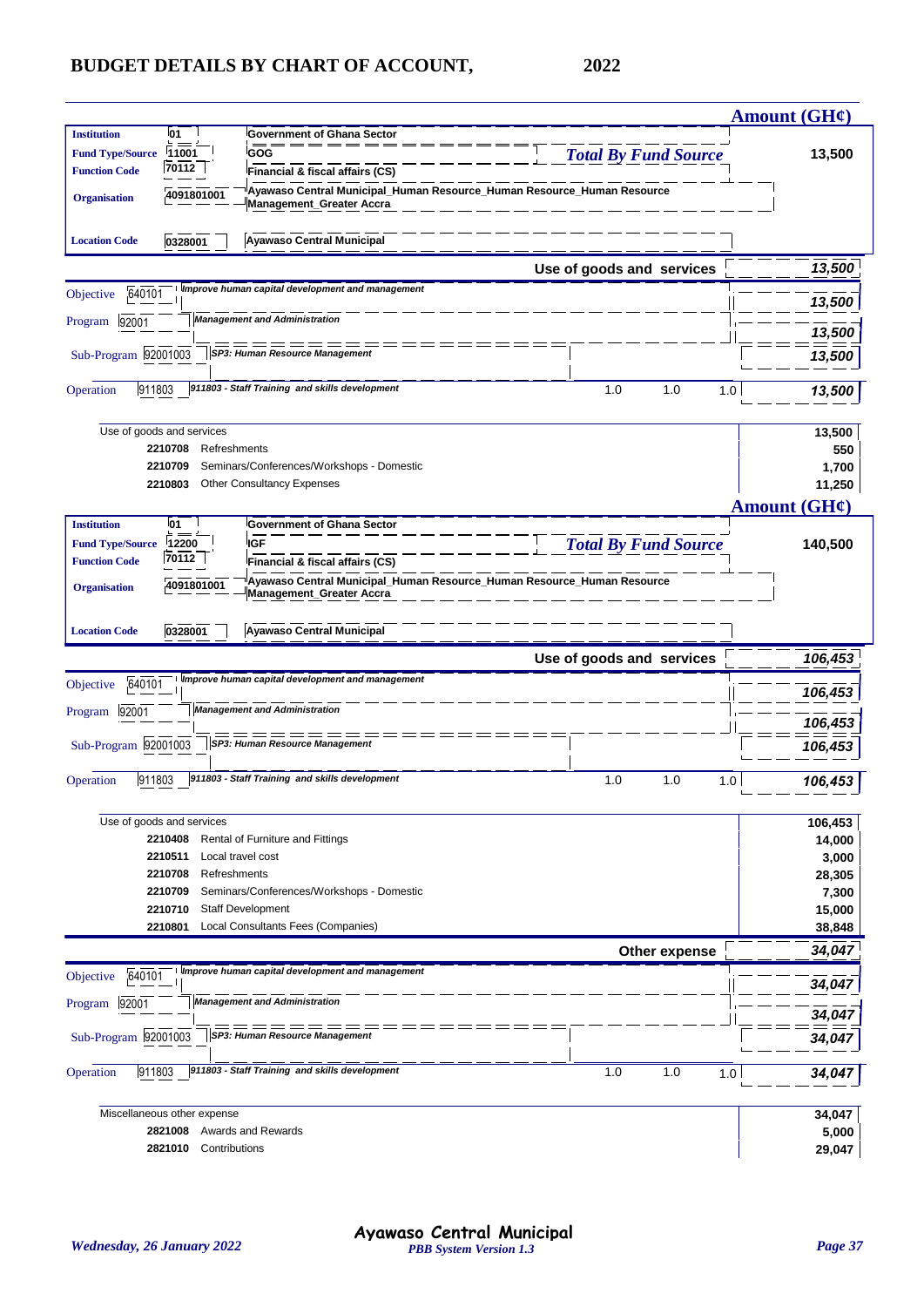# BUDGET DETAILS BY CHART OF ACCOUNT, 2022

**Amount (GH¢)**

| | | | |
|---|---|---|---|
| **Institution** | 01 | Government of Ghana Sector | |
| **Fund Type/Source** | 11001 | GOG | *Total By Fund Source* 13,500 |
| **Function Code** | 70112 | Financial & fiscal affairs (CS) | |
| **Organisation** | 4091801001 | Ayawaso Central Municipal_Human Resource_Human Resource_Human Resource Management_Greater Accra | |
| **Location Code** | 0328001 | Ayawaso Central Municipal | |

| | | | | | | |
|---|---|---|---|---|---|---|
| | | **Use of goods and services** | | | | *13,500* |
| Objective | 640101 | *Improve human capital development and management* | | | | *13,500* |
| Program | 92001 | *Management and Administration* | | | | *13,500* |
| Sub-Program | 92001003 | *SP3: Human Resource Management* | | | | *13,500* |
| Operation | 911803 | *911803 - Staff Training and skills development* | 1.0 | 1.0 | 1.0 | *13,500* |

| | | |
|---|---|---|
| Use of goods and services | | 13,500 |
| 2210708 | Refreshments | 550 |
| 2210709 | Seminars/Conferences/Workshops - Domestic | 1,700 |
| 2210803 | Other Consultancy Expenses | 11,250 |

**Amount (GH¢)**

| | | | |
|---|---|---|---|
| **Institution** | 01 | Government of Ghana Sector | |
| **Fund Type/Source** | 12200 | IGF | *Total By Fund Source* 140,500 |
| **Function Code** | 70112 | Financial & fiscal affairs (CS) | |
| **Organisation** | 4091801001 | Ayawaso Central Municipal_Human Resource_Human Resource_Human Resource Management_Greater Accra | |
| **Location Code** | 0328001 | Ayawaso Central Municipal | |

| | | | | | | |
|---|---|---|---|---|---|---|
| | | **Use of goods and services** | | | | *106,453* |
| Objective | 640101 | *Improve human capital development and management* | | | | *106,453* |
| Program | 92001 | *Management and Administration* | | | | *106,453* |
| Sub-Program | 92001003 | *SP3: Human Resource Management* | | | | *106,453* |
| Operation | 911803 | *911803 - Staff Training and skills development* | 1.0 | 1.0 | 1.0 | *106,453* |

| | | |
|---|---|---|
| Use of goods and services | | 106,453 |
| 2210408 | Rental of Furniture and Fittings | 14,000 |
| 2210511 | Local travel cost | 3,000 |
| 2210708 | Refreshments | 28,305 |
| 2210709 | Seminars/Conferences/Workshops - Domestic | 7,300 |
| 2210710 | Staff Development | 15,000 |
| 2210801 | Local Consultants Fees (Companies) | 38,848 |

| | | | | | | |
|---|---|---|---|---|---|---|
| | | **Other expense** | | | | *34,047* |
| Objective | 640101 | *Improve human capital development and management* | | | | *34,047* |
| Program | 92001 | *Management and Administration* | | | | *34,047* |
| Sub-Program | 92001003 | *SP3: Human Resource Management* | | | | *34,047* |
| Operation | 911803 | *911803 - Staff Training and skills development* | 1.0 | 1.0 | 1.0 | *34,047* |

| | | |
|---|---|---|
| Miscellaneous other expense | | 34,047 |
| 2821008 | Awards and Rewards | 5,000 |
| 2821010 | Contributions | 29,047 |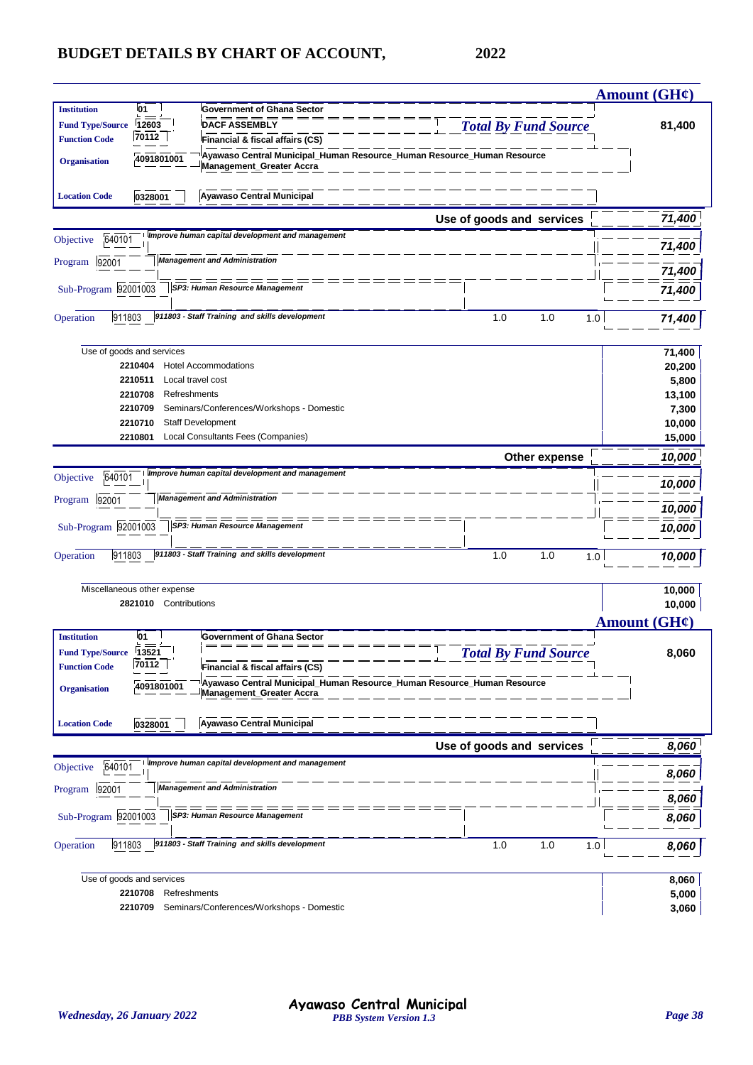## BUDGET DETAILS BY CHART OF ACCOUNT, 2022

| | | | Amount (GH¢) |
|---|---|---|---|
| **Institution** | 01 | Government of Ghana Sector | |
| **Fund Type/Source** | 12603 | DACF ASSEMBLY | *Total By Fund Source* 81,400 |
| **Function Code** | 70112 | Financial & fiscal affairs (CS) | |
| **Organisation** | 4091801001 | Ayawaso Central Municipal_Human Resource_Human Resource_Human Resource Management_Greater Accra | |
| **Location Code** | 0328001 | Ayawaso Central Municipal | |

**Use of goods and services** — 71,400

| | | | | | | |
|---|---|---|---|---|---|---|
| Objective | 640101 | Improve human capital development and management | | | | 71,400 |
| Program | 92001 | Management and Administration | | | | 71,400 |
| Sub-Program | 92001003 | SP3: Human Resource Management | | | | 71,400 |
| Operation | 911803 | 911803 - Staff Training and skills development | 1.0 | 1.0 | 1.0 | 71,400 |

| Use of goods and services | | 71,400 |
|---|---|---|
| 2210404 | Hotel Accommodations | 20,200 |
| 2210511 | Local travel cost | 5,800 |
| 2210708 | Refreshments | 13,100 |
| 2210709 | Seminars/Conferences/Workshops - Domestic | 7,300 |
| 2210710 | Staff Development | 10,000 |
| 2210801 | Local Consultants Fees (Companies) | 15,000 |

**Other expense** — 10,000

| | | | | | | |
|---|---|---|---|---|---|---|
| Objective | 640101 | Improve human capital development and management | | | | 10,000 |
| Program | 92001 | Management and Administration | | | | 10,000 |
| Sub-Program | 92001003 | SP3: Human Resource Management | | | | 10,000 |
| Operation | 911803 | 911803 - Staff Training and skills development | 1.0 | 1.0 | 1.0 | 10,000 |

| Miscellaneous other expense | | 10,000 |
|---|---|---|
| 2821010 | Contributions | 10,000 |

| | | | Amount (GH¢) |
|---|---|---|---|
| **Institution** | 01 | Government of Ghana Sector | |
| **Fund Type/Source** | 13521 | | *Total By Fund Source* 8,060 |
| **Function Code** | 70112 | Financial & fiscal affairs (CS) | |
| **Organisation** | 4091801001 | Ayawaso Central Municipal_Human Resource_Human Resource_Human Resource Management_Greater Accra | |
| **Location Code** | 0328001 | Ayawaso Central Municipal | |

**Use of goods and services** — 8,060

| | | | | | | |
|---|---|---|---|---|---|---|
| Objective | 640101 | Improve human capital development and management | | | | 8,060 |
| Program | 92001 | Management and Administration | | | | 8,060 |
| Sub-Program | 92001003 | SP3: Human Resource Management | | | | 8,060 |
| Operation | 911803 | 911803 - Staff Training and skills development | 1.0 | 1.0 | 1.0 | 8,060 |

| Use of goods and services | | 8,060 |
|---|---|---|
| 2210708 | Refreshments | 5,000 |
| 2210709 | Seminars/Conferences/Workshops - Domestic | 3,060 |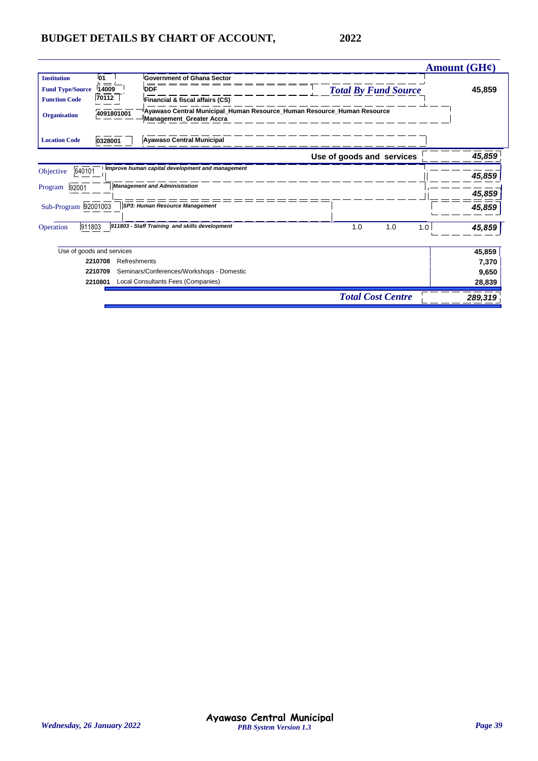# BUDGET DETAILS BY CHART OF ACCOUNT, 2022

| | | | Amount (GH¢) |
|---|---|---|---|
| **Institution** | 01 | Government of Ghana Sector | |
| **Fund Type/Source** | 14009 | DDF | *Total By Fund Source* 45,859 |
| **Function Code** | 70112 | Financial & fiscal affairs (CS) | |
| **Organisation** | 4091801001 | Ayawaso Central Municipal_Human Resource_Human Resource Management_Greater Accra | |
| **Location Code** | 0328001 | Ayawaso Central Municipal | |

| | | | | | | Amount (GH¢) |
|---|---|---|---|---|---|---|
| | | Use of goods and services | | | | *45,859* |
| Objective | 640101 | *Improve human capital development and management* | | | | *45,859* |
| Program | 92001 | *Management and Administration* | | | | *45,859* |
| Sub-Program | 92001003 | *SP3: Human Resource Management* | | | | *45,859* |
| Operation | 911803 | *911803 - Staff Training and skills development* | 1.0 | 1.0 | 1.0 | *45,859* |

| | | Amount (GH¢) |
|---|---|---|
| Use of goods and services | | 45,859 |
| 2210708 | Refreshments | 7,370 |
| 2210709 | Seminars/Conferences/Workshops - Domestic | 9,650 |
| 2210801 | Local Consultants Fees (Companies) | 28,839 |
| | *Total Cost Centre* | *289,319* |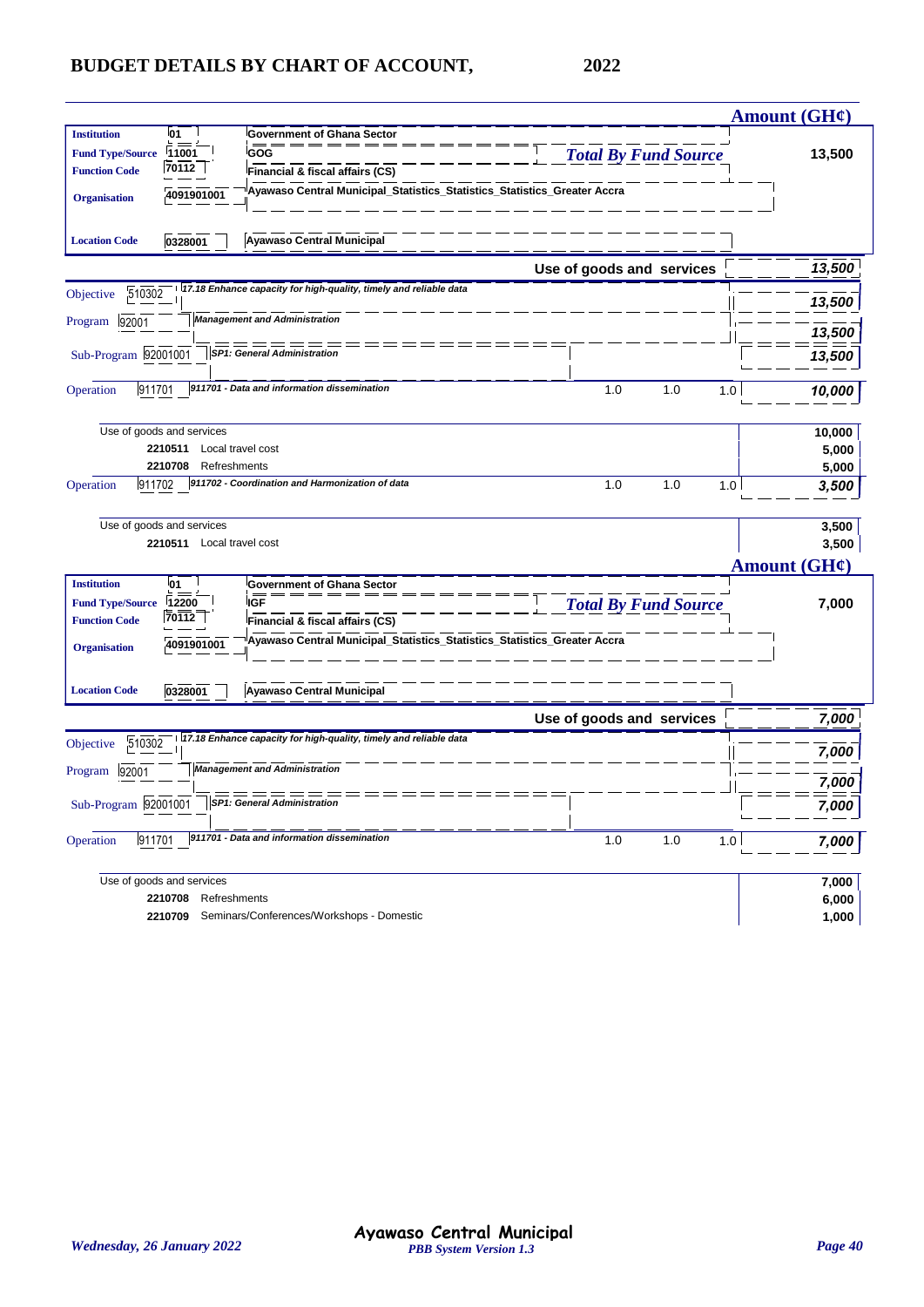# BUDGET DETAILS BY CHART OF ACCOUNT, 2022

**Amount (GH¢)**

| | | | |
|---|---|---|---|
| **Institution** | 01 | Government of Ghana Sector | |
| **Fund Type/Source** | 11001 | GOG | ***Total By Fund Source*** **13,500** |
| **Function Code** | 70112 | Financial & fiscal affairs (CS) | |
| **Organisation** | 4091901001 | Ayawaso Central Municipal_Statistics_Statistics_Statistics_Greater Accra | |
| **Location Code** | 0328001 | Ayawaso Central Municipal | |

**Use of goods and services** *13,500*

| | | | | | | |
|---|---|---|---|---|---|---|
| Objective | 510302 | *17.18 Enhance capacity for high-quality, timely and reliable data* | | | | *13,500* |
| Program | 92001 | *Management and Administration* | | | | *13,500* |
| Sub-Program | 92001001 | *SP1: General Administration* | | | | *13,500* |
| Operation | 911701 | *911701 - Data and information dissemination* | 1.0 | 1.0 | 1.0 | *10,000* |

| | | |
|---|---|---|
| Use of goods and services | | 10,000 |
| 2210511 | Local travel cost | 5,000 |
| 2210708 | Refreshments | 5,000 |

| | | | | | | |
|---|---|---|---|---|---|---|
| Operation | 911702 | *911702 - Coordination and Harmonization of data* | 1.0 | 1.0 | 1.0 | *3,500* |

| | | |
|---|---|---|
| Use of goods and services | | 3,500 |
| 2210511 | Local travel cost | 3,500 |

**Amount (GH¢)**

| | | | |
|---|---|---|---|
| **Institution** | 01 | Government of Ghana Sector | |
| **Fund Type/Source** | 12200 | IGF | ***Total By Fund Source*** **7,000** |
| **Function Code** | 70112 | Financial & fiscal affairs (CS) | |
| **Organisation** | 4091901001 | Ayawaso Central Municipal_Statistics_Statistics_Statistics_Greater Accra | |
| **Location Code** | 0328001 | Ayawaso Central Municipal | |

**Use of goods and services** *7,000*

| | | | | | | |
|---|---|---|---|---|---|---|
| Objective | 510302 | *17.18 Enhance capacity for high-quality, timely and reliable data* | | | | *7,000* |
| Program | 92001 | *Management and Administration* | | | | *7,000* |
| Sub-Program | 92001001 | *SP1: General Administration* | | | | *7,000* |
| Operation | 911701 | *911701 - Data and information dissemination* | 1.0 | 1.0 | 1.0 | *7,000* |

| | | |
|---|---|---|
| Use of goods and services | | 7,000 |
| 2210708 | Refreshments | 6,000 |
| 2210709 | Seminars/Conferences/Workshops - Domestic | 1,000 |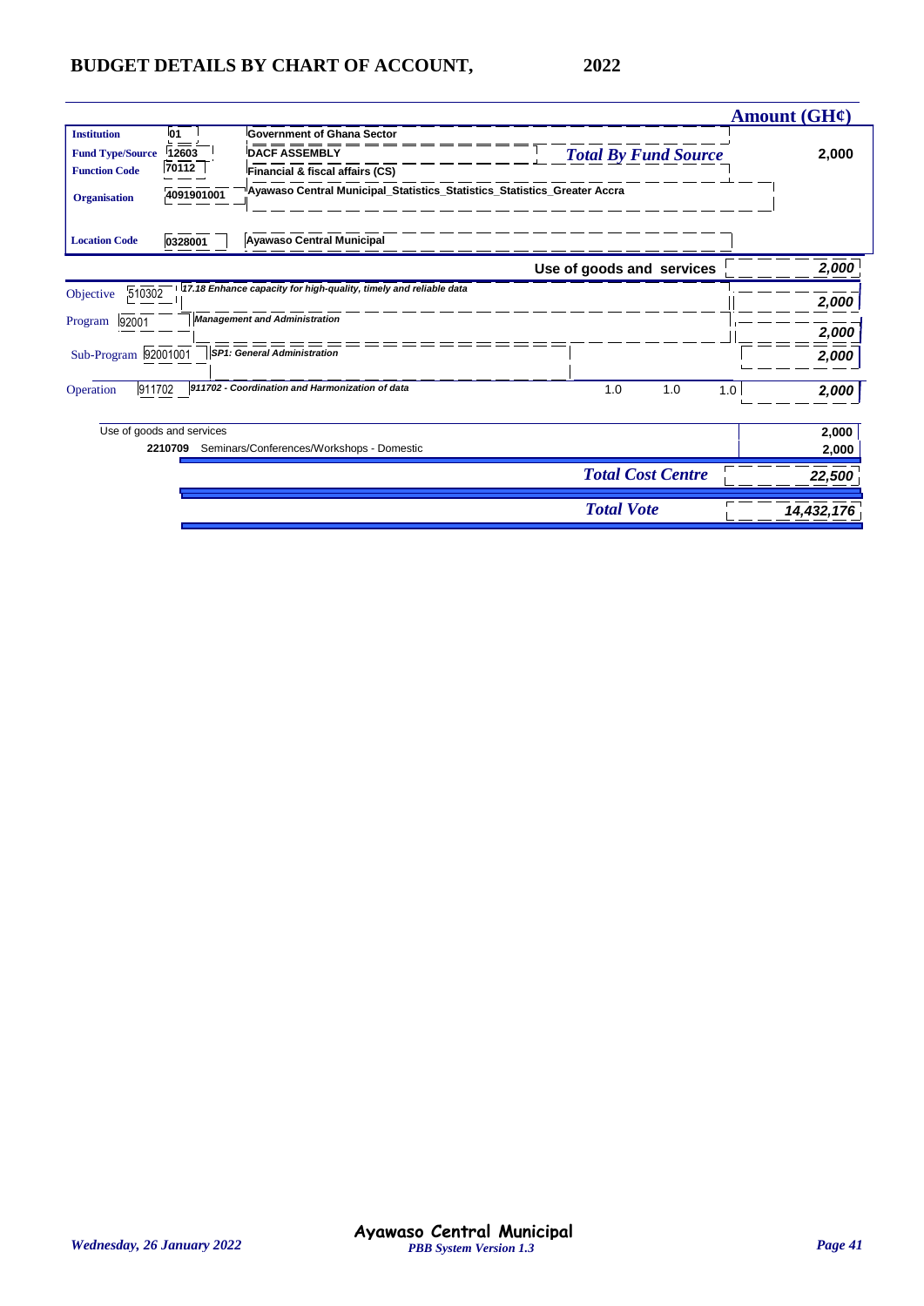# BUDGET DETAILS BY CHART OF ACCOUNT, 2022

| | | | Amount (GH¢) |
|---|---|---|---|
| **Institution** | 01 | Government of Ghana Sector | |
| **Fund Type/Source** | 12603 | DACF ASSEMBLY — *Total By Fund Source* | 2,000 |
| **Function Code** | 70112 | Financial & fiscal affairs (CS) | |
| **Organisation** | 4091901001 | Ayawaso Central Municipal_Statistics_Statistics_Statistics_Greater Accra | |
| **Location Code** | 0328001 | Ayawaso Central Municipal | |

| | | | | | | Amount (GH¢) |
|---|---|---|---|---|---|---|
| | | Use of goods and services | | | | *2,000* |
| Objective | 510302 | *17.18 Enhance capacity for high-quality, timely and reliable data* | | | | *2,000* |
| Program | 92001 | *Management and Administration* | | | | *2,000* |
| Sub-Program | 92001001 | *SP1: General Administration* | | | | *2,000* |
| Operation | 911702 | *911702 - Coordination and Harmonization of data* | 1.0 | 1.0 | 1.0 | *2,000* |

| | | Amount (GH¢) |
|---|---|---|
| Use of goods and services | | 2,000 |
| 2210709 | Seminars/Conferences/Workshops - Domestic | 2,000 |
| | *Total Cost Centre* | *22,500* |
| | *Total Vote* | *14,432,176* |